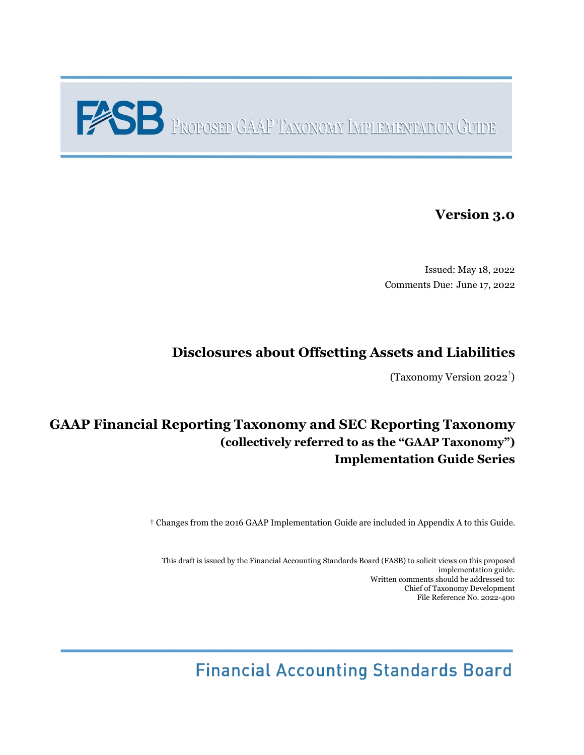# FASB Proposed GAAP Taxonomy Implementation Guide

**Version 3.0**

Issued: May 18, 2022

Comments Due: June 17, 2022

## Disclosures about Offsetting Assets and Liabilities

(Taxonomy Version 2022†)

## GAAP Financial Reporting Taxonomy and SEC Reporting Taxonomy

### (collectively referred to as the "GAAP Taxonomy")

### Implementation Guide Series

† Changes from the 2016 GAAP Implementation Guide are included in Appendix A to this Guide.

This draft is issued by the Financial Accounting Standards Board (FASB) to solicit views on this proposed implementation guide.
Written comments should be addressed to:
Chief of Taxonomy Development
File Reference No. 2022-400

Financial Accounting Standards Board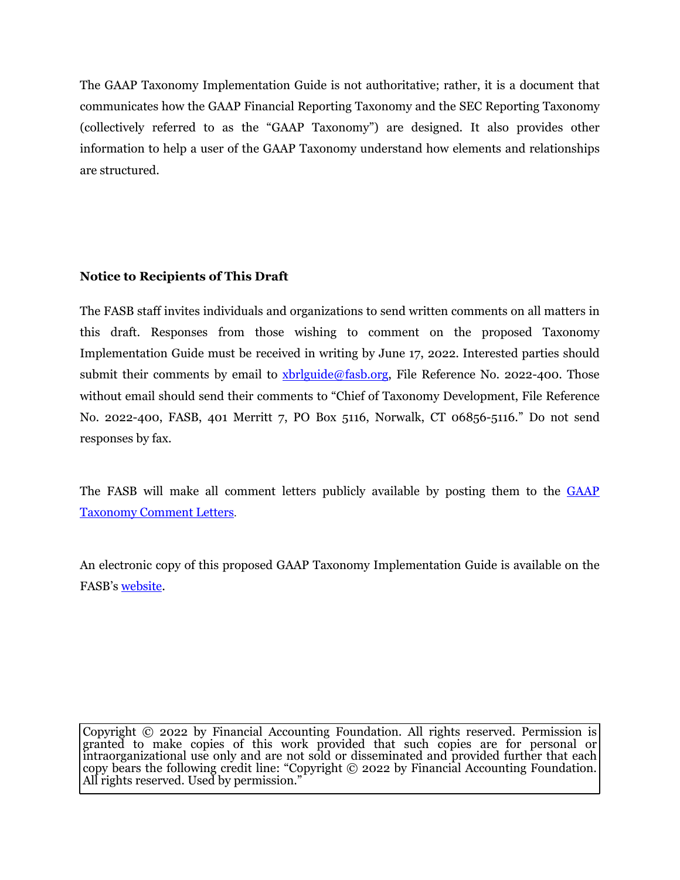The GAAP Taxonomy Implementation Guide is not authoritative; rather, it is a document that communicates how the GAAP Financial Reporting Taxonomy and the SEC Reporting Taxonomy (collectively referred to as the "GAAP Taxonomy") are designed. It also provides other information to help a user of the GAAP Taxonomy understand how elements and relationships are structured.

**Notice to Recipients of This Draft**

The FASB staff invites individuals and organizations to send written comments on all matters in this draft. Responses from those wishing to comment on the proposed Taxonomy Implementation Guide must be received in writing by June 17, 2022. Interested parties should submit their comments by email to xbrlguide@fasb.org, File Reference No. 2022-400. Those without email should send their comments to "Chief of Taxonomy Development, File Reference No. 2022-400, FASB, 401 Merritt 7, PO Box 5116, Norwalk, CT 06856-5116." Do not send responses by fax.

The FASB will make all comment letters publicly available by posting them to the GAAP Taxonomy Comment Letters.

An electronic copy of this proposed GAAP Taxonomy Implementation Guide is available on the FASB's website.

Copyright © 2022 by Financial Accounting Foundation. All rights reserved. Permission is granted to make copies of this work provided that such copies are for personal or intraorganizational use only and are not sold or disseminated and provided further that each copy bears the following credit line: "Copyright © 2022 by Financial Accounting Foundation. All rights reserved. Used by permission."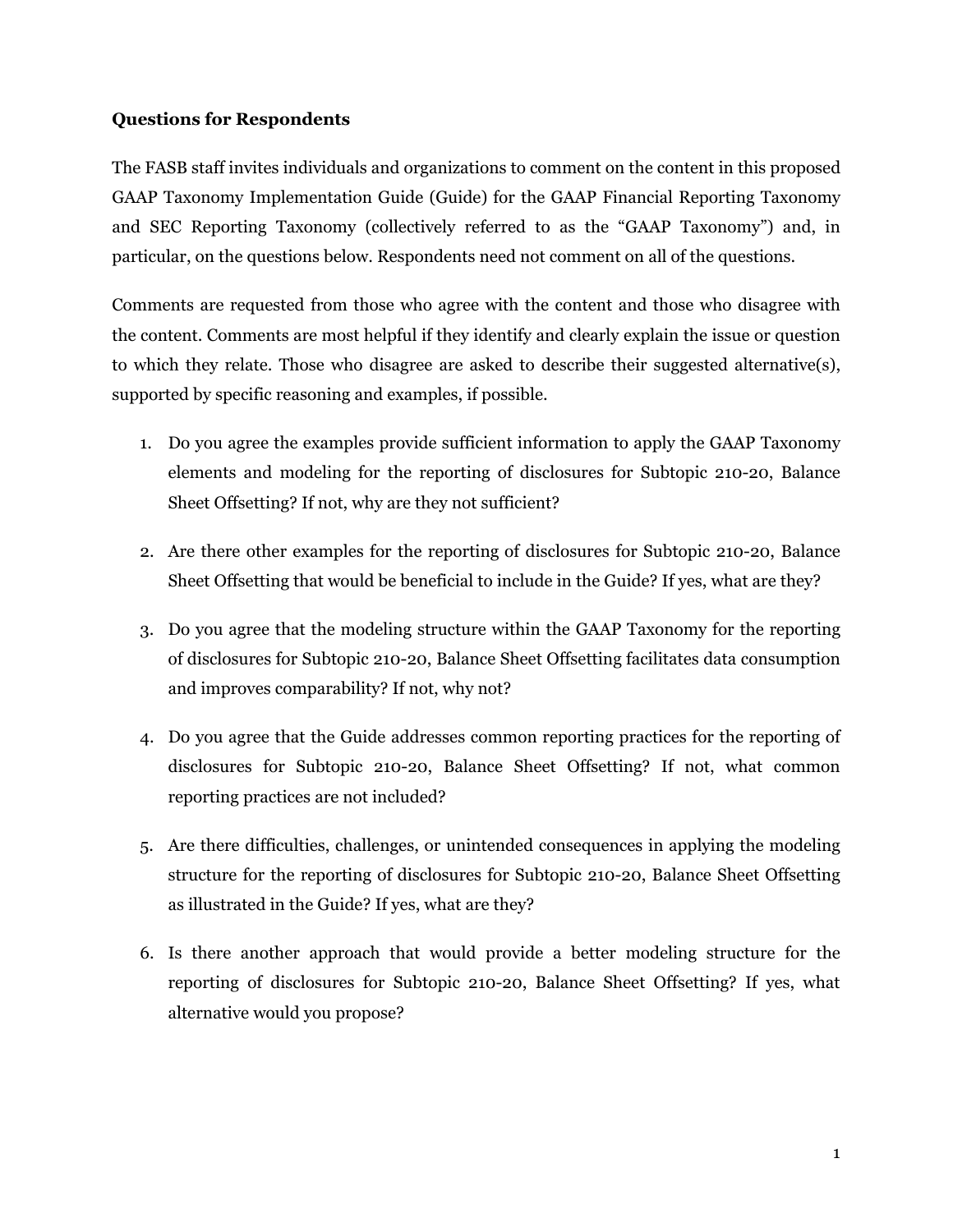**Questions for Respondents**

The FASB staff invites individuals and organizations to comment on the content in this proposed GAAP Taxonomy Implementation Guide (Guide) for the GAAP Financial Reporting Taxonomy and SEC Reporting Taxonomy (collectively referred to as the "GAAP Taxonomy") and, in particular, on the questions below. Respondents need not comment on all of the questions.

Comments are requested from those who agree with the content and those who disagree with the content. Comments are most helpful if they identify and clearly explain the issue or question to which they relate. Those who disagree are asked to describe their suggested alternative(s), supported by specific reasoning and examples, if possible.

1. Do you agree the examples provide sufficient information to apply the GAAP Taxonomy elements and modeling for the reporting of disclosures for Subtopic 210-20, Balance Sheet Offsetting? If not, why are they not sufficient?

2. Are there other examples for the reporting of disclosures for Subtopic 210-20, Balance Sheet Offsetting that would be beneficial to include in the Guide? If yes, what are they?

3. Do you agree that the modeling structure within the GAAP Taxonomy for the reporting of disclosures for Subtopic 210-20, Balance Sheet Offsetting facilitates data consumption and improves comparability? If not, why not?

4. Do you agree that the Guide addresses common reporting practices for the reporting of disclosures for Subtopic 210-20, Balance Sheet Offsetting? If not, what common reporting practices are not included?

5. Are there difficulties, challenges, or unintended consequences in applying the modeling structure for the reporting of disclosures for Subtopic 210-20, Balance Sheet Offsetting as illustrated in the Guide? If yes, what are they?

6. Is there another approach that would provide a better modeling structure for the reporting of disclosures for Subtopic 210-20, Balance Sheet Offsetting? If yes, what alternative would you propose?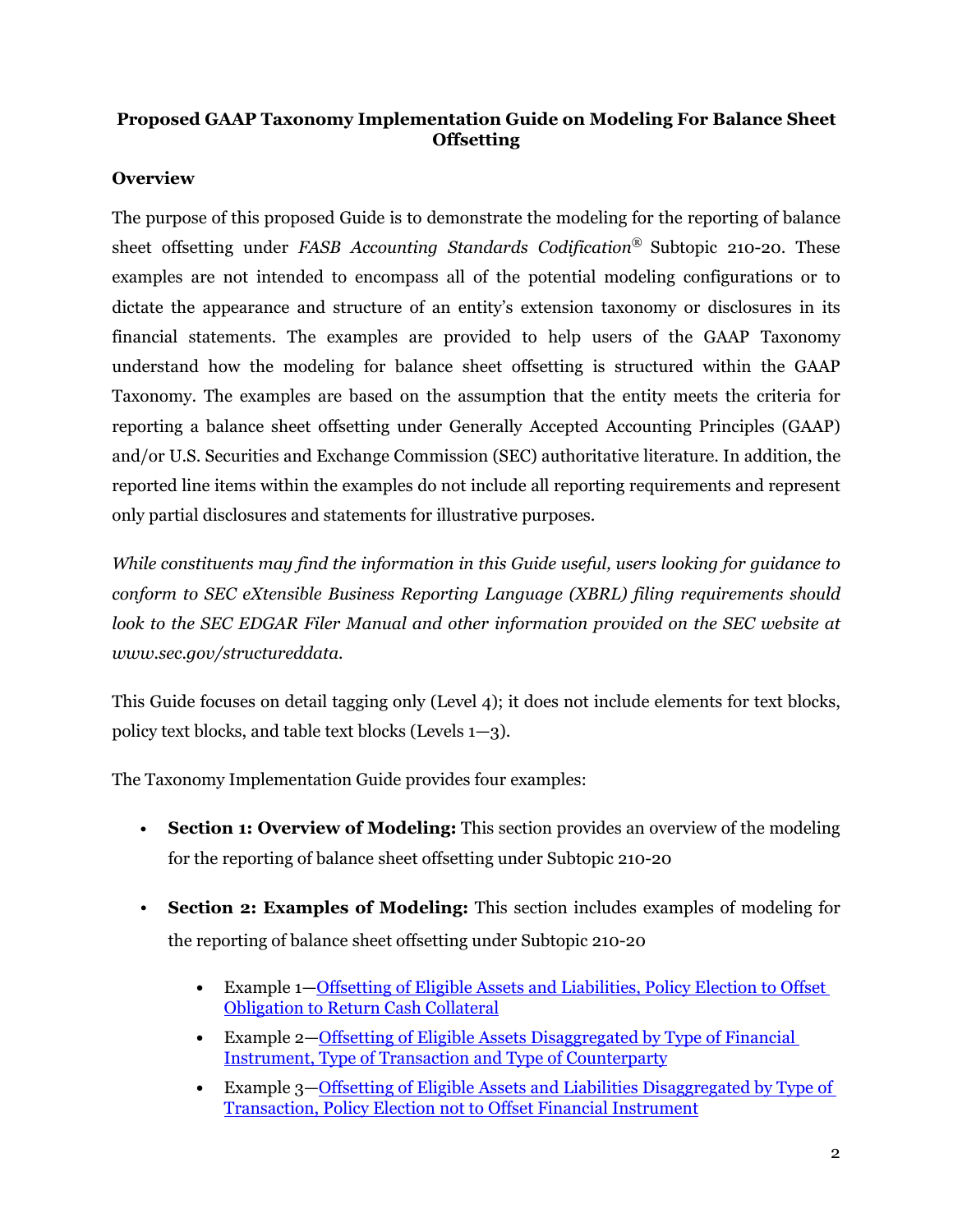**Proposed GAAP Taxonomy Implementation Guide on Modeling For Balance Sheet Offsetting**

**Overview**

The purpose of this proposed Guide is to demonstrate the modeling for the reporting of balance sheet offsetting under *FASB Accounting Standards Codification*® Subtopic 210-20. These examples are not intended to encompass all of the potential modeling configurations or to dictate the appearance and structure of an entity's extension taxonomy or disclosures in its financial statements. The examples are provided to help users of the GAAP Taxonomy understand how the modeling for balance sheet offsetting is structured within the GAAP Taxonomy. The examples are based on the assumption that the entity meets the criteria for reporting a balance sheet offsetting under Generally Accepted Accounting Principles (GAAP) and/or U.S. Securities and Exchange Commission (SEC) authoritative literature. In addition, the reported line items within the examples do not include all reporting requirements and represent only partial disclosures and statements for illustrative purposes.

*While constituents may find the information in this Guide useful, users looking for guidance to conform to SEC eXtensible Business Reporting Language (XBRL) filing requirements should look to the SEC EDGAR Filer Manual and other information provided on the SEC website at www.sec.gov/structureddata.*

This Guide focuses on detail tagging only (Level 4); it does not include elements for text blocks, policy text blocks, and table text blocks (Levels 1—3).

The Taxonomy Implementation Guide provides four examples:

- **Section 1: Overview of Modeling:** This section provides an overview of the modeling for the reporting of balance sheet offsetting under Subtopic 210-20
- **Section 2: Examples of Modeling:** This section includes examples of modeling for the reporting of balance sheet offsetting under Subtopic 210-20
  - Example 1—Offsetting of Eligible Assets and Liabilities, Policy Election to Offset Obligation to Return Cash Collateral
  - Example 2—Offsetting of Eligible Assets Disaggregated by Type of Financial Instrument, Type of Transaction and Type of Counterparty
  - Example 3—Offsetting of Eligible Assets and Liabilities Disaggregated by Type of Transaction, Policy Election not to Offset Financial Instrument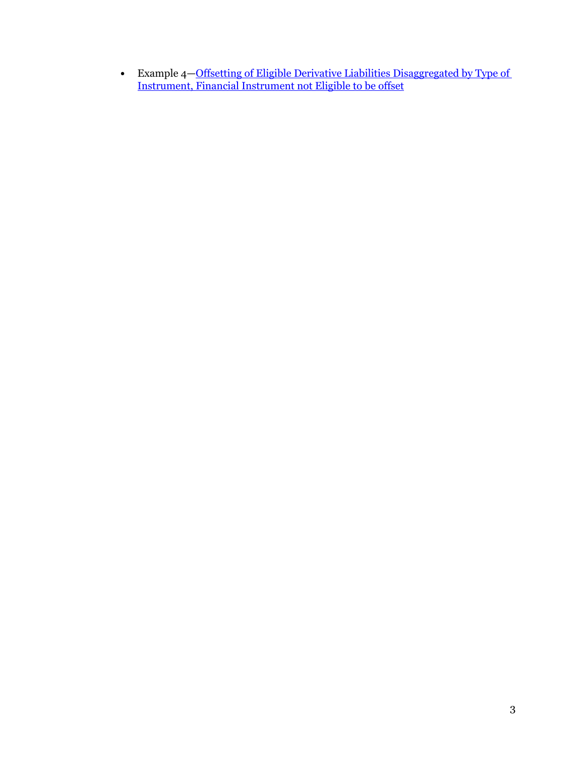- Example 4—Offsetting of Eligible Derivative Liabilities Disaggregated by Type of Instrument, Financial Instrument not Eligible to be offset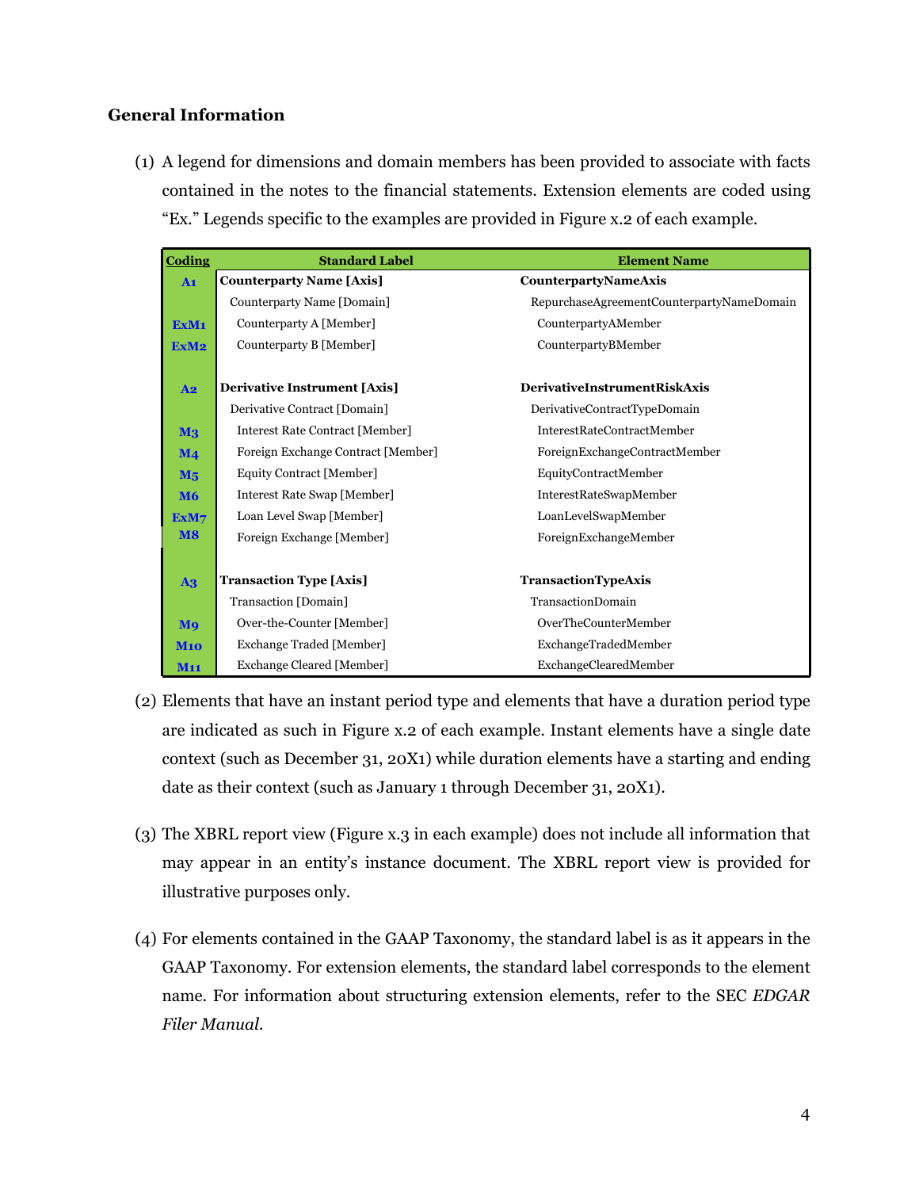## General Information

(1) A legend for dimensions and domain members has been provided to associate with facts contained in the notes to the financial statements. Extension elements are coded using "Ex." Legends specific to the examples are provided in Figure x.2 of each example.

| Coding | Standard Label | Element Name |
|---|---|---|
| A1 | **Counterparty Name [Axis]** | **CounterpartyNameAxis** |
| | Counterparty Name [Domain] | RepurchaseAgreementCounterpartyNameDomain |
| ExM1 | Counterparty A [Member] | CounterpartyAMember |
| ExM2 | Counterparty B [Member] | CounterpartyBMember |
| | | |
| A2 | **Derivative Instrument [Axis]** | **DerivativeInstrumentRiskAxis** |
| | Derivative Contract [Domain] | DerivativeContractTypeDomain |
| M3 | Interest Rate Contract [Member] | InterestRateContractMember |
| M4 | Foreign Exchange Contract [Member] | ForeignExchangeContractMember |
| M5 | Equity Contract [Member] | EquityContractMember |
| M6 | Interest Rate Swap [Member] | InterestRateSwapMember |
| ExM7 | Loan Level Swap [Member] | LoanLevelSwapMember |
| M8 | Foreign Exchange [Member] | ForeignExchangeMember |
| | | |
| A3 | **Transaction Type [Axis]** | **TransactionTypeAxis** |
| | Transaction [Domain] | TransactionDomain |
| M9 | Over-the-Counter [Member] | OverTheCounterMember |
| M10 | Exchange Traded [Member] | ExchangeTradedMember |
| M11 | Exchange Cleared [Member] | ExchangeClearedMember |

(2) Elements that have an instant period type and elements that have a duration period type are indicated as such in Figure x.2 of each example. Instant elements have a single date context (such as December 31, 20X1) while duration elements have a starting and ending date as their context (such as January 1 through December 31, 20X1).

(3) The XBRL report view (Figure x.3 in each example) does not include all information that may appear in an entity's instance document. The XBRL report view is provided for illustrative purposes only.

(4) For elements contained in the GAAP Taxonomy, the standard label is as it appears in the GAAP Taxonomy. For extension elements, the standard label corresponds to the element name. For information about structuring extension elements, refer to the SEC *EDGAR Filer Manual*.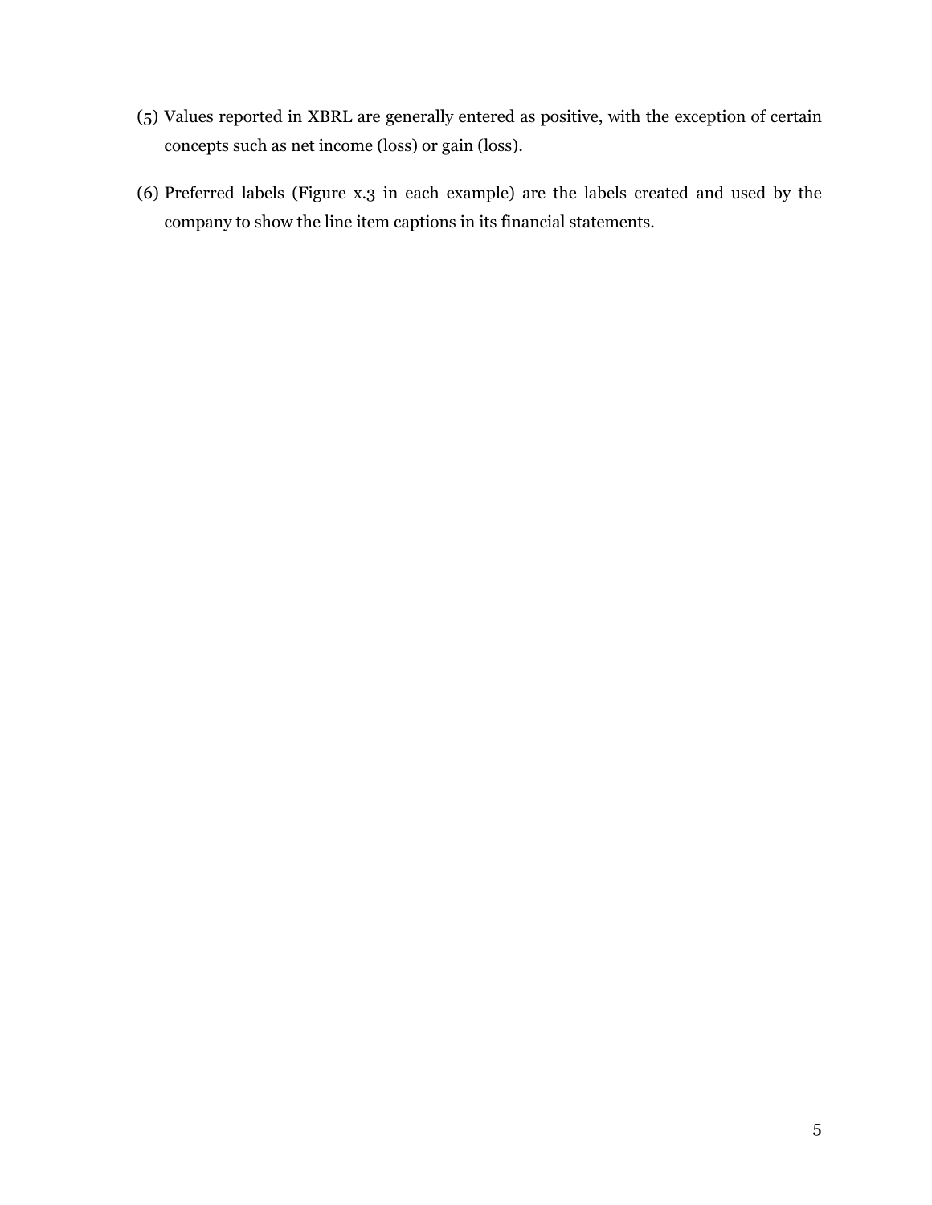(5) Values reported in XBRL are generally entered as positive, with the exception of certain concepts such as net income (loss) or gain (loss).

(6) Preferred labels (Figure x.3 in each example) are the labels created and used by the company to show the line item captions in its financial statements.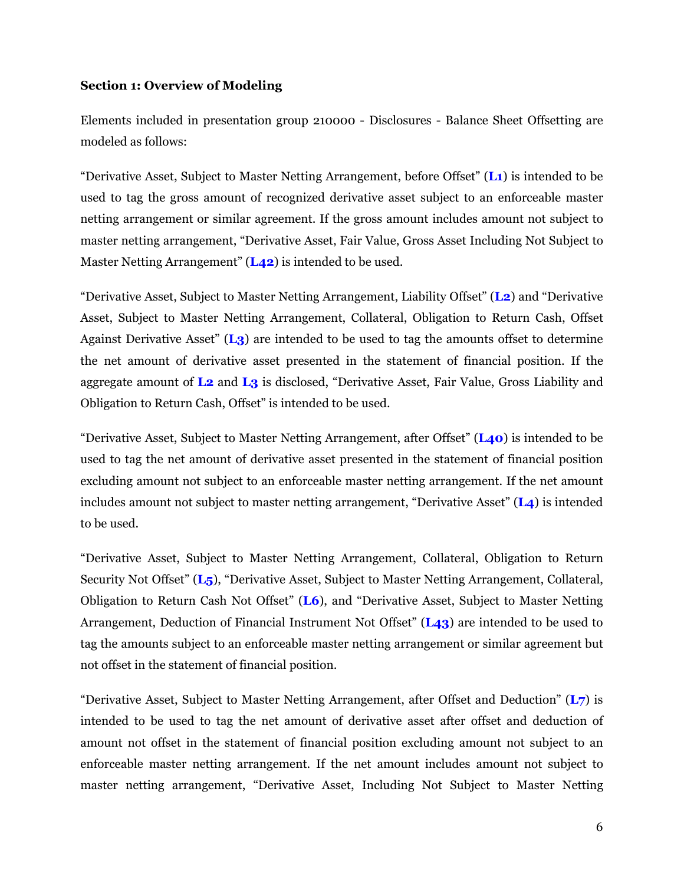**Section 1: Overview of Modeling**

Elements included in presentation group 210000 - Disclosures - Balance Sheet Offsetting are modeled as follows:

“Derivative Asset, Subject to Master Netting Arrangement, before Offset” (**L1**) is intended to be used to tag the gross amount of recognized derivative asset subject to an enforceable master netting arrangement or similar agreement. If the gross amount includes amount not subject to master netting arrangement, “Derivative Asset, Fair Value, Gross Asset Including Not Subject to Master Netting Arrangement” (**L42**) is intended to be used.

“Derivative Asset, Subject to Master Netting Arrangement, Liability Offset” (**L2**) and “Derivative Asset, Subject to Master Netting Arrangement, Collateral, Obligation to Return Cash, Offset Against Derivative Asset” (**L3**) are intended to be used to tag the amounts offset to determine the net amount of derivative asset presented in the statement of financial position. If the aggregate amount of **L2** and **L3** is disclosed, “Derivative Asset, Fair Value, Gross Liability and Obligation to Return Cash, Offset” is intended to be used.

“Derivative Asset, Subject to Master Netting Arrangement, after Offset” (**L40**) is intended to be used to tag the net amount of derivative asset presented in the statement of financial position excluding amount not subject to an enforceable master netting arrangement. If the net amount includes amount not subject to master netting arrangement, “Derivative Asset” (**L4**) is intended to be used.

“Derivative Asset, Subject to Master Netting Arrangement, Collateral, Obligation to Return Security Not Offset” (**L5**), “Derivative Asset, Subject to Master Netting Arrangement, Collateral, Obligation to Return Cash Not Offset” (**L6**), and “Derivative Asset, Subject to Master Netting Arrangement, Deduction of Financial Instrument Not Offset” (**L43**) are intended to be used to tag the amounts subject to an enforceable master netting arrangement or similar agreement but not offset in the statement of financial position.

“Derivative Asset, Subject to Master Netting Arrangement, after Offset and Deduction” (**L7**) is intended to be used to tag the net amount of derivative asset after offset and deduction of amount not offset in the statement of financial position excluding amount not subject to an enforceable master netting arrangement. If the net amount includes amount not subject to master netting arrangement, “Derivative Asset, Including Not Subject to Master Netting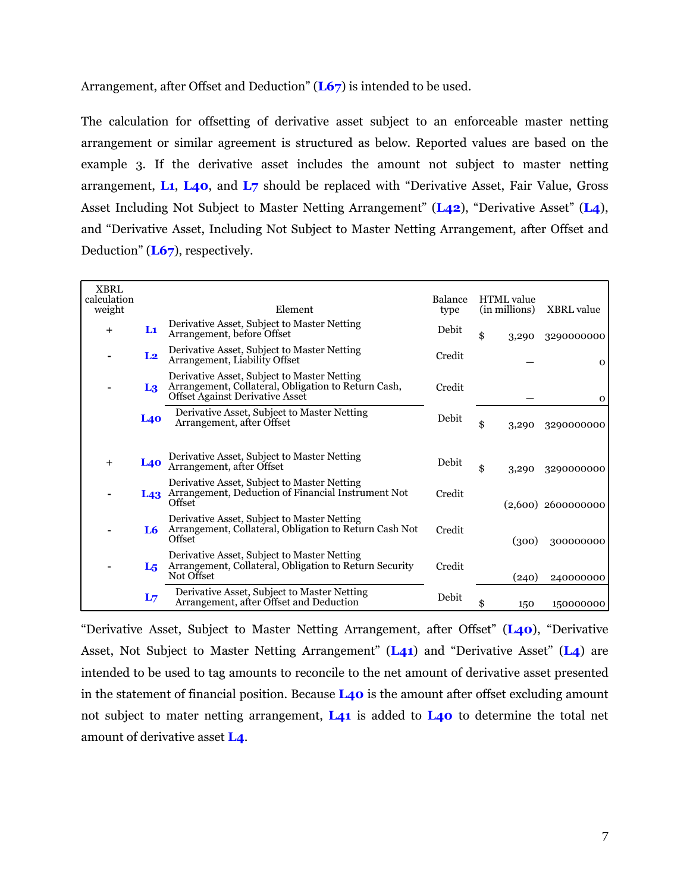Arrangement, after Offset and Deduction" (**L67**) is intended to be used.

The calculation for offsetting of derivative asset subject to an enforceable master netting arrangement or similar agreement is structured as below. Reported values are based on the example 3. If the derivative asset includes the amount not subject to master netting arrangement, **L1**, **L40**, and **L7** should be replaced with "Derivative Asset, Fair Value, Gross Asset Including Not Subject to Master Netting Arrangement" (**L42**), "Derivative Asset" (**L4**), and "Derivative Asset, Including Not Subject to Master Netting Arrangement, after Offset and Deduction" (**L67**), respectively.

| XBRL calculation weight | | Element | Balance type | HTML value (in millions) | XBRL value |
|---|---|---|---|---|---|
| + | L1 | Derivative Asset, Subject to Master Netting Arrangement, before Offset | Debit | $ 3,290 | 3290000000 |
| - | L2 | Derivative Asset, Subject to Master Netting Arrangement, Liability Offset | Credit | — | 0 |
| - | L3 | Derivative Asset, Subject to Master Netting Arrangement, Collateral, Obligation to Return Cash, Offset Against Derivative Asset | Credit | — | 0 |
| | L40 | Derivative Asset, Subject to Master Netting Arrangement, after Offset | Debit | $ 3,290 | 3290000000 |
| | | | | | |
| + | L40 | Derivative Asset, Subject to Master Netting Arrangement, after Offset | Debit | $ 3,290 | 3290000000 |
| - | L43 | Derivative Asset, Subject to Master Netting Arrangement, Deduction of Financial Instrument Not Offset | Credit | (2,600) | 2600000000 |
| - | L6 | Derivative Asset, Subject to Master Netting Arrangement, Collateral, Obligation to Return Cash Not Offset | Credit | (300) | 300000000 |
| - | L5 | Derivative Asset, Subject to Master Netting Arrangement, Collateral, Obligation to Return Security Not Offset | Credit | (240) | 240000000 |
| | L7 | Derivative Asset, Subject to Master Netting Arrangement, after Offset and Deduction | Debit | $ 150 | 150000000 |

"Derivative Asset, Subject to Master Netting Arrangement, after Offset" (**L40**), "Derivative Asset, Not Subject to Master Netting Arrangement" (**L41**) and "Derivative Asset" (**L4**) are intended to be used to tag amounts to reconcile to the net amount of derivative asset presented in the statement of financial position. Because **L40** is the amount after offset excluding amount not subject to mater netting arrangement, **L41** is added to **L40** to determine the total net amount of derivative asset **L4**.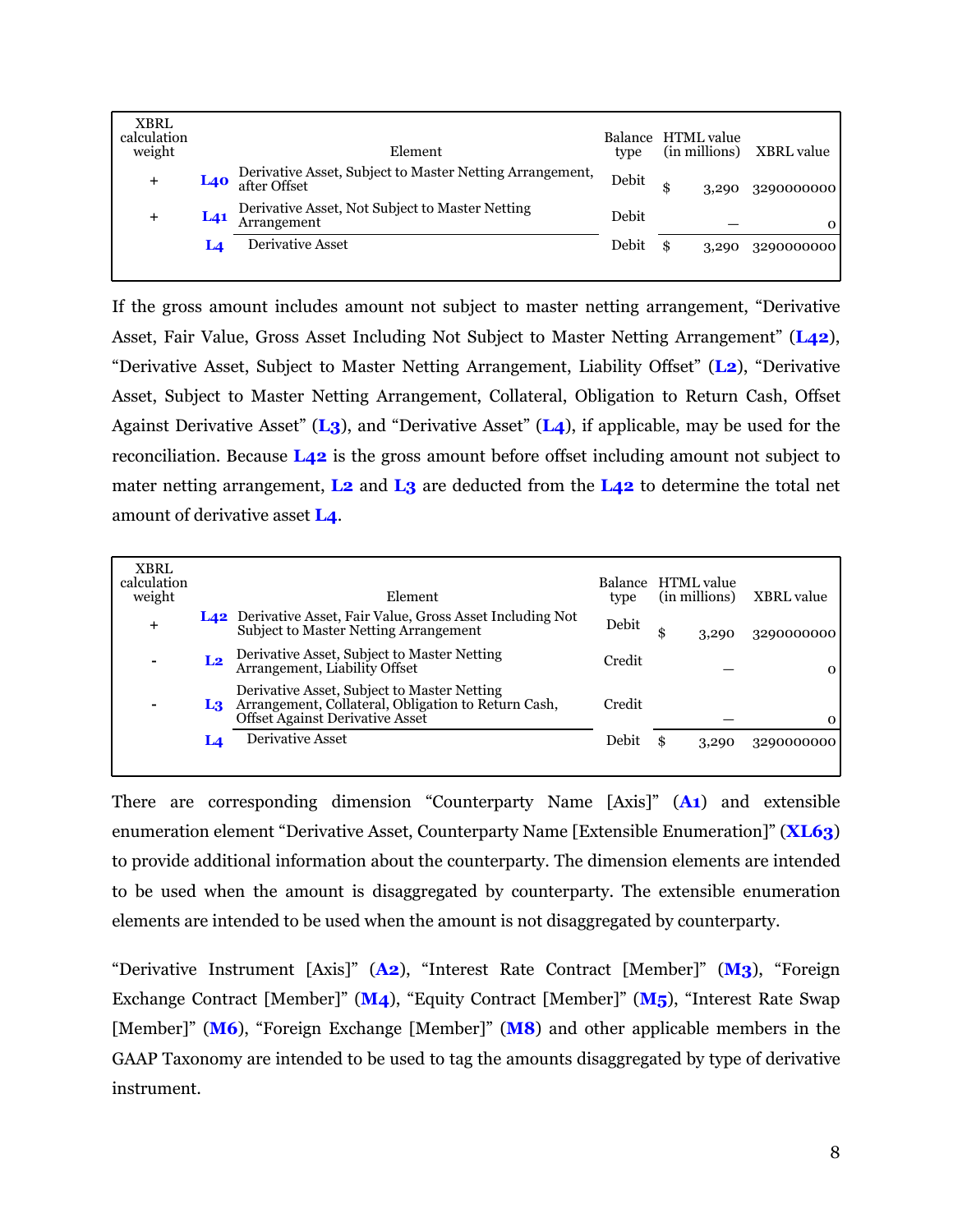| XBRL calculation weight | | Element | Balance type | HTML value (in millions) | XBRL value |
|---|---|---|---|---|---|
| + | **L40** | Derivative Asset, Subject to Master Netting Arrangement, after Offset | Debit | $ 3,290 | 3290000000 |
| + | **L41** | Derivative Asset, Not Subject to Master Netting Arrangement | Debit | — | 0 |
| | **L4** | Derivative Asset | Debit | $ 3,290 | 3290000000 |

If the gross amount includes amount not subject to master netting arrangement, "Derivative Asset, Fair Value, Gross Asset Including Not Subject to Master Netting Arrangement" (**L42**), "Derivative Asset, Subject to Master Netting Arrangement, Liability Offset" (**L2**), "Derivative Asset, Subject to Master Netting Arrangement, Collateral, Obligation to Return Cash, Offset Against Derivative Asset" (**L3**), and "Derivative Asset" (**L4**), if applicable, may be used for the reconciliation. Because **L42** is the gross amount before offset including amount not subject to mater netting arrangement, **L2** and **L3** are deducted from the **L42** to determine the total net amount of derivative asset **L4**.

| XBRL calculation weight | | Element | Balance type | HTML value (in millions) | XBRL value |
|---|---|---|---|---|---|
| + | **L42** | Derivative Asset, Fair Value, Gross Asset Including Not Subject to Master Netting Arrangement | Debit | $ 3,290 | 3290000000 |
| - | **L2** | Derivative Asset, Subject to Master Netting Arrangement, Liability Offset | Credit | — | 0 |
| - | **L3** | Derivative Asset, Subject to Master Netting Arrangement, Collateral, Obligation to Return Cash, Offset Against Derivative Asset | Credit | — | 0 |
| | **L4** | Derivative Asset | Debit | $ 3,290 | 3290000000 |

There are corresponding dimension "Counterparty Name [Axis]" (**A1**) and extensible enumeration element "Derivative Asset, Counterparty Name [Extensible Enumeration]" (**XL63**) to provide additional information about the counterparty. The dimension elements are intended to be used when the amount is disaggregated by counterparty. The extensible enumeration elements are intended to be used when the amount is not disaggregated by counterparty.

"Derivative Instrument [Axis]" (**A2**), "Interest Rate Contract [Member]" (**M3**), "Foreign Exchange Contract [Member]" (**M4**), "Equity Contract [Member]" (**M5**), "Interest Rate Swap [Member]" (**M6**), "Foreign Exchange [Member]" (**M8**) and other applicable members in the GAAP Taxonomy are intended to be used to tag the amounts disaggregated by type of derivative instrument.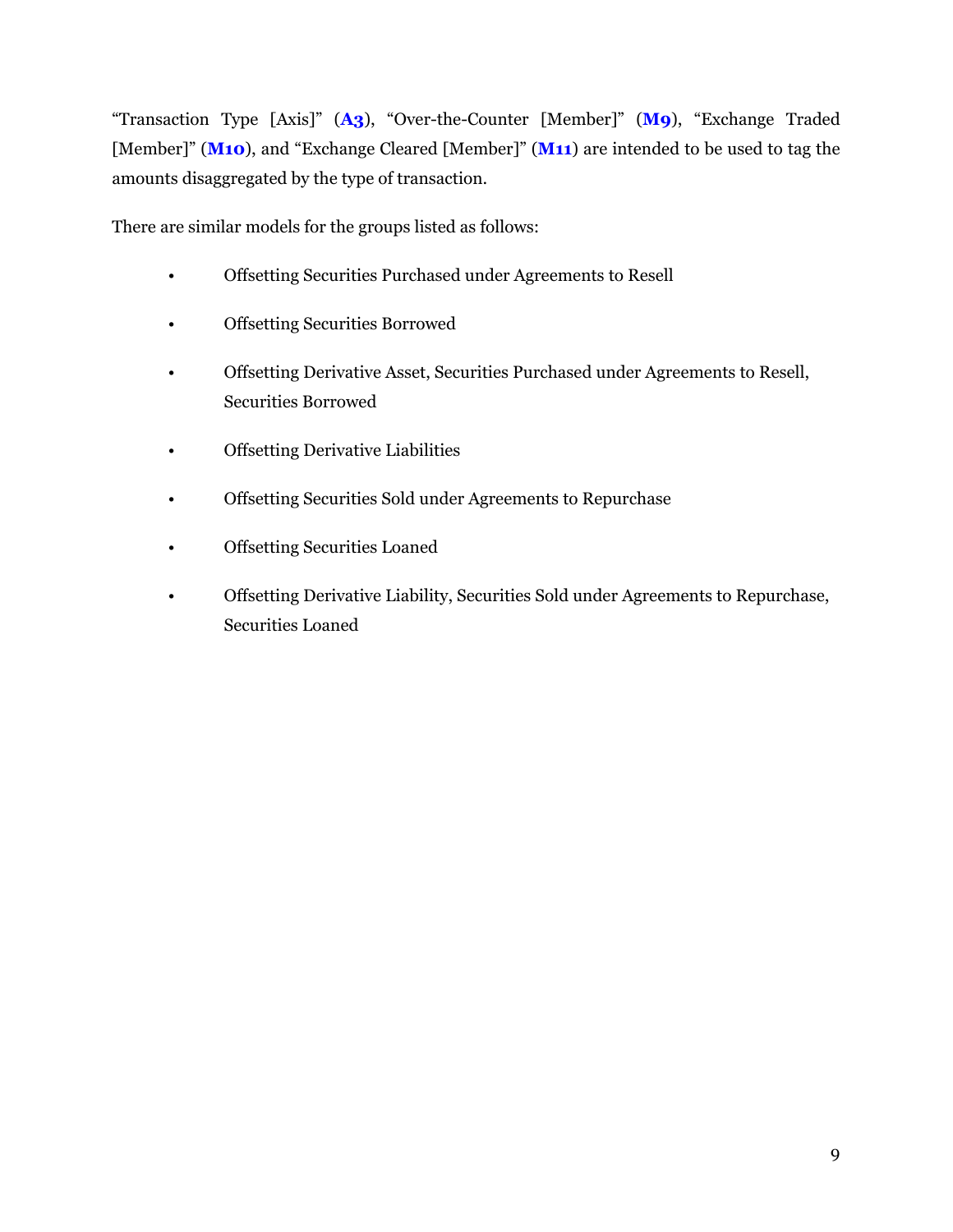"Transaction Type [Axis]" (**A3**), "Over-the-Counter [Member]" (**M9**), "Exchange Traded [Member]" (**M10**), and "Exchange Cleared [Member]" (**M11**) are intended to be used to tag the amounts disaggregated by the type of transaction.

There are similar models for the groups listed as follows:

- Offsetting Securities Purchased under Agreements to Resell
- Offsetting Securities Borrowed
- Offsetting Derivative Asset, Securities Purchased under Agreements to Resell, Securities Borrowed
- Offsetting Derivative Liabilities
- Offsetting Securities Sold under Agreements to Repurchase
- Offsetting Securities Loaned
- Offsetting Derivative Liability, Securities Sold under Agreements to Repurchase, Securities Loaned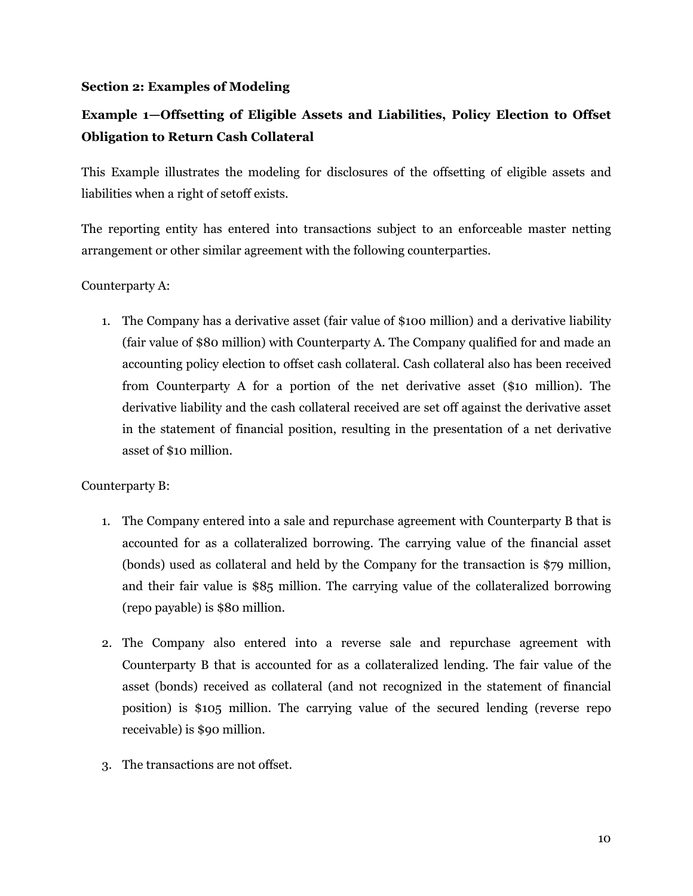## Section 2: Examples of Modeling

### Example 1—Offsetting of Eligible Assets and Liabilities, Policy Election to Offset Obligation to Return Cash Collateral

This Example illustrates the modeling for disclosures of the offsetting of eligible assets and liabilities when a right of setoff exists.

The reporting entity has entered into transactions subject to an enforceable master netting arrangement or other similar agreement with the following counterparties.

Counterparty A:

1. The Company has a derivative asset (fair value of $100 million) and a derivative liability (fair value of $80 million) with Counterparty A. The Company qualified for and made an accounting policy election to offset cash collateral. Cash collateral also has been received from Counterparty A for a portion of the net derivative asset ($10 million). The derivative liability and the cash collateral received are set off against the derivative asset in the statement of financial position, resulting in the presentation of a net derivative asset of $10 million.

Counterparty B:

1. The Company entered into a sale and repurchase agreement with Counterparty B that is accounted for as a collateralized borrowing. The carrying value of the financial asset (bonds) used as collateral and held by the Company for the transaction is $79 million, and their fair value is $85 million. The carrying value of the collateralized borrowing (repo payable) is $80 million.

2. The Company also entered into a reverse sale and repurchase agreement with Counterparty B that is accounted for as a collateralized lending. The fair value of the asset (bonds) received as collateral (and not recognized in the statement of financial position) is $105 million. The carrying value of the secured lending (reverse repo receivable) is $90 million.

3. The transactions are not offset.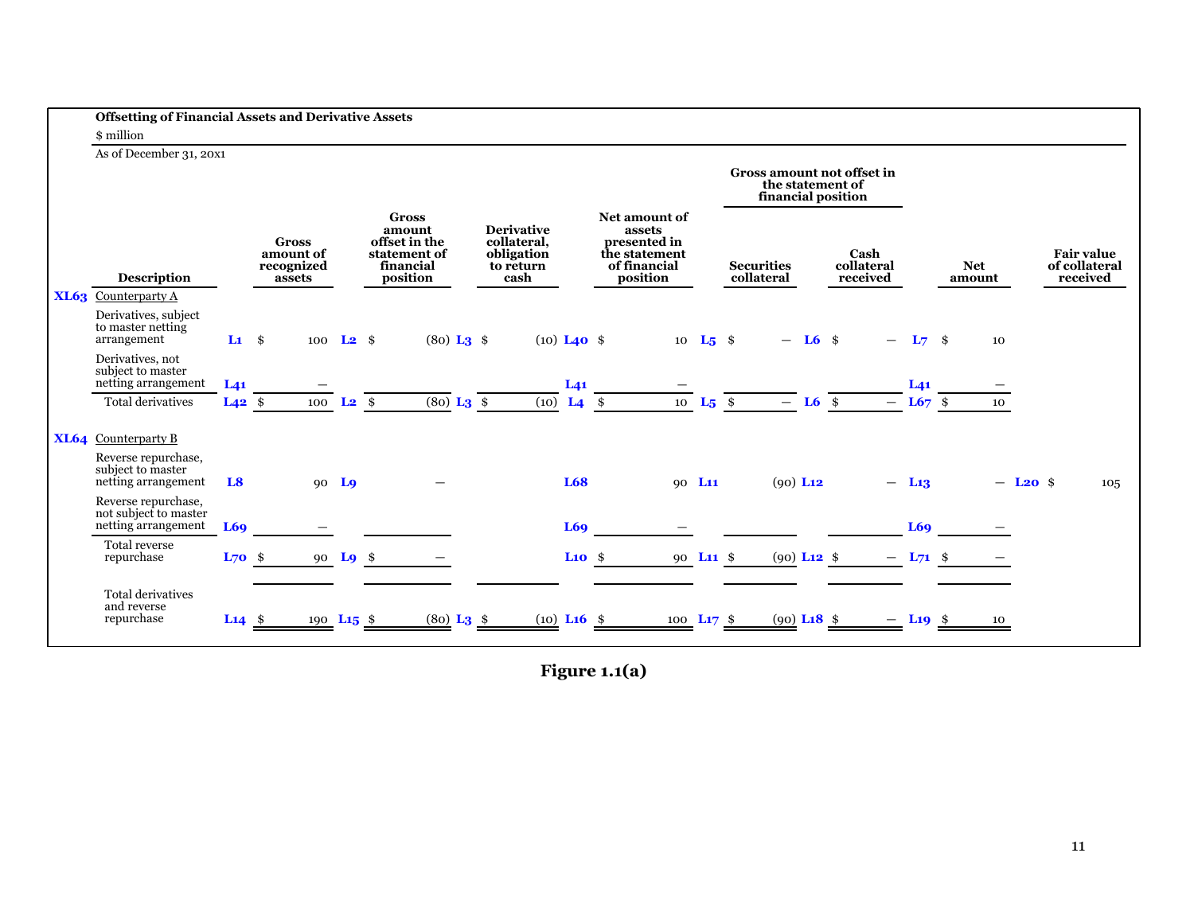**Offsetting of Financial Assets and Derivative Assets**

$ million

As of December 31, 20x1

| | Description | | Gross amount of recognized assets | | Gross amount offset in the statement of financial position | | Derivative collateral, obligation to return cash | | Net amount of assets presented in the statement of financial position | Gross amount not offset in the statement of financial position | | | | | Net amount | | Fair value of collateral received |
|---|---|---|---|---|---|---|---|---|---|---|---|---|---|---|---|---|---|
| | | | | | | | | | | | Securities collateral | | Cash collateral received | | | | |
| XL63 | Counterparty A | | | | | | | | | | | | | | | | |
| | Derivatives, subject to master netting arrangement | L1 | $ 100 | L2 | $ (80) | L3 | $ (10) | L40 | $ 10 | L5 | $ — | L6 | $ — | L7 | $ 10 | | |
| | Derivatives, not subject to master netting arrangement | L41 | — | | | | | L41 | — | | | | | L41 | — | | |
| | Total derivatives | L42 | $ 100 | L2 | $ (80) | L3 | $ (10) | L4 | $ 10 | L5 | $ — | L6 | $ — | L67 | $ 10 | | |
| XL64 | Counterparty B | | | | | | | | | | | | | | | | |
| | Reverse repurchase, subject to master netting arrangement | L8 | 90 | L9 | — | | | L68 | 90 | L11 | (90) | L12 | — | L13 | — | L20 | $ 105 |
| | Reverse repurchase, not subject to master netting arrangement | L69 | — | | | | | L69 | — | | | | | L69 | — | | |
| | Total reverse repurchase | L70 | $ 90 | L9 | $ — | | | L10 | $ 90 | L11 | $ (90) | L12 | $ — | L71 | $ — | | |
| | Total derivatives and reverse repurchase | L14 | $ 190 | L15 | $ (80) | L3 | $ (10) | L16 | $ 100 | L17 | $ (90) | L18 | $ — | L19 | $ 10 | | |

**Figure 1.1(a)**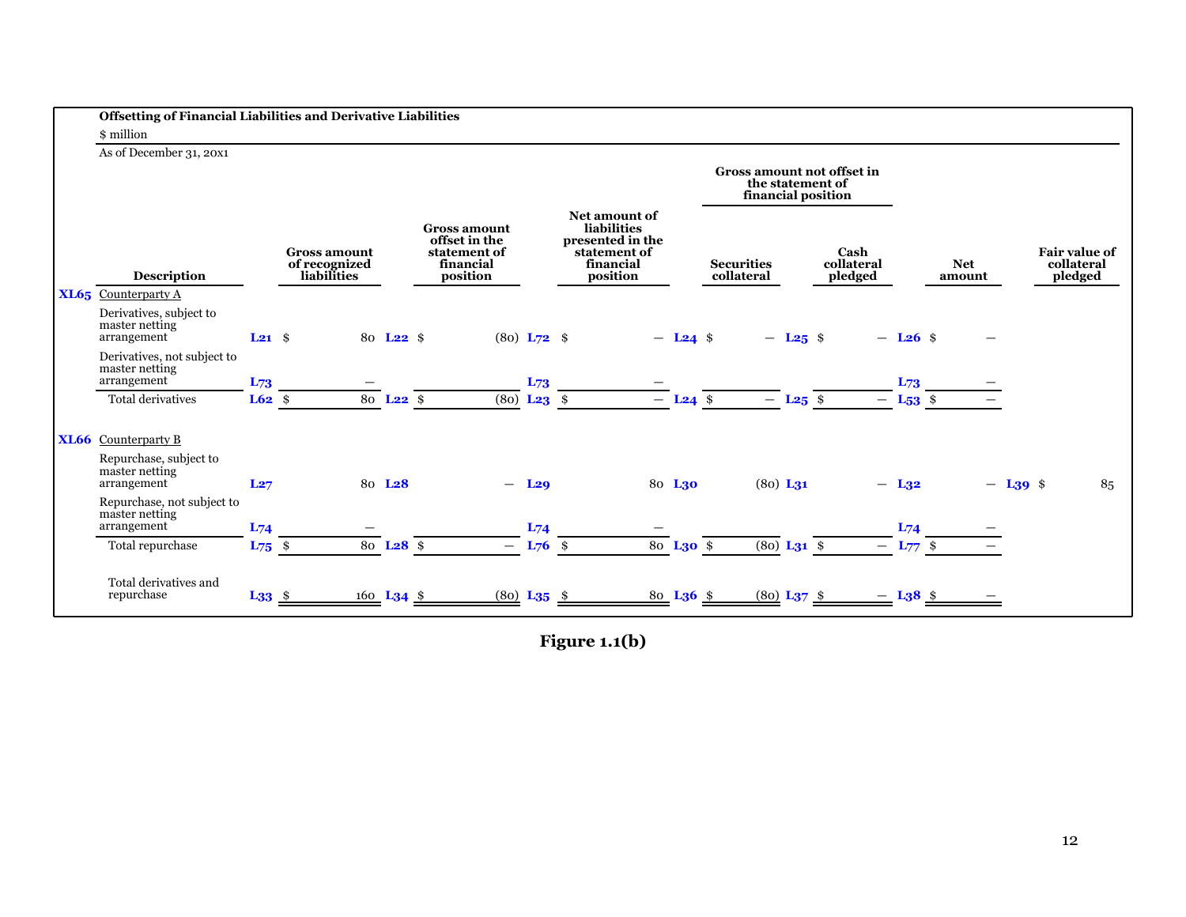**Offsetting of Financial Liabilities and Derivative Liabilities**

$ million

As of December 31, 20x1

| | Description | | Gross amount of recognized liabilities | | Gross amount offset in the statement of financial position | | Net amount of liabilities presented in the statement of financial position | | Gross amount not offset in the statement of financial position | | | Net amount | | Fair value of collateral pledged |
|---|---|---|---|---|---|---|---|---|---|---|---|---|---|---|
| | | | | | | | | | Securities collateral | | Cash collateral pledged | | | |
| **XL65** | Counterparty A | | | | | | | | | | | | | |
| | Derivatives, subject to master netting arrangement | **L21** | $ 80 | **L22** | $ (80) | **L72** | $ — | **L24** | $ — | **L25** | $ — | **L26** | $ — | |
| | Derivatives, not subject to master netting arrangement | **L73** | — | | | **L73** | — | | | | | **L73** | — | |
| | Total derivatives | **L62** | $ 80 | **L22** | $ (80) | **L23** | $ — | **L24** | $ — | **L25** | $ — | **L53** | $ — | |
| **XL66** | Counterparty B | | | | | | | | | | | | | |
| | Repurchase, subject to master netting arrangement | **L27** | 80 | **L28** | — | **L29** | 80 | **L30** | (80) | **L31** | — | **L32** | — | **L39** $ 85 |
| | Repurchase, not subject to master netting arrangement | **L74** | — | | | **L74** | — | | | | | **L74** | — | |
| | Total repurchase | **L75** | $ 80 | **L28** | $ — | **L76** | $ 80 | **L30** | $ (80) | **L31** | $ — | **L77** | $ — | |
| | Total derivatives and repurchase | **L33** | $ 160 | **L34** | $ (80) | **L35** | $ 80 | **L36** | $ (80) | **L37** | $ — | **L38** | $ — | |

**Figure 1.1(b)**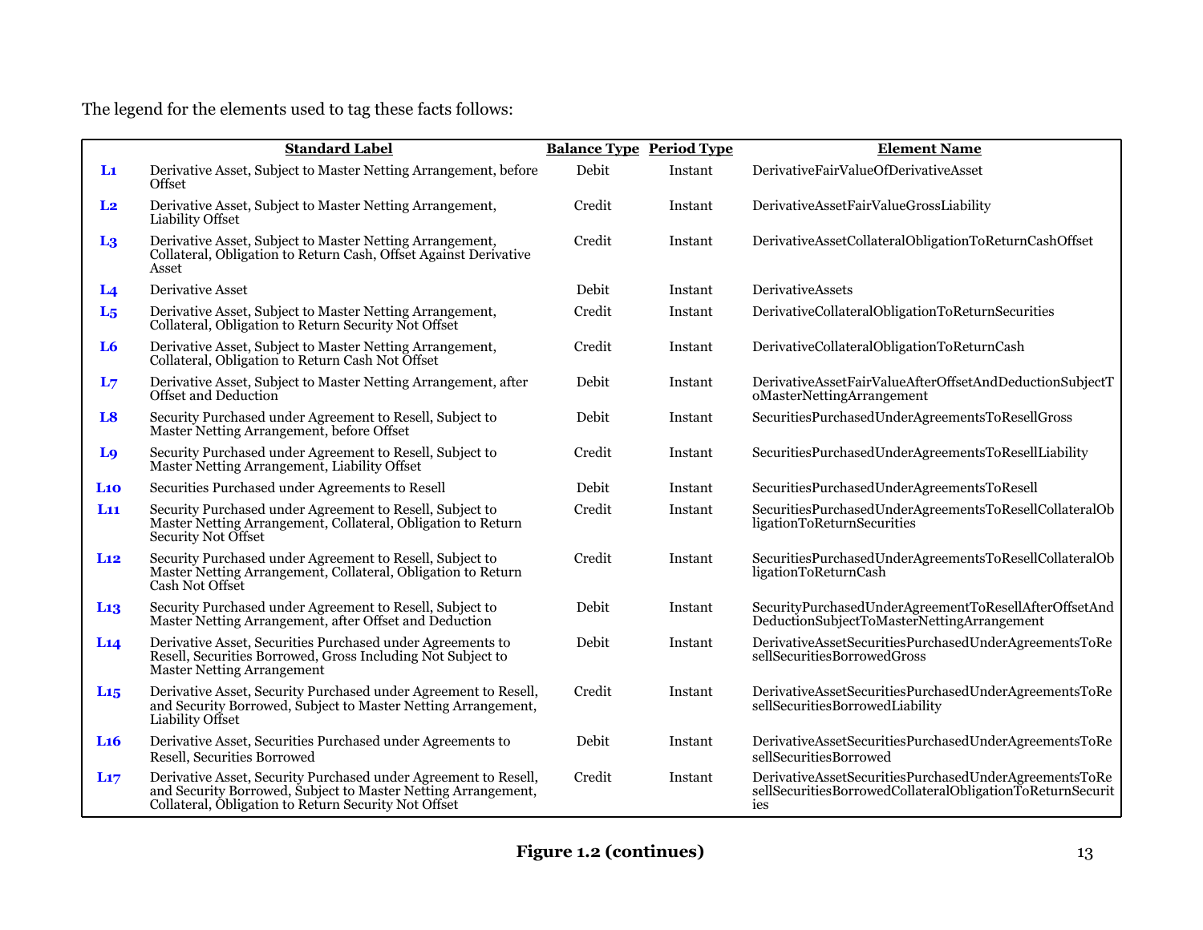The legend for the elements used to tag these facts follows:

| | Standard Label | Balance Type | Period Type | Element Name |
|---|---|---|---|---|
| L1 | Derivative Asset, Subject to Master Netting Arrangement, before Offset | Debit | Instant | DerivativeFairValueOfDerivativeAsset |
| L2 | Derivative Asset, Subject to Master Netting Arrangement, Liability Offset | Credit | Instant | DerivativeAssetFairValueGrossLiability |
| L3 | Derivative Asset, Subject to Master Netting Arrangement, Collateral, Obligation to Return Cash, Offset Against Derivative Asset | Credit | Instant | DerivativeAssetCollateralObligationToReturnCashOffset |
| L4 | Derivative Asset | Debit | Instant | DerivativeAssets |
| L5 | Derivative Asset, Subject to Master Netting Arrangement, Collateral, Obligation to Return Security Not Offset | Credit | Instant | DerivativeCollateralObligationToReturnSecurities |
| L6 | Derivative Asset, Subject to Master Netting Arrangement, Collateral, Obligation to Return Cash Not Offset | Credit | Instant | DerivativeCollateralObligationToReturnCash |
| L7 | Derivative Asset, Subject to Master Netting Arrangement, after Offset and Deduction | Debit | Instant | DerivativeAssetFairValueAfterOffsetAndDeductionSubjectToMasterNettingArrangement |
| L8 | Security Purchased under Agreement to Resell, Subject to Master Netting Arrangement, before Offset | Debit | Instant | SecuritiesPurchasedUnderAgreementsToResellGross |
| L9 | Security Purchased under Agreement to Resell, Subject to Master Netting Arrangement, Liability Offset | Credit | Instant | SecuritiesPurchasedUnderAgreementsToResellLiability |
| L10 | Securities Purchased under Agreements to Resell | Debit | Instant | SecuritiesPurchasedUnderAgreementsToResell |
| L11 | Security Purchased under Agreement to Resell, Subject to Master Netting Arrangement, Collateral, Obligation to Return Security Not Offset | Credit | Instant | SecuritiesPurchasedUnderAgreementsToResellCollateralObligationToReturnSecurities |
| L12 | Security Purchased under Agreement to Resell, Subject to Master Netting Arrangement, Collateral, Obligation to Return Cash Not Offset | Credit | Instant | SecuritiesPurchasedUnderAgreementsToResellCollateralObligationToReturnCash |
| L13 | Security Purchased under Agreement to Resell, Subject to Master Netting Arrangement, after Offset and Deduction | Debit | Instant | SecurityPurchasedUnderAgreementToResellAfterOffsetAndDeductionSubjectToMasterNettingArrangement |
| L14 | Derivative Asset, Securities Purchased under Agreements to Resell, Securities Borrowed, Gross Including Not Subject to Master Netting Arrangement | Debit | Instant | DerivativeAssetSecuritiesPurchasedUnderAgreementsToResellSecuritiesBorrowedGross |
| L15 | Derivative Asset, Security Purchased under Agreement to Resell, and Security Borrowed, Subject to Master Netting Arrangement, Liability Offset | Credit | Instant | DerivativeAssetSecuritiesPurchasedUnderAgreementsToResellSecuritiesBorrowedLiability |
| L16 | Derivative Asset, Securities Purchased under Agreements to Resell, Securities Borrowed | Debit | Instant | DerivativeAssetSecuritiesPurchasedUnderAgreementsToResellSecuritiesBorrowed |
| L17 | Derivative Asset, Security Purchased under Agreement to Resell, and Security Borrowed, Subject to Master Netting Arrangement, Collateral, Obligation to Return Security Not Offset | Credit | Instant | DerivativeAssetSecuritiesPurchasedUnderAgreementsToResellSecuritiesBorrowedCollateralObligationToReturnSecurities |

**Figure 1.2 (continues)**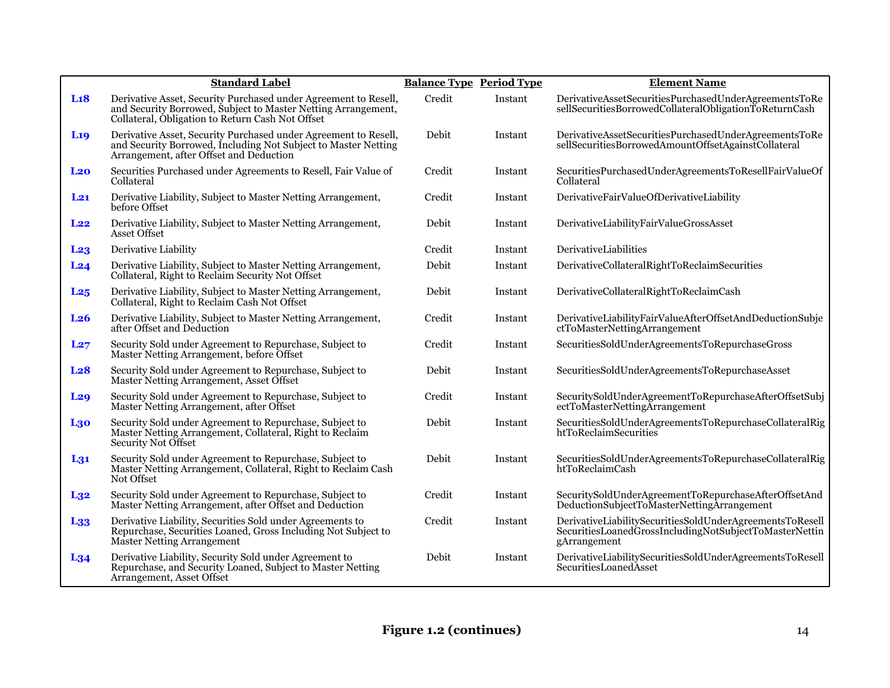| | Standard Label | Balance Type | Period Type | Element Name |
|---|---|---|---|---|
| **L18** | Derivative Asset, Security Purchased under Agreement to Resell, and Security Borrowed, Subject to Master Netting Arrangement, Collateral, Obligation to Return Cash Not Offset | Credit | Instant | DerivativeAssetSecuritiesPurchasedUnderAgreementsToResellSecuritiesBorrowedCollateralObligationToReturnCash |
| **L19** | Derivative Asset, Security Purchased under Agreement to Resell, and Security Borrowed, Including Not Subject to Master Netting Arrangement, after Offset and Deduction | Debit | Instant | DerivativeAssetSecuritiesPurchasedUnderAgreementsToResellSecuritiesBorrowedAmountOffsetAgainstCollateral |
| **L20** | Securities Purchased under Agreements to Resell, Fair Value of Collateral | Credit | Instant | SecuritiesPurchasedUnderAgreementsToResellFairValueOfCollateral |
| **L21** | Derivative Liability, Subject to Master Netting Arrangement, before Offset | Credit | Instant | DerivativeFairValueOfDerivativeLiability |
| **L22** | Derivative Liability, Subject to Master Netting Arrangement, Asset Offset | Debit | Instant | DerivativeLiabilityFairValueGrossAsset |
| **L23** | Derivative Liability | Credit | Instant | DerivativeLiabilities |
| **L24** | Derivative Liability, Subject to Master Netting Arrangement, Collateral, Right to Reclaim Security Not Offset | Debit | Instant | DerivativeCollateralRightToReclaimSecurities |
| **L25** | Derivative Liability, Subject to Master Netting Arrangement, Collateral, Right to Reclaim Cash Not Offset | Debit | Instant | DerivativeCollateralRightToReclaimCash |
| **L26** | Derivative Liability, Subject to Master Netting Arrangement, after Offset and Deduction | Credit | Instant | DerivativeLiabilityFairValueAfterOffsetAndDeductionSubjectToMasterNettingArrangement |
| **L27** | Security Sold under Agreement to Repurchase, Subject to Master Netting Arrangement, before Offset | Credit | Instant | SecuritiesSoldUnderAgreementsToRepurchaseGross |
| **L28** | Security Sold under Agreement to Repurchase, Subject to Master Netting Arrangement, Asset Offset | Debit | Instant | SecuritiesSoldUnderAgreementsToRepurchaseAsset |
| **L29** | Security Sold under Agreement to Repurchase, Subject to Master Netting Arrangement, after Offset | Credit | Instant | SecuritySoldUnderAgreementToRepurchaseAfterOffsetSubjectToMasterNettingArrangement |
| **L30** | Security Sold under Agreement to Repurchase, Subject to Master Netting Arrangement, Collateral, Right to Reclaim Security Not Offset | Debit | Instant | SecuritiesSoldUnderAgreementsToRepurchaseCollateralRightToReclaimSecurities |
| **L31** | Security Sold under Agreement to Repurchase, Subject to Master Netting Arrangement, Collateral, Right to Reclaim Cash Not Offset | Debit | Instant | SecuritiesSoldUnderAgreementsToRepurchaseCollateralRightToReclaimCash |
| **L32** | Security Sold under Agreement to Repurchase, Subject to Master Netting Arrangement, after Offset and Deduction | Credit | Instant | SecuritySoldUnderAgreementToRepurchaseAfterOffsetAndDeductionSubjectToMasterNettingArrangement |
| **L33** | Derivative Liability, Securities Sold under Agreements to Repurchase, Securities Loaned, Gross Including Not Subject to Master Netting Arrangement | Credit | Instant | DerivativeLiabilitySecuritiesSoldUnderAgreementsToResellSecuritiesLoanedGrossIncludingNotSubjectToMasterNettingArrangement |
| **L34** | Derivative Liability, Security Sold under Agreement to Repurchase, and Security Loaned, Subject to Master Netting Arrangement, Asset Offset | Debit | Instant | DerivativeLiabilitySecuritiesSoldUnderAgreementsToResellSecuritiesLoanedAsset |

**Figure 1.2 (continues)**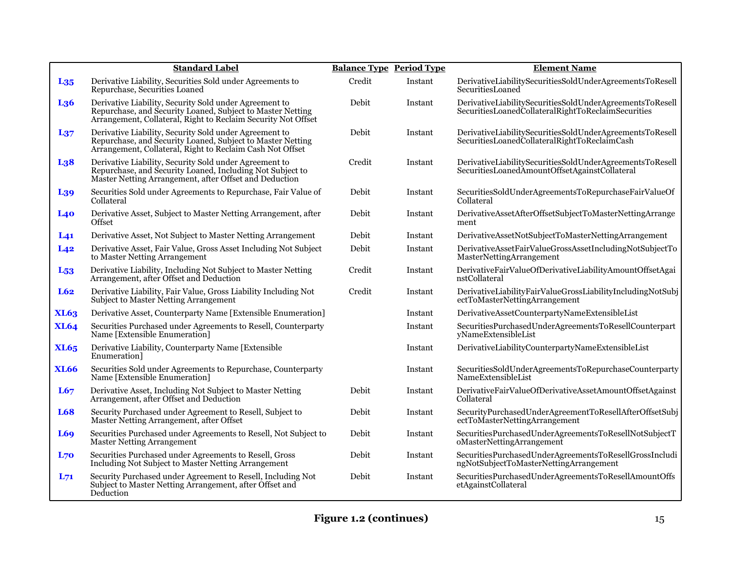|  | Standard Label | Balance Type | Period Type | Element Name |
|---|---|---|---|---|
| **L35** | Derivative Liability, Securities Sold under Agreements to Repurchase, Securities Loaned | Credit | Instant | DerivativeLiabilitySecuritiesSoldUnderAgreementsToResellSecuritiesLoaned |
| **L36** | Derivative Liability, Security Sold under Agreement to Repurchase, and Security Loaned, Subject to Master Netting Arrangement, Collateral, Right to Reclaim Security Not Offset | Debit | Instant | DerivativeLiabilitySecuritiesSoldUnderAgreementsToResellSecuritiesLoanedCollateralRightToReclaimSecurities |
| **L37** | Derivative Liability, Security Sold under Agreement to Repurchase, and Security Loaned, Subject to Master Netting Arrangement, Collateral, Right to Reclaim Cash Not Offset | Debit | Instant | DerivativeLiabilitySecuritiesSoldUnderAgreementsToResellSecuritiesLoanedCollateralRightToReclaimCash |
| **L38** | Derivative Liability, Security Sold under Agreement to Repurchase, and Security Loaned, Including Not Subject to Master Netting Arrangement, after Offset and Deduction | Credit | Instant | DerivativeLiabilitySecuritiesSoldUnderAgreementsToResellSecuritiesLoanedAmountOffsetAgainstCollateral |
| **L39** | Securities Sold under Agreements to Repurchase, Fair Value of Collateral | Debit | Instant | SecuritiesSoldUnderAgreementsToRepurchaseFairValueOfCollateral |
| **L40** | Derivative Asset, Subject to Master Netting Arrangement, after Offset | Debit | Instant | DerivativeAssetAfterOffsetSubjectToMasterNettingArrangement |
| **L41** | Derivative Asset, Not Subject to Master Netting Arrangement | Debit | Instant | DerivativeAssetNotSubjectToMasterNettingArrangement |
| **L42** | Derivative Asset, Fair Value, Gross Asset Including Not Subject to Master Netting Arrangement | Debit | Instant | DerivativeAssetFairValueGrossAssetIncludingNotSubjectToMasterNettingArrangement |
| **L53** | Derivative Liability, Including Not Subject to Master Netting Arrangement, after Offset and Deduction | Credit | Instant | DerivativeFairValueOfDerivativeLiabilityAmountOffsetAgainstCollateral |
| **L62** | Derivative Liability, Fair Value, Gross Liability Including Not Subject to Master Netting Arrangement | Credit | Instant | DerivativeLiabilityFairValueGrossLiabilityIncludingNotSubjectToMasterNettingArrangement |
| **XL63** | Derivative Asset, Counterparty Name [Extensible Enumeration] | | Instant | DerivativeAssetCounterpartyNameExtensibleList |
| **XL64** | Securities Purchased under Agreements to Resell, Counterparty Name [Extensible Enumeration] | | Instant | SecuritiesPurchasedUnderAgreementsToResellCounterpartyNameExtensibleList |
| **XL65** | Derivative Liability, Counterparty Name [Extensible Enumeration] | | Instant | DerivativeLiabilityCounterpartyNameExtensibleList |
| **XL66** | Securities Sold under Agreements to Repurchase, Counterparty Name [Extensible Enumeration] | | Instant | SecuritiesSoldUnderAgreementsToRepurchaseCounterpartyNameExtensibleList |
| **L67** | Derivative Asset, Including Not Subject to Master Netting Arrangement, after Offset and Deduction | Debit | Instant | DerivativeFairValueOfDerivativeAssetAmountOffsetAgainstCollateral |
| **L68** | Security Purchased under Agreement to Resell, Subject to Master Netting Arrangement, after Offset | Debit | Instant | SecurityPurchasedUnderAgreementToResellAfterOffsetSubjectToMasterNettingArrangement |
| **L69** | Securities Purchased under Agreements to Resell, Not Subject to Master Netting Arrangement | Debit | Instant | SecuritiesPurchasedUnderAgreementsToResellNotSubjectToMasterNettingArrangement |
| **L70** | Securities Purchased under Agreements to Resell, Gross Including Not Subject to Master Netting Arrangement | Debit | Instant | SecuritiesPurchasedUnderAgreementsToResellGrossIncludingNotSubjectToMasterNettingArrangement |
| **L71** | Security Purchased under Agreement to Resell, Including Not Subject to Master Netting Arrangement, after Offset and Deduction | Debit | Instant | SecuritiesPurchasedUnderAgreementsToResellAmountOffsetAgainstCollateral |

**Figure 1.2 (continues)**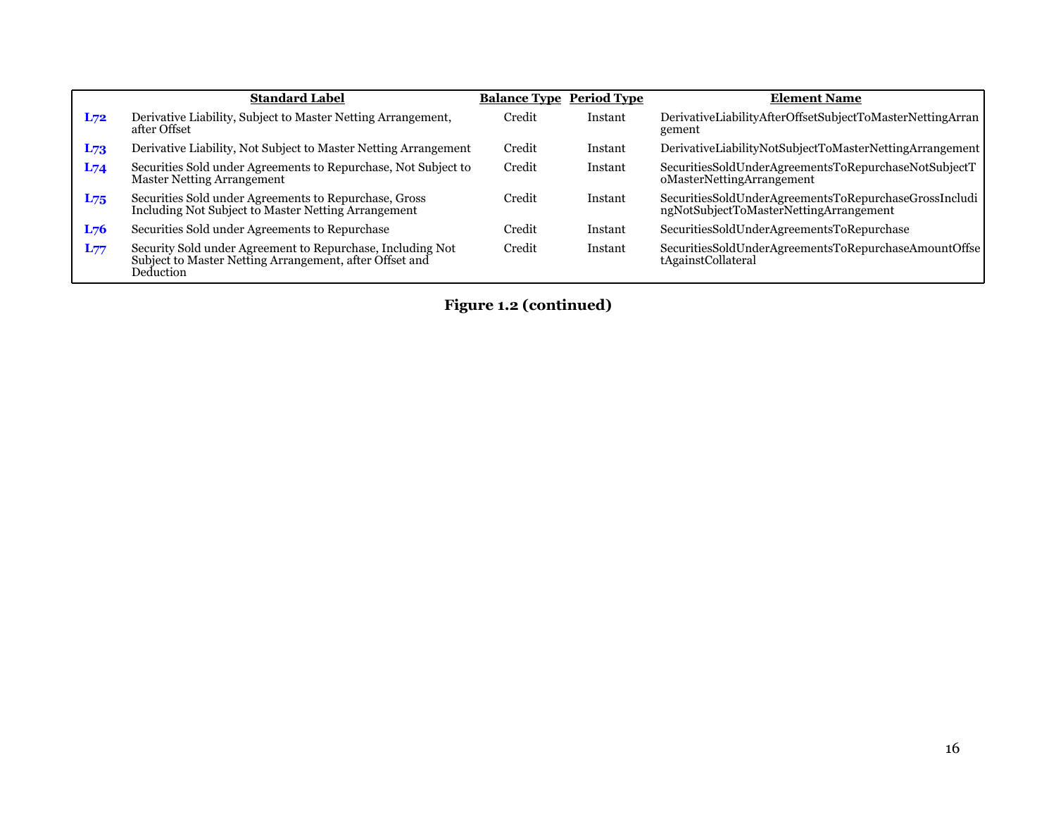| | Standard Label | Balance Type | Period Type | Element Name |
|---|---|---|---|---|
| L72 | Derivative Liability, Subject to Master Netting Arrangement, after Offset | Credit | Instant | DerivativeLiabilityAfterOffsetSubjectToMasterNettingArrangement |
| L73 | Derivative Liability, Not Subject to Master Netting Arrangement | Credit | Instant | DerivativeLiabilityNotSubjectToMasterNettingArrangement |
| L74 | Securities Sold under Agreements to Repurchase, Not Subject to Master Netting Arrangement | Credit | Instant | SecuritiesSoldUnderAgreementsToRepurchaseNotSubjectToMasterNettingArrangement |
| L75 | Securities Sold under Agreements to Repurchase, Gross Including Not Subject to Master Netting Arrangement | Credit | Instant | SecuritiesSoldUnderAgreementsToRepurchaseGrossIncludingNotSubjectToMasterNettingArrangement |
| L76 | Securities Sold under Agreements to Repurchase | Credit | Instant | SecuritiesSoldUnderAgreementsToRepurchase |
| L77 | Security Sold under Agreement to Repurchase, Including Not Subject to Master Netting Arrangement, after Offset and Deduction | Credit | Instant | SecuritiesSoldUnderAgreementsToRepurchaseAmountOffsetAgainstCollateral |

**Figure 1.2 (continued)**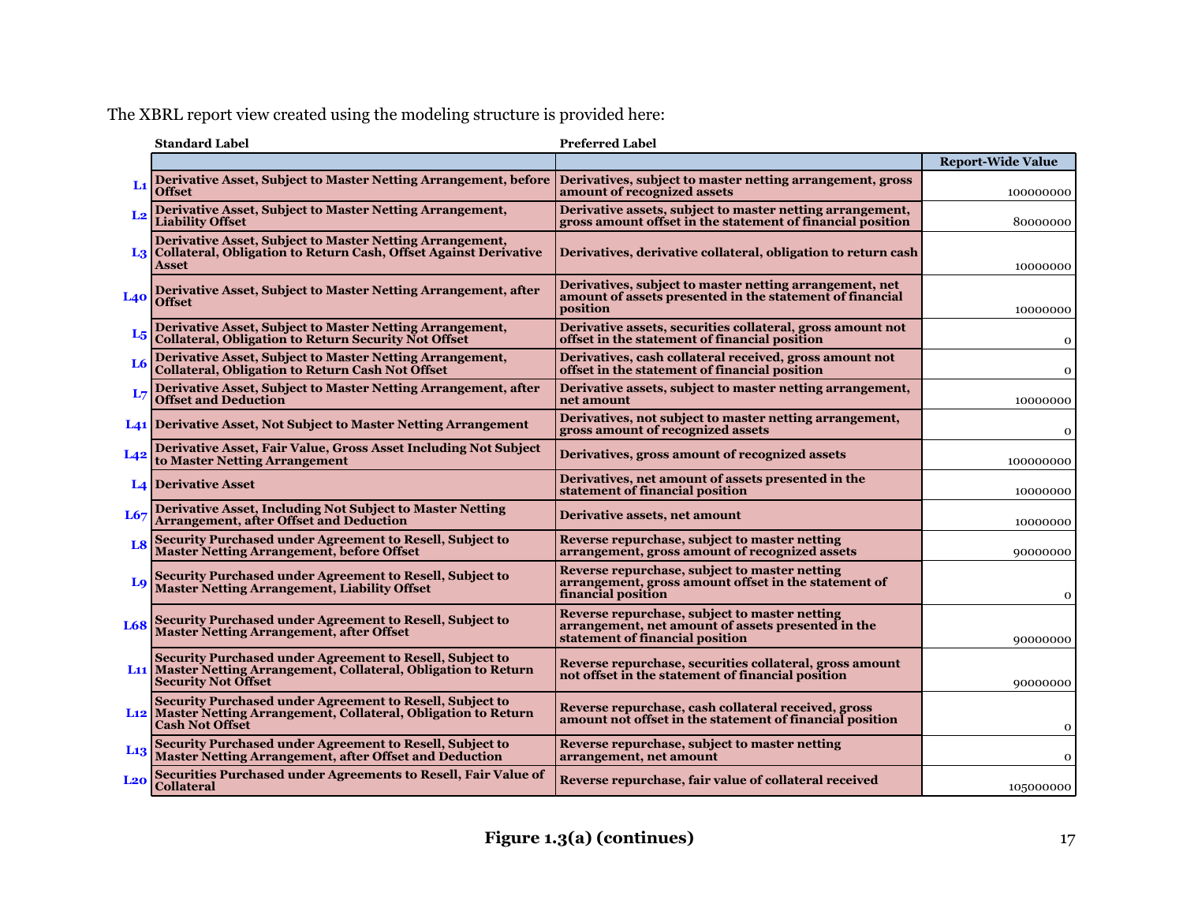The XBRL report view created using the modeling structure is provided here:

| | Standard Label | Preferred Label | Report-Wide Value |
|---|---|---|---|
| L1 | **Derivative Asset, Subject to Master Netting Arrangement, before Offset** | **Derivatives, subject to master netting arrangement, gross amount of recognized assets** | 100000000 |
| L2 | **Derivative Asset, Subject to Master Netting Arrangement, Liability Offset** | **Derivative assets, subject to master netting arrangement, gross amount offset in the statement of financial position** | 80000000 |
| L3 | **Derivative Asset, Subject to Master Netting Arrangement, Collateral, Obligation to Return Cash, Offset Against Derivative Asset** | **Derivatives, derivative collateral, obligation to return cash** | 10000000 |
| L40 | **Derivative Asset, Subject to Master Netting Arrangement, after Offset** | **Derivatives, subject to master netting arrangement, net amount of assets presented in the statement of financial position** | 10000000 |
| L5 | **Derivative Asset, Subject to Master Netting Arrangement, Collateral, Obligation to Return Security Not Offset** | **Derivative assets, securities collateral, gross amount not offset in the statement of financial position** | 0 |
| L6 | **Derivative Asset, Subject to Master Netting Arrangement, Collateral, Obligation to Return Cash Not Offset** | **Derivatives, cash collateral received, gross amount not offset in the statement of financial position** | 0 |
| L7 | **Derivative Asset, Subject to Master Netting Arrangement, after Offset and Deduction** | **Derivative assets, subject to master netting arrangement, net amount** | 10000000 |
| L41 | **Derivative Asset, Not Subject to Master Netting Arrangement** | **Derivatives, not subject to master netting arrangement, gross amount of recognized assets** | 0 |
| L42 | **Derivative Asset, Fair Value, Gross Asset Including Not Subject to Master Netting Arrangement** | **Derivatives, gross amount of recognized assets** | 100000000 |
| L4 | **Derivative Asset** | **Derivatives, net amount of assets presented in the statement of financial position** | 10000000 |
| L67 | **Derivative Asset, Including Not Subject to Master Netting Arrangement, after Offset and Deduction** | **Derivative assets, net amount** | 10000000 |
| L8 | **Security Purchased under Agreement to Resell, Subject to Master Netting Arrangement, before Offset** | **Reverse repurchase, subject to master netting arrangement, gross amount of recognized assets** | 90000000 |
| L9 | **Security Purchased under Agreement to Resell, Subject to Master Netting Arrangement, Liability Offset** | **Reverse repurchase, subject to master netting arrangement, gross amount offset in the statement of financial position** | 0 |
| L68 | **Security Purchased under Agreement to Resell, Subject to Master Netting Arrangement, after Offset** | **Reverse repurchase, subject to master netting arrangement, net amount of assets presented in the statement of financial position** | 90000000 |
| L11 | **Security Purchased under Agreement to Resell, Subject to Master Netting Arrangement, Collateral, Obligation to Return Security Not Offset** | **Reverse repurchase, securities collateral, gross amount not offset in the statement of financial position** | 90000000 |
| L12 | **Security Purchased under Agreement to Resell, Subject to Master Netting Arrangement, Collateral, Obligation to Return Cash Not Offset** | **Reverse repurchase, cash collateral received, gross amount not offset in the statement of financial position** | 0 |
| L13 | **Security Purchased under Agreement to Resell, Subject to Master Netting Arrangement, after Offset and Deduction** | **Reverse repurchase, subject to master netting arrangement, net amount** | 0 |
| L20 | **Securities Purchased under Agreements to Resell, Fair Value of Collateral** | **Reverse repurchase, fair value of collateral received** | 105000000 |

**Figure 1.3(a) (continues)**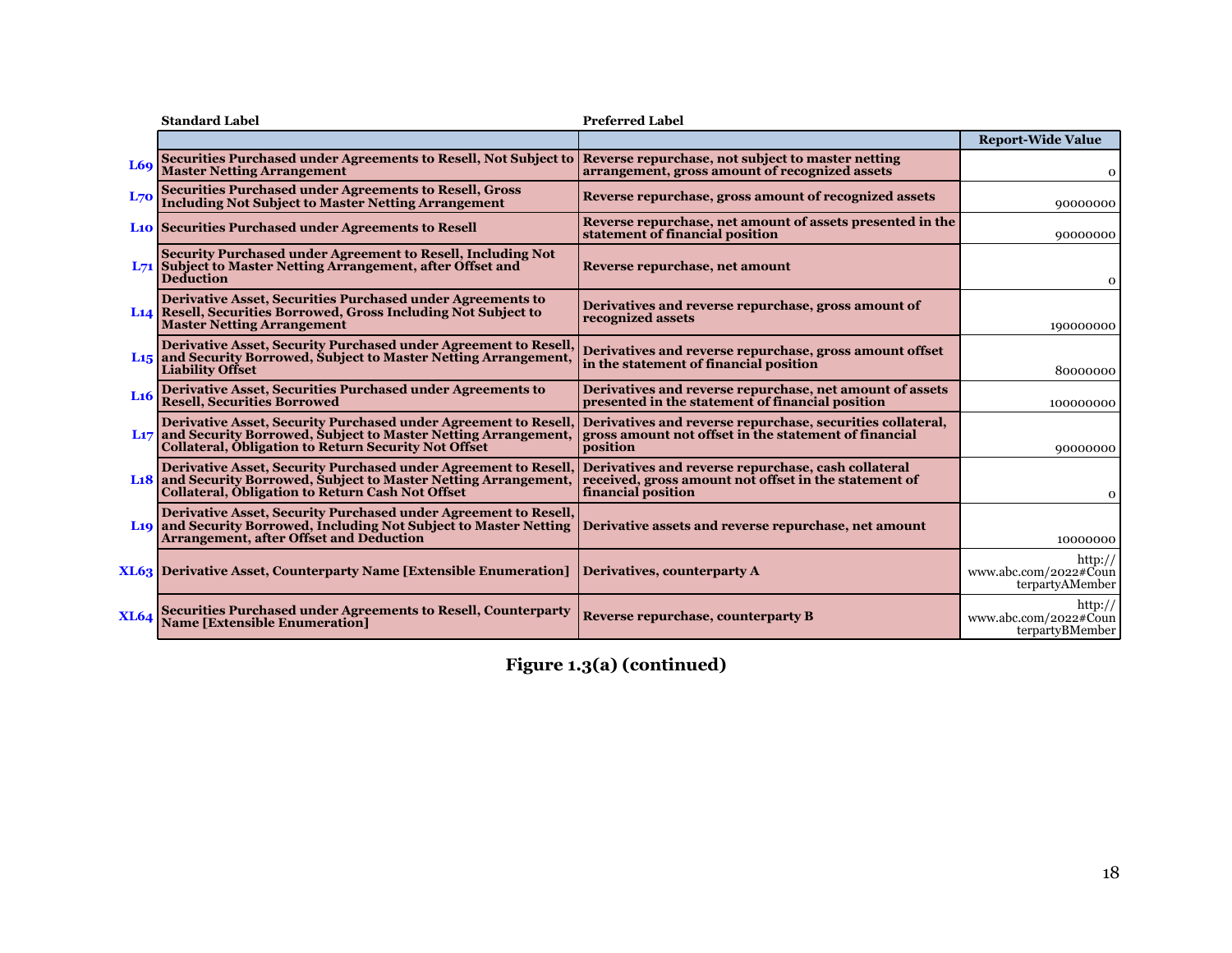| | Standard Label | Preferred Label | Report-Wide Value |
|---|---|---|---|
| L69 | Securities Purchased under Agreements to Resell, Not Subject to Master Netting Arrangement | Reverse repurchase, not subject to master netting arrangement, gross amount of recognized assets | 0 |
| L70 | Securities Purchased under Agreements to Resell, Gross Including Not Subject to Master Netting Arrangement | Reverse repurchase, gross amount of recognized assets | 90000000 |
| L10 | Securities Purchased under Agreements to Resell | Reverse repurchase, net amount of assets presented in the statement of financial position | 90000000 |
| L71 | Security Purchased under Agreement to Resell, Including Not Subject to Master Netting Arrangement, after Offset and Deduction | Reverse repurchase, net amount | 0 |
| L14 | Derivative Asset, Securities Purchased under Agreements to Resell, Securities Borrowed, Gross Including Not Subject to Master Netting Arrangement | Derivatives and reverse repurchase, gross amount of recognized assets | 190000000 |
| L15 | Derivative Asset, Security Purchased under Agreement to Resell, and Security Borrowed, Subject to Master Netting Arrangement, Liability Offset | Derivatives and reverse repurchase, gross amount offset in the statement of financial position | 80000000 |
| L16 | Derivative Asset, Securities Purchased under Agreements to Resell, Securities Borrowed | Derivatives and reverse repurchase, net amount of assets presented in the statement of financial position | 100000000 |
| L17 | Derivative Asset, Security Purchased under Agreement to Resell, and Security Borrowed, Subject to Master Netting Arrangement, Collateral, Obligation to Return Security Not Offset | Derivatives and reverse repurchase, securities collateral, gross amount not offset in the statement of financial position | 90000000 |
| L18 | Derivative Asset, Security Purchased under Agreement to Resell, and Security Borrowed, Subject to Master Netting Arrangement, Collateral, Obligation to Return Cash Not Offset | Derivatives and reverse repurchase, cash collateral received, gross amount not offset in the statement of financial position | 0 |
| L19 | Derivative Asset, Security Purchased under Agreement to Resell, and Security Borrowed, Including Not Subject to Master Netting Arrangement, after Offset and Deduction | Derivative assets and reverse repurchase, net amount | 10000000 |
| XL63 | Derivative Asset, Counterparty Name [Extensible Enumeration] | Derivatives, counterparty A | http://www.abc.com/2022#CounterpartyAMember |
| XL64 | Securities Purchased under Agreements to Resell, Counterparty Name [Extensible Enumeration] | Reverse repurchase, counterparty B | http://www.abc.com/2022#CounterpartyBMember |

**Figure 1.3(a) (continued)**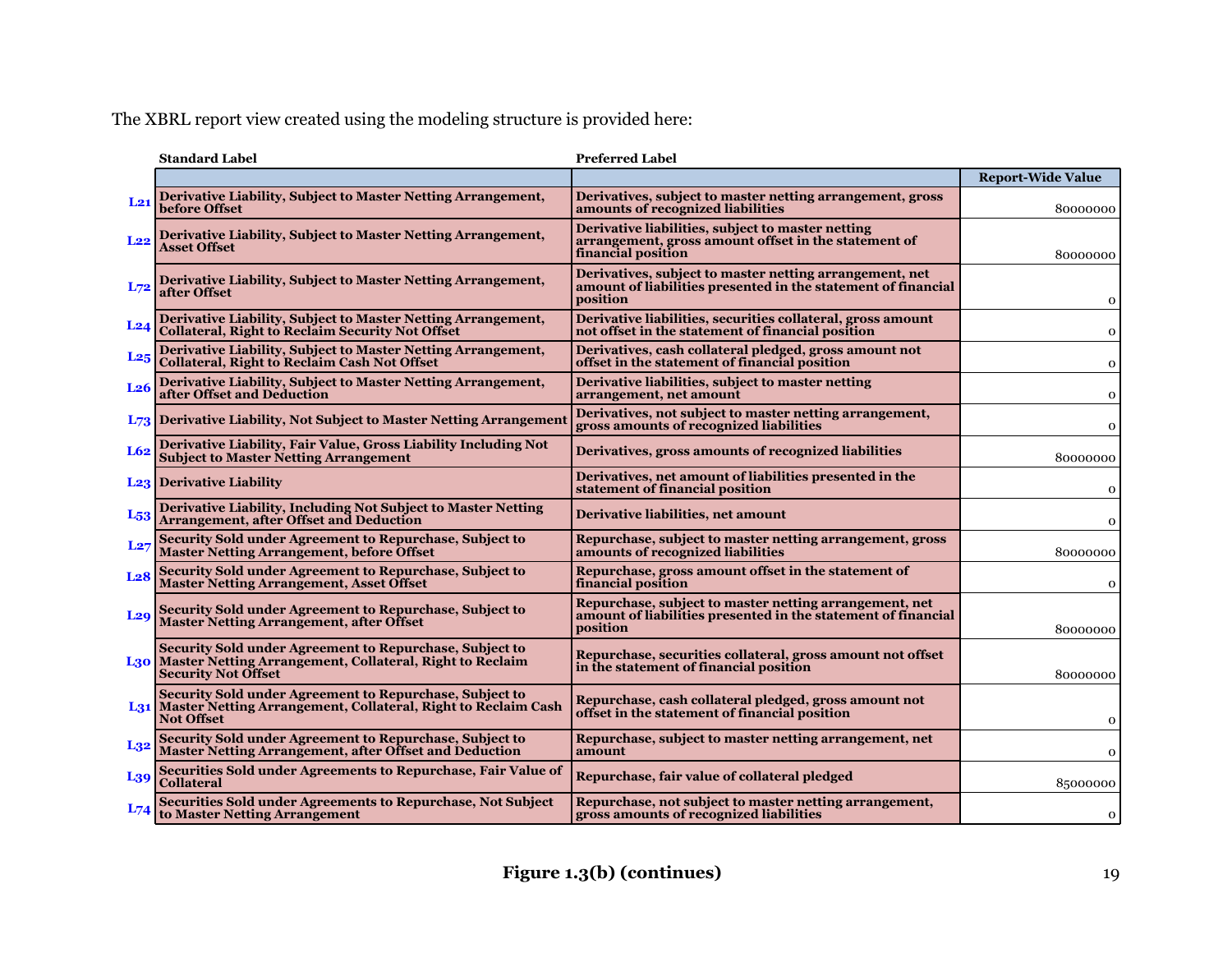The XBRL report view created using the modeling structure is provided here:

| | Standard Label | Preferred Label | Report-Wide Value |
|---|---|---|---|
| L21 | Derivative Liability, Subject to Master Netting Arrangement, before Offset | Derivatives, subject to master netting arrangement, gross amounts of recognized liabilities | 80000000 |
| L22 | Derivative Liability, Subject to Master Netting Arrangement, Asset Offset | Derivative liabilities, subject to master netting arrangement, gross amount offset in the statement of financial position | 80000000 |
| L72 | Derivative Liability, Subject to Master Netting Arrangement, after Offset | Derivatives, subject to master netting arrangement, net amount of liabilities presented in the statement of financial position | 0 |
| L24 | Derivative Liability, Subject to Master Netting Arrangement, Collateral, Right to Reclaim Security Not Offset | Derivative liabilities, securities collateral, gross amount not offset in the statement of financial position | 0 |
| L25 | Derivative Liability, Subject to Master Netting Arrangement, Collateral, Right to Reclaim Cash Not Offset | Derivatives, cash collateral pledged, gross amount not offset in the statement of financial position | 0 |
| L26 | Derivative Liability, Subject to Master Netting Arrangement, after Offset and Deduction | Derivative liabilities, subject to master netting arrangement, net amount | 0 |
| L73 | Derivative Liability, Not Subject to Master Netting Arrangement | Derivatives, not subject to master netting arrangement, gross amounts of recognized liabilities | 0 |
| L62 | Derivative Liability, Fair Value, Gross Liability Including Not Subject to Master Netting Arrangement | Derivatives, gross amounts of recognized liabilities | 80000000 |
| L23 | Derivative Liability | Derivatives, net amount of liabilities presented in the statement of financial position | 0 |
| L53 | Derivative Liability, Including Not Subject to Master Netting Arrangement, after Offset and Deduction | Derivative liabilities, net amount | 0 |
| L27 | Security Sold under Agreement to Repurchase, Subject to Master Netting Arrangement, before Offset | Repurchase, subject to master netting arrangement, gross amounts of recognized liabilities | 80000000 |
| L28 | Security Sold under Agreement to Repurchase, Subject to Master Netting Arrangement, Asset Offset | Repurchase, gross amount offset in the statement of financial position | 0 |
| L29 | Security Sold under Agreement to Repurchase, Subject to Master Netting Arrangement, after Offset | Repurchase, subject to master netting arrangement, net amount of liabilities presented in the statement of financial position | 80000000 |
| L30 | Security Sold under Agreement to Repurchase, Subject to Master Netting Arrangement, Collateral, Right to Reclaim Security Not Offset | Repurchase, securities collateral, gross amount not offset in the statement of financial position | 80000000 |
| L31 | Security Sold under Agreement to Repurchase, Subject to Master Netting Arrangement, Collateral, Right to Reclaim Cash Not Offset | Repurchase, cash collateral pledged, gross amount not offset in the statement of financial position | 0 |
| L32 | Security Sold under Agreement to Repurchase, Subject to Master Netting Arrangement, after Offset and Deduction | Repurchase, subject to master netting arrangement, net amount | 0 |
| L39 | Securities Sold under Agreements to Repurchase, Fair Value of Collateral | Repurchase, fair value of collateral pledged | 85000000 |
| L74 | Securities Sold under Agreements to Repurchase, Not Subject to Master Netting Arrangement | Repurchase, not subject to master netting arrangement, gross amounts of recognized liabilities | 0 |

**Figure 1.3(b) (continues)**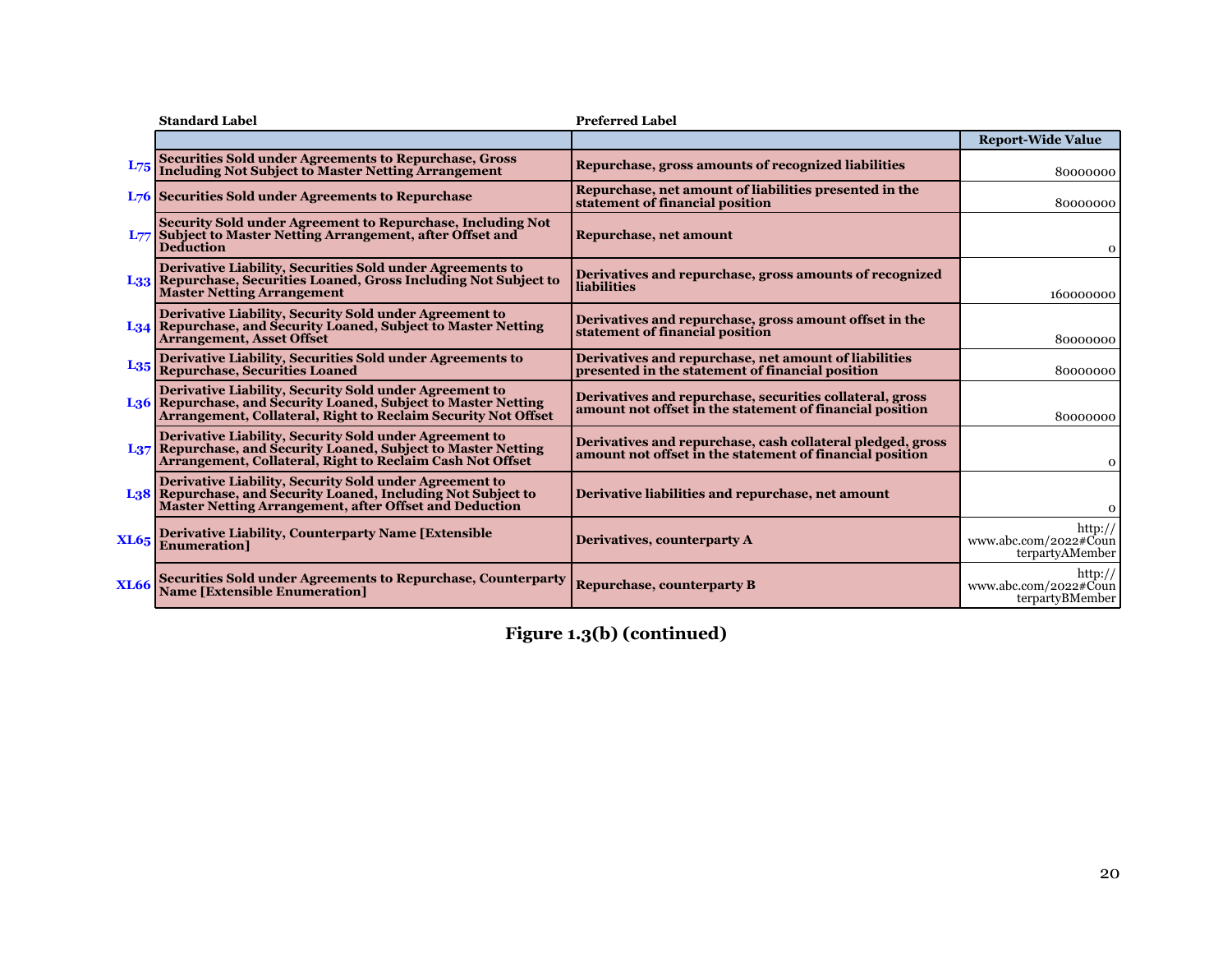| | Standard Label | Preferred Label | Report-Wide Value |
|---|---|---|---|
| L75 | Securities Sold under Agreements to Repurchase, Gross Including Not Subject to Master Netting Arrangement | Repurchase, gross amounts of recognized liabilities | 80000000 |
| L76 | Securities Sold under Agreements to Repurchase | Repurchase, net amount of liabilities presented in the statement of financial position | 80000000 |
| L77 | Security Sold under Agreement to Repurchase, Including Not Subject to Master Netting Arrangement, after Offset and Deduction | Repurchase, net amount | 0 |
| L33 | Derivative Liability, Securities Sold under Agreements to Repurchase, Securities Loaned, Gross Including Not Subject to Master Netting Arrangement | Derivatives and repurchase, gross amounts of recognized liabilities | 160000000 |
| L34 | Derivative Liability, Security Sold under Agreement to Repurchase, and Security Loaned, Subject to Master Netting Arrangement, Asset Offset | Derivatives and repurchase, gross amount offset in the statement of financial position | 80000000 |
| L35 | Derivative Liability, Securities Sold under Agreements to Repurchase, Securities Loaned | Derivatives and repurchase, net amount of liabilities presented in the statement of financial position | 80000000 |
| L36 | Derivative Liability, Security Sold under Agreement to Repurchase, and Security Loaned, Subject to Master Netting Arrangement, Collateral, Right to Reclaim Security Not Offset | Derivatives and repurchase, securities collateral, gross amount not offset in the statement of financial position | 80000000 |
| L37 | Derivative Liability, Security Sold under Agreement to Repurchase, and Security Loaned, Subject to Master Netting Arrangement, Collateral, Right to Reclaim Cash Not Offset | Derivatives and repurchase, cash collateral pledged, gross amount not offset in the statement of financial position | 0 |
| L38 | Derivative Liability, Security Sold under Agreement to Repurchase, and Security Loaned, Including Not Subject to Master Netting Arrangement, after Offset and Deduction | Derivative liabilities and repurchase, net amount | 0 |
| XL65 | Derivative Liability, Counterparty Name [Extensible Enumeration] | Derivatives, counterparty A | http://www.abc.com/2022#CounterpartyAMember |
| XL66 | Securities Sold under Agreements to Repurchase, Counterparty Name [Extensible Enumeration] | Repurchase, counterparty B | http://www.abc.com/2022#CounterpartyBMember |

**Figure 1.3(b) (continued)**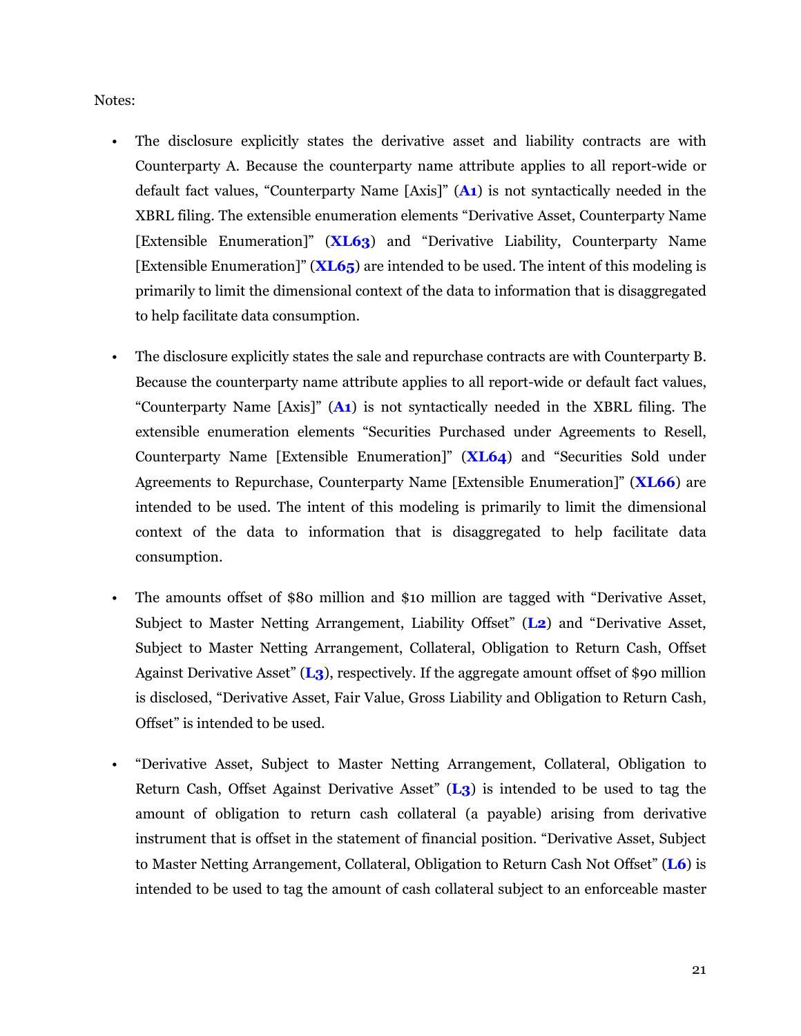Notes:

- The disclosure explicitly states the derivative asset and liability contracts are with Counterparty A. Because the counterparty name attribute applies to all report-wide or default fact values, “Counterparty Name [Axis]” (**A1**) is not syntactically needed in the XBRL filing. The extensible enumeration elements “Derivative Asset, Counterparty Name [Extensible Enumeration]” (**XL63**) and “Derivative Liability, Counterparty Name [Extensible Enumeration]” (**XL65**) are intended to be used. The intent of this modeling is primarily to limit the dimensional context of the data to information that is disaggregated to help facilitate data consumption.

- The disclosure explicitly states the sale and repurchase contracts are with Counterparty B. Because the counterparty name attribute applies to all report-wide or default fact values, “Counterparty Name [Axis]” (**A1**) is not syntactically needed in the XBRL filing. The extensible enumeration elements “Securities Purchased under Agreements to Resell, Counterparty Name [Extensible Enumeration]” (**XL64**) and “Securities Sold under Agreements to Repurchase, Counterparty Name [Extensible Enumeration]” (**XL66**) are intended to be used. The intent of this modeling is primarily to limit the dimensional context of the data to information that is disaggregated to help facilitate data consumption.

- The amounts offset of $80 million and $10 million are tagged with “Derivative Asset, Subject to Master Netting Arrangement, Liability Offset” (**L2**) and “Derivative Asset, Subject to Master Netting Arrangement, Collateral, Obligation to Return Cash, Offset Against Derivative Asset” (**L3**), respectively. If the aggregate amount offset of $90 million is disclosed, “Derivative Asset, Fair Value, Gross Liability and Obligation to Return Cash, Offset” is intended to be used.

- “Derivative Asset, Subject to Master Netting Arrangement, Collateral, Obligation to Return Cash, Offset Against Derivative Asset” (**L3**) is intended to be used to tag the amount of obligation to return cash collateral (a payable) arising from derivative instrument that is offset in the statement of financial position. “Derivative Asset, Subject to Master Netting Arrangement, Collateral, Obligation to Return Cash Not Offset” (**L6**) is intended to be used to tag the amount of cash collateral subject to an enforceable master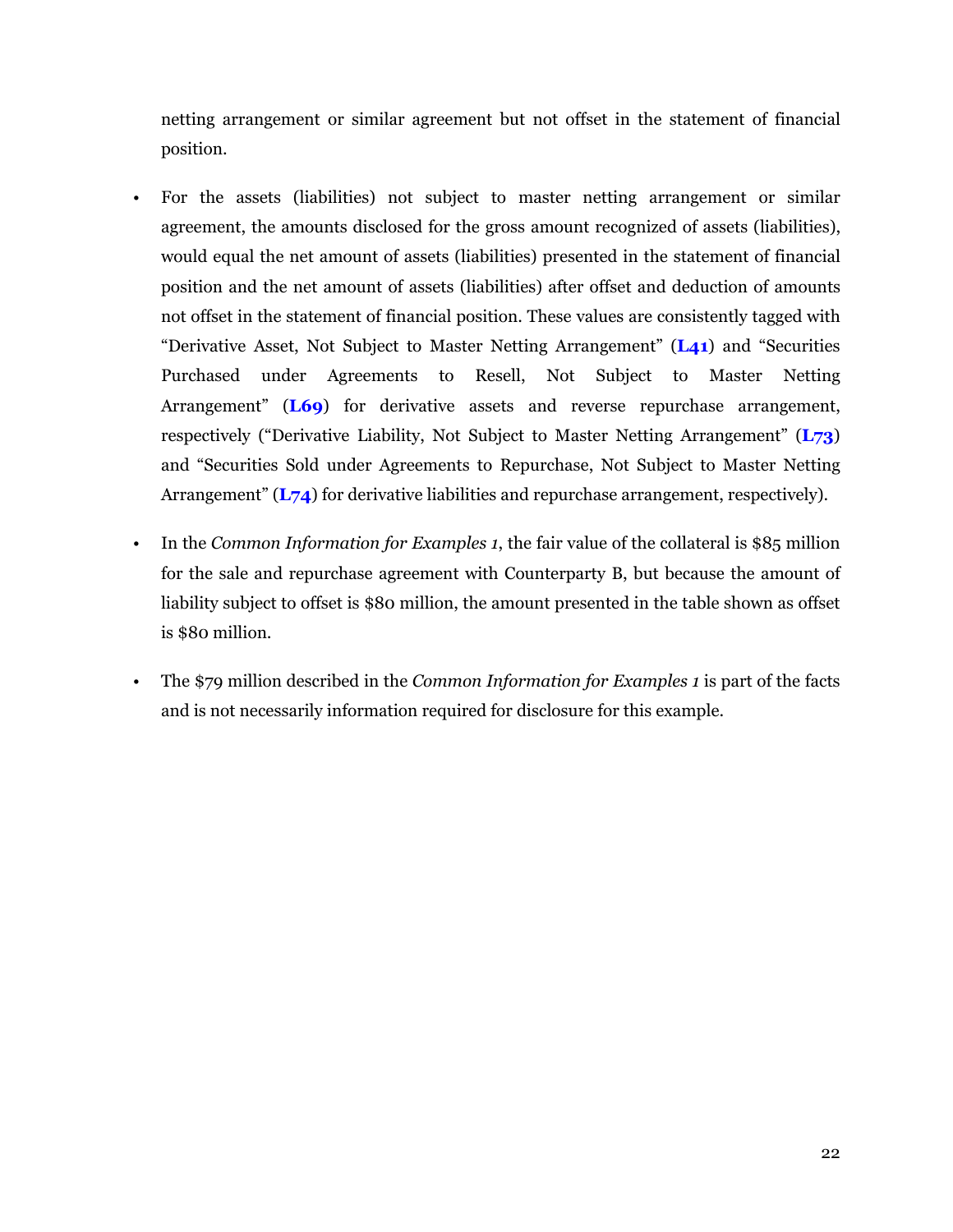netting arrangement or similar agreement but not offset in the statement of financial position.

- For the assets (liabilities) not subject to master netting arrangement or similar agreement, the amounts disclosed for the gross amount recognized of assets (liabilities), would equal the net amount of assets (liabilities) presented in the statement of financial position and the net amount of assets (liabilities) after offset and deduction of amounts not offset in the statement of financial position. These values are consistently tagged with "Derivative Asset, Not Subject to Master Netting Arrangement" (**L41**) and "Securities Purchased under Agreements to Resell, Not Subject to Master Netting Arrangement" (**L69**) for derivative assets and reverse repurchase arrangement, respectively ("Derivative Liability, Not Subject to Master Netting Arrangement" (**L73**) and "Securities Sold under Agreements to Repurchase, Not Subject to Master Netting Arrangement" (**L74**) for derivative liabilities and repurchase arrangement, respectively).

- In the *Common Information for Examples 1*, the fair value of the collateral is $85 million for the sale and repurchase agreement with Counterparty B, but because the amount of liability subject to offset is $80 million, the amount presented in the table shown as offset is $80 million.

- The $79 million described in the *Common Information for Examples 1* is part of the facts and is not necessarily information required for disclosure for this example.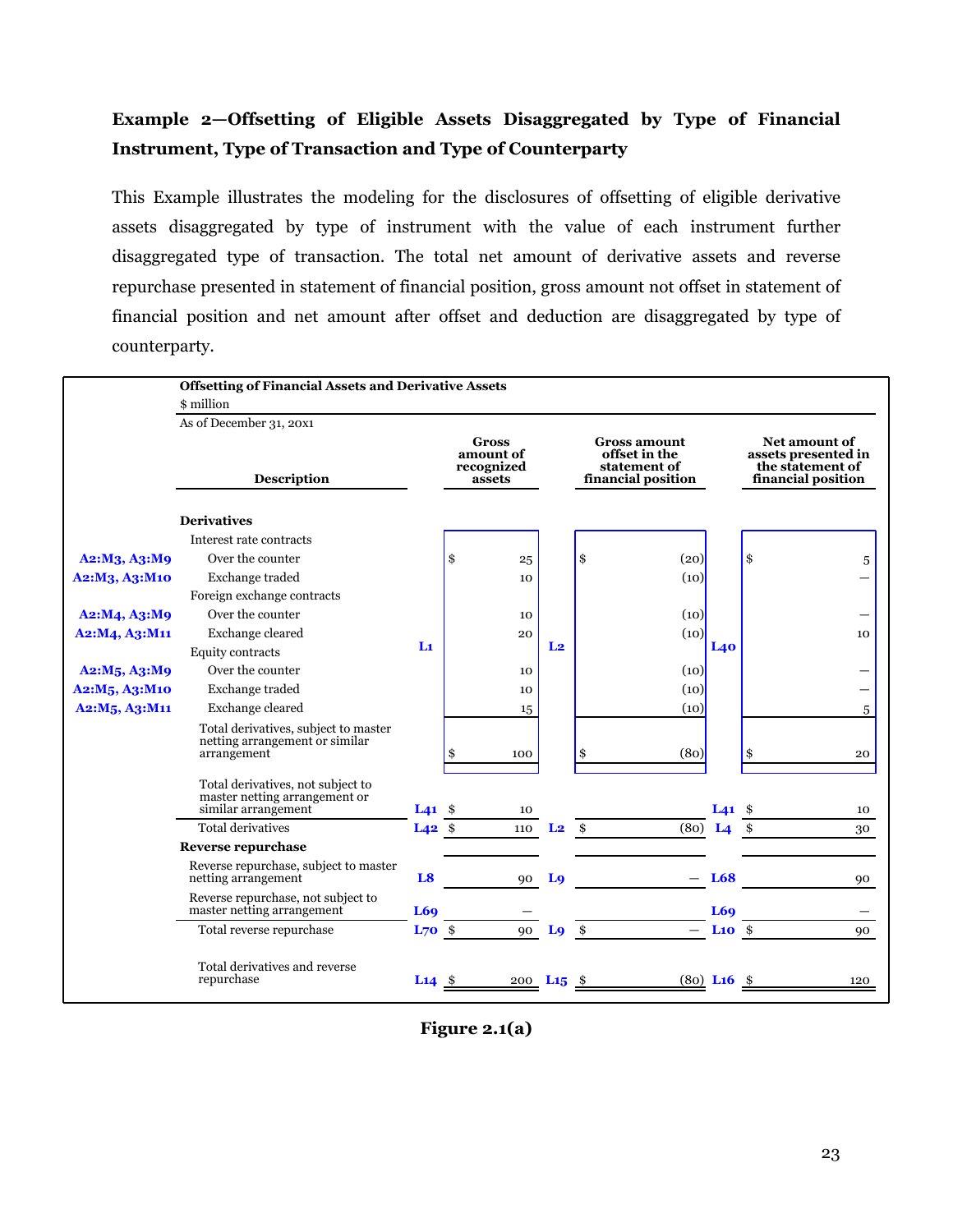**Example 2—Offsetting of Eligible Assets Disaggregated by Type of Financial Instrument, Type of Transaction and Type of Counterparty**

This Example illustrates the modeling for the disclosures of offsetting of eligible derivative assets disaggregated by type of instrument with the value of each instrument further disaggregated type of transaction. The total net amount of derivative assets and reverse repurchase presented in statement of financial position, gross amount not offset in statement of financial position and net amount after offset and deduction are disaggregated by type of counterparty.

**Offsetting of Financial Assets and Derivative Assets**

$ million

As of December 31, 20x1

| | Description | | Gross amount of recognized assets | | Gross amount offset in the statement of financial position | | Net amount of assets presented in the statement of financial position |
|---|---|---|---|---|---|---|---|
| | **Derivatives** | | | | | | |
| | Interest rate contracts | | | | | | |
| A2:M3, A3:M9 | Over the counter | L1 | $ 25 | L2 | $ (20) | L40 | $ 5 |
| A2:M3, A3:M10 | Exchange traded | | 10 | | (10) | | — |
| | Foreign exchange contracts | | | | | | |
| A2:M4, A3:M9 | Over the counter | | 10 | | (10) | | — |
| A2:M4, A3:M11 | Exchange cleared | | 20 | | (10) | | 10 |
| | Equity contracts | | | | | | |
| A2:M5, A3:M9 | Over the counter | | 10 | | (10) | | — |
| A2:M5, A3:M10 | Exchange traded | | 10 | | (10) | | — |
| A2:M5, A3:M11 | Exchange cleared | | 15 | | (10) | | 5 |
| | Total derivatives, subject to master netting arrangement or similar arrangement | | $ 100 | | $ (80) | | $ 20 |
| | Total derivatives, not subject to master netting arrangement or similar arrangement | L41 | $ 10 | | | L41 | $ 10 |
| | Total derivatives | L42 | $ 110 | L2 | $ (80) | L4 | $ 30 |
| | **Reverse repurchase** | | | | | | |
| | Reverse repurchase, subject to master netting arrangement | L8 | 90 | L9 | — | L68 | 90 |
| | Reverse repurchase, not subject to master netting arrangement | L69 | — | | | L69 | — |
| | Total reverse repurchase | L70 | $ 90 | L9 | $ — | L10 | $ 90 |
| | Total derivatives and reverse repurchase | L14 | $ 200 | L15 | $ (80) | L16 | $ 120 |

**Figure 2.1(a)**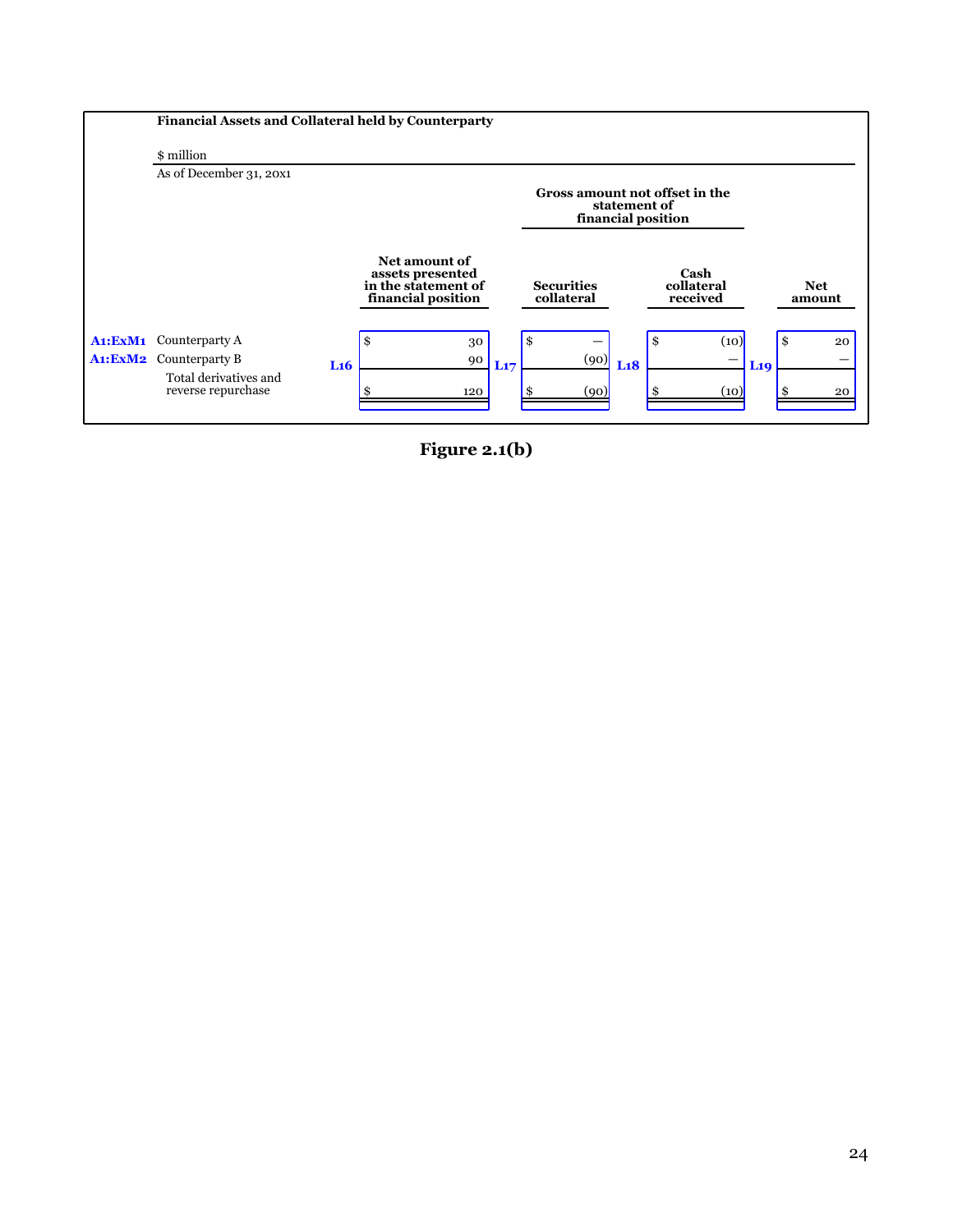**Financial Assets and Collateral held by Counterparty**

$ million

As of December 31, 20x1

| | | | Gross amount not offset in the statement of financial position | | |
|---|---|---|---|---|---|
| | | Net amount of assets presented in the statement of financial position | Securities collateral | Cash collateral received | Net amount |
| A1:ExM1 | Counterparty A | $ 30 | $ — | $ (10) | $ 20 |
| A1:ExM2 | Counterparty B | 90 | (90) | — | — |
| | Total derivatives and reverse repurchase | $ 120 | $ (90) | $ (10) | $ 20 |
| | | L16 | L17 | L18 | L19 |

**Figure 2.1(b)**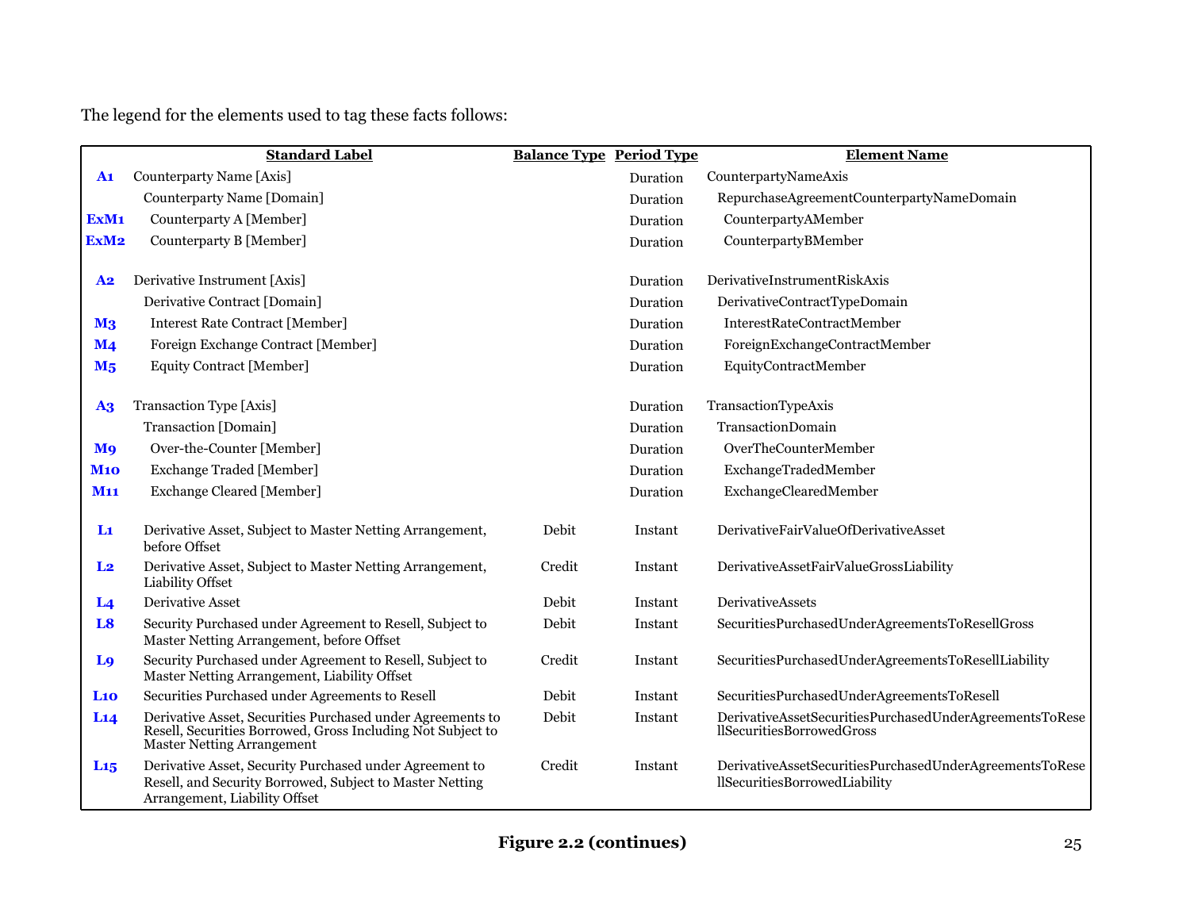The legend for the elements used to tag these facts follows:

| | Standard Label | Balance Type | Period Type | Element Name |
|---|---|---|---|---|
| **A1** | Counterparty Name [Axis] | | Duration | CounterpartyNameAxis |
| | Counterparty Name [Domain] | | Duration | RepurchaseAgreementCounterpartyNameDomain |
| **ExM1** | Counterparty A [Member] | | Duration | CounterpartyAMember |
| **ExM2** | Counterparty B [Member] | | Duration | CounterpartyBMember |
| **A2** | Derivative Instrument [Axis] | | Duration | DerivativeInstrumentRiskAxis |
| | Derivative Contract [Domain] | | Duration | DerivativeContractTypeDomain |
| **M3** | Interest Rate Contract [Member] | | Duration | InterestRateContractMember |
| **M4** | Foreign Exchange Contract [Member] | | Duration | ForeignExchangeContractMember |
| **M5** | Equity Contract [Member] | | Duration | EquityContractMember |
| **A3** | Transaction Type [Axis] | | Duration | TransactionTypeAxis |
| | Transaction [Domain] | | Duration | TransactionDomain |
| **M9** | Over-the-Counter [Member] | | Duration | OverTheCounterMember |
| **M10** | Exchange Traded [Member] | | Duration | ExchangeTradedMember |
| **M11** | Exchange Cleared [Member] | | Duration | ExchangeClearedMember |
| **L1** | Derivative Asset, Subject to Master Netting Arrangement, before Offset | Debit | Instant | DerivativeFairValueOfDerivativeAsset |
| **L2** | Derivative Asset, Subject to Master Netting Arrangement, Liability Offset | Credit | Instant | DerivativeAssetFairValueGrossLiability |
| **L4** | Derivative Asset | Debit | Instant | DerivativeAssets |
| **L8** | Security Purchased under Agreement to Resell, Subject to Master Netting Arrangement, before Offset | Debit | Instant | SecuritiesPurchasedUnderAgreementsToResellGross |
| **L9** | Security Purchased under Agreement to Resell, Subject to Master Netting Arrangement, Liability Offset | Credit | Instant | SecuritiesPurchasedUnderAgreementsToResellLiability |
| **L10** | Securities Purchased under Agreements to Resell | Debit | Instant | SecuritiesPurchasedUnderAgreementsToResell |
| **L14** | Derivative Asset, Securities Purchased under Agreements to Resell, Securities Borrowed, Gross Including Not Subject to Master Netting Arrangement | Debit | Instant | DerivativeAssetSecuritiesPurchasedUnderAgreementsToResellSecuritiesBorrowedGross |
| **L15** | Derivative Asset, Security Purchased under Agreement to Resell, and Security Borrowed, Subject to Master Netting Arrangement, Liability Offset | Credit | Instant | DerivativeAssetSecuritiesPurchasedUnderAgreementsToResellSecuritiesBorrowedLiability |

**Figure 2.2 (continues)**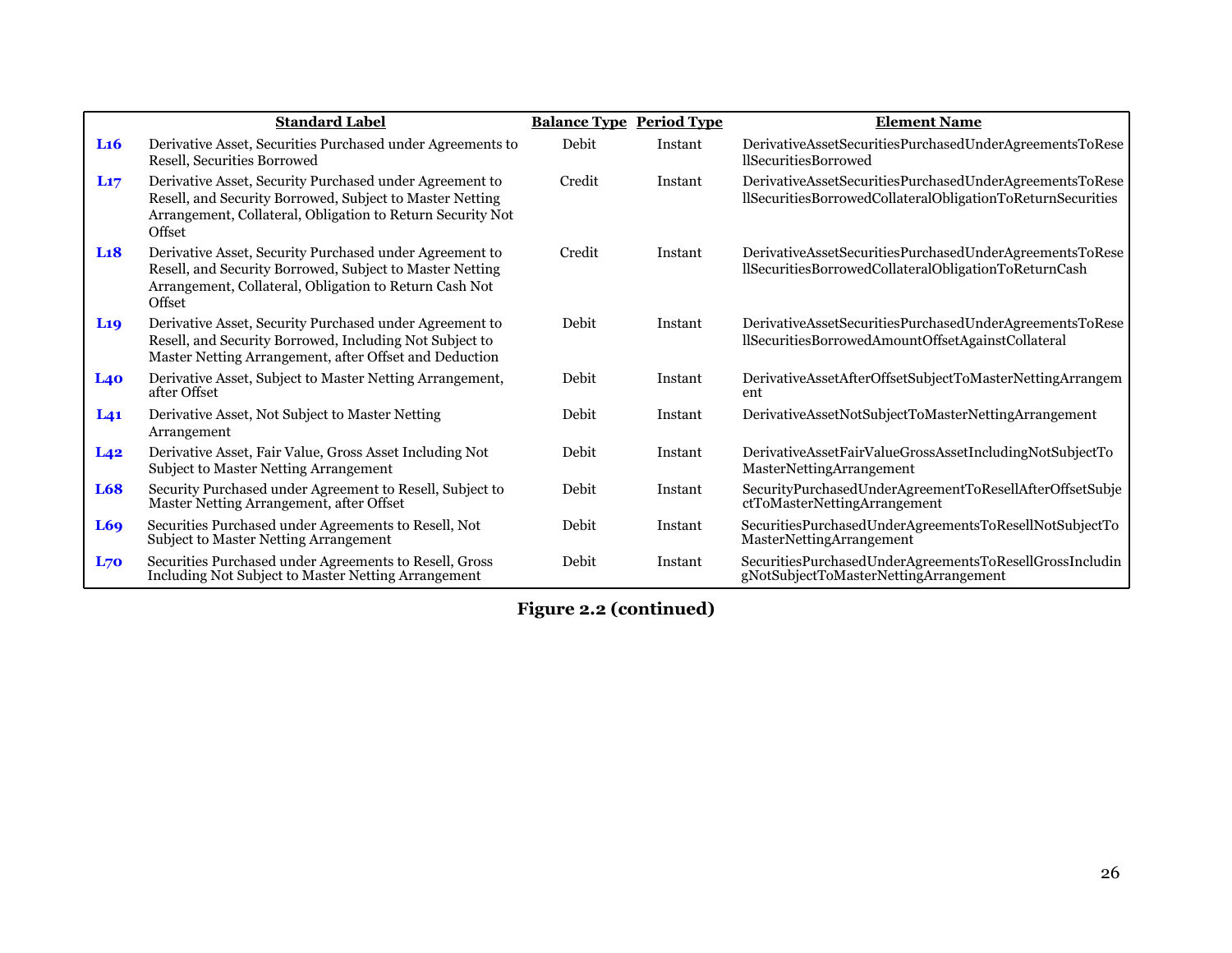| | Standard Label | Balance Type | Period Type | Element Name |
|---|---|---|---|---|
| **L16** | Derivative Asset, Securities Purchased under Agreements to Resell, Securities Borrowed | Debit | Instant | DerivativeAssetSecuritiesPurchasedUnderAgreementsToResellSecuritiesBorrowed |
| **L17** | Derivative Asset, Security Purchased under Agreement to Resell, and Security Borrowed, Subject to Master Netting Arrangement, Collateral, Obligation to Return Security Not Offset | Credit | Instant | DerivativeAssetSecuritiesPurchasedUnderAgreementsToResellSecuritiesBorrowedCollateralObligationToReturnSecurities |
| **L18** | Derivative Asset, Security Purchased under Agreement to Resell, and Security Borrowed, Subject to Master Netting Arrangement, Collateral, Obligation to Return Cash Not Offset | Credit | Instant | DerivativeAssetSecuritiesPurchasedUnderAgreementsToResellSecuritiesBorrowedCollateralObligationToReturnCash |
| **L19** | Derivative Asset, Security Purchased under Agreement to Resell, and Security Borrowed, Including Not Subject to Master Netting Arrangement, after Offset and Deduction | Debit | Instant | DerivativeAssetSecuritiesPurchasedUnderAgreementsToResellSecuritiesBorrowedAmountOffsetAgainstCollateral |
| **L40** | Derivative Asset, Subject to Master Netting Arrangement, after Offset | Debit | Instant | DerivativeAssetAfterOffsetSubjectToMasterNettingArrangement |
| **L41** | Derivative Asset, Not Subject to Master Netting Arrangement | Debit | Instant | DerivativeAssetNotSubjectToMasterNettingArrangement |
| **L42** | Derivative Asset, Fair Value, Gross Asset Including Not Subject to Master Netting Arrangement | Debit | Instant | DerivativeAssetFairValueGrossAssetIncludingNotSubjectToMasterNettingArrangement |
| **L68** | Security Purchased under Agreement to Resell, Subject to Master Netting Arrangement, after Offset | Debit | Instant | SecurityPurchasedUnderAgreementToResellAfterOffsetSubjectToMasterNettingArrangement |
| **L69** | Securities Purchased under Agreements to Resell, Not Subject to Master Netting Arrangement | Debit | Instant | SecuritiesPurchasedUnderAgreementsToResellNotSubjectToMasterNettingArrangement |
| **L70** | Securities Purchased under Agreements to Resell, Gross Including Not Subject to Master Netting Arrangement | Debit | Instant | SecuritiesPurchasedUnderAgreementsToResellGrossIncludingNotSubjectToMasterNettingArrangement |

**Figure 2.2 (continued)**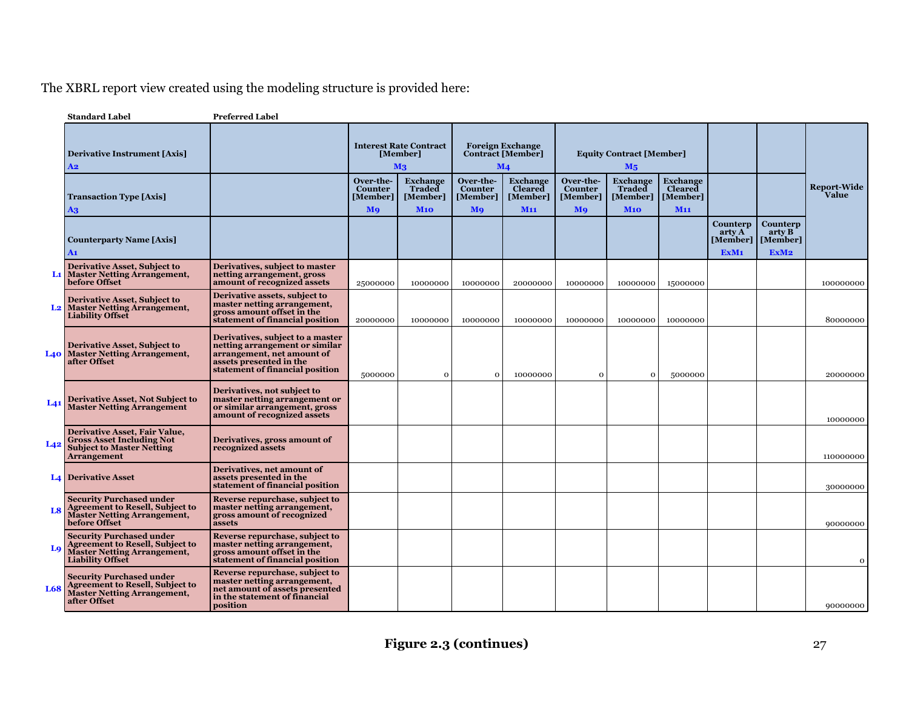The XBRL report view created using the modeling structure is provided here:

| | Standard Label | Preferred Label | | | | | | | | | | |
|---|---|---|---|---|---|---|---|---|---|---|---|---|
| | **Derivative Instrument [Axis]** A2 | | **Interest Rate Contract [Member]** M3 | | **Foreign Exchange Contract [Member]** M4 | | **Equity Contract [Member]** M5 | | | | | **Report-Wide Value** |
| | **Transaction Type [Axis]** A3 | | **Over-the-Counter [Member]** M9 | **Exchange Traded [Member]** M10 | **Over-the-Counter [Member]** M9 | **Exchange Cleared [Member]** M11 | **Over-the-Counter [Member]** M9 | **Exchange Traded [Member]** M10 | **Exchange Cleared [Member]** M11 | | | |
| | **Counterparty Name [Axis]** A1 | | | | | | | | | **Counterparty A [Member]** ExM1 | **Counterparty B [Member]** ExM2 | |
| L1 | **Derivative Asset, Subject to Master Netting Arrangement, before Offset** | **Derivatives, subject to master netting arrangement, gross amount of recognized assets** | 25000000 | 10000000 | 10000000 | 20000000 | 10000000 | 10000000 | 15000000 | | | 100000000 |
| L2 | **Derivative Asset, Subject to Master Netting Arrangement, Liability Offset** | **Derivative assets, subject to master netting arrangement, gross amount offset in the statement of financial position** | 20000000 | 10000000 | 10000000 | 10000000 | 10000000 | 10000000 | 10000000 | | | 80000000 |
| L40 | **Derivative Asset, Subject to Master Netting Arrangement, after Offset** | **Derivatives, subject to a master netting arrangement or similar arrangement, net amount of assets presented in the statement of financial position** | 5000000 | 0 | 0 | 10000000 | 0 | 0 | 5000000 | | | 20000000 |
| L41 | **Derivative Asset, Not Subject to Master Netting Arrangement** | **Derivatives, not subject to master netting arrangement or or similar arrangement, gross amount of recognized assets** | | | | | | | | | | 10000000 |
| L42 | **Derivative Asset, Fair Value, Gross Asset Including Not Subject to Master Netting Arrangement** | **Derivatives, gross amount of recognized assets** | | | | | | | | | | 110000000 |
| L4 | **Derivative Asset** | **Derivatives, net amount of assets presented in the statement of financial position** | | | | | | | | | | 30000000 |
| L8 | **Security Purchased under Agreement to Resell, Subject to Master Netting Arrangement, before Offset** | **Reverse repurchase, subject to master netting arrangement, gross amount of recognized assets** | | | | | | | | | | 90000000 |
| L9 | **Security Purchased under Agreement to Resell, Subject to Master Netting Arrangement, Liability Offset** | **Reverse repurchase, subject to master netting arrangement, gross amount offset in the statement of financial position** | | | | | | | | | | 0 |
| L68 | **Security Purchased under Agreement to Resell, Subject to Master Netting Arrangement, after Offset** | **Reverse repurchase, subject to master netting arrangement, net amount of assets presented in the statement of financial position** | | | | | | | | | | 90000000 |

**Figure 2.3 (continues)**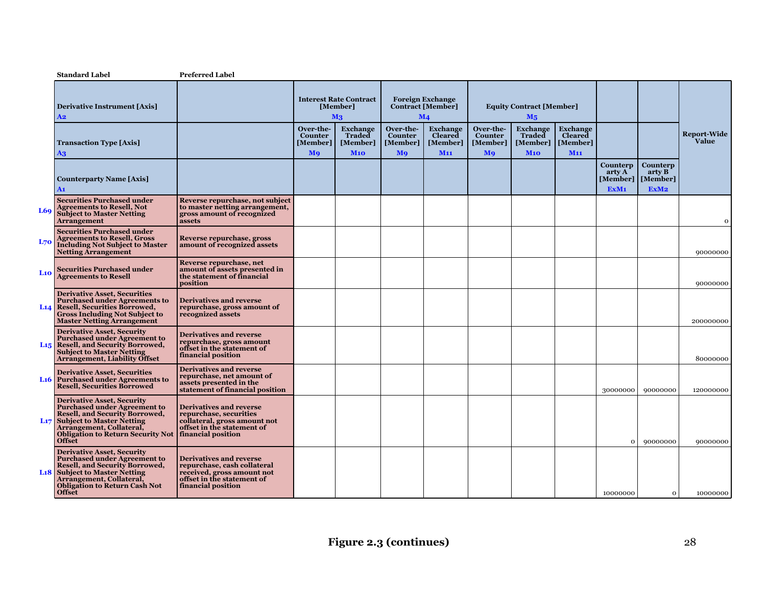| | Standard Label | Preferred Label | | | | | | | | | | |
|---|---|---|---|---|---|---|---|---|---|---|---|---|
| | Derivative Instrument [Axis] A2 | | Interest Rate Contract [Member] M3 | | Foreign Exchange Contract [Member] M4 | | Equity Contract [Member] M5 | | | | | Report-Wide Value |
| | Transaction Type [Axis] A3 | | Over-the-Counter [Member] M9 | Exchange Traded [Member] M10 | Over-the-Counter [Member] M9 | Exchange Cleared [Member] M11 | Over-the-Counter [Member] M9 | Exchange Traded [Member] M10 | Exchange Cleared [Member] M11 | | | |
| | Counterparty Name [Axis] A1 | | | | | | | | | Counterparty A [Member] ExM1 | Counterparty B [Member] ExM2 | |
| L69 | Securities Purchased under Agreements to Resell, Not Subject to Master Netting Arrangement | Reverse repurchase, not subject to master netting arrangement, gross amount of recognized assets | | | | | | | | | | 0 |
| L70 | Securities Purchased under Agreements to Resell, Gross Including Not Subject to Master Netting Arrangement | Reverse repurchase, gross amount of recognized assets | | | | | | | | | | 90000000 |
| L10 | Securities Purchased under Agreements to Resell | Reverse repurchase, net amount of assets presented in the statement of financial position | | | | | | | | | | 90000000 |
| L14 | Derivative Asset, Securities Purchased under Agreements to Resell, Securities Borrowed, Gross Including Not Subject to Master Netting Arrangement | Derivatives and reverse repurchase, gross amount of recognized assets | | | | | | | | | | 200000000 |
| L15 | Derivative Asset, Security Purchased under Agreement to Resell, and Security Borrowed, Subject to Master Netting Arrangement, Liability Offset | Derivatives and reverse repurchase, gross amount offset in the statement of financial position | | | | | | | | | | 80000000 |
| L16 | Derivative Asset, Securities Purchased under Agreements to Resell, Securities Borrowed | Derivatives and reverse repurchase, net amount of assets presented in the statement of financial position | | | | | | | | 30000000 | 90000000 | 120000000 |
| L17 | Derivative Asset, Security Purchased under Agreement to Resell, and Security Borrowed, Subject to Master Netting Arrangement, Collateral, Obligation to Return Security Not Offset | Derivatives and reverse repurchase, securities collateral, gross amount not offset in the statement of financial position | | | | | | | | 0 | 90000000 | 90000000 |
| L18 | Derivative Asset, Security Purchased under Agreement to Resell, and Security Borrowed, Subject to Master Netting Arrangement, Collateral, Obligation to Return Cash Not Offset | Derivatives and reverse repurchase, cash collateral received, gross amount not offset in the statement of financial position | | | | | | | | 10000000 | 0 | 10000000 |

**Figure 2.3 (continues)**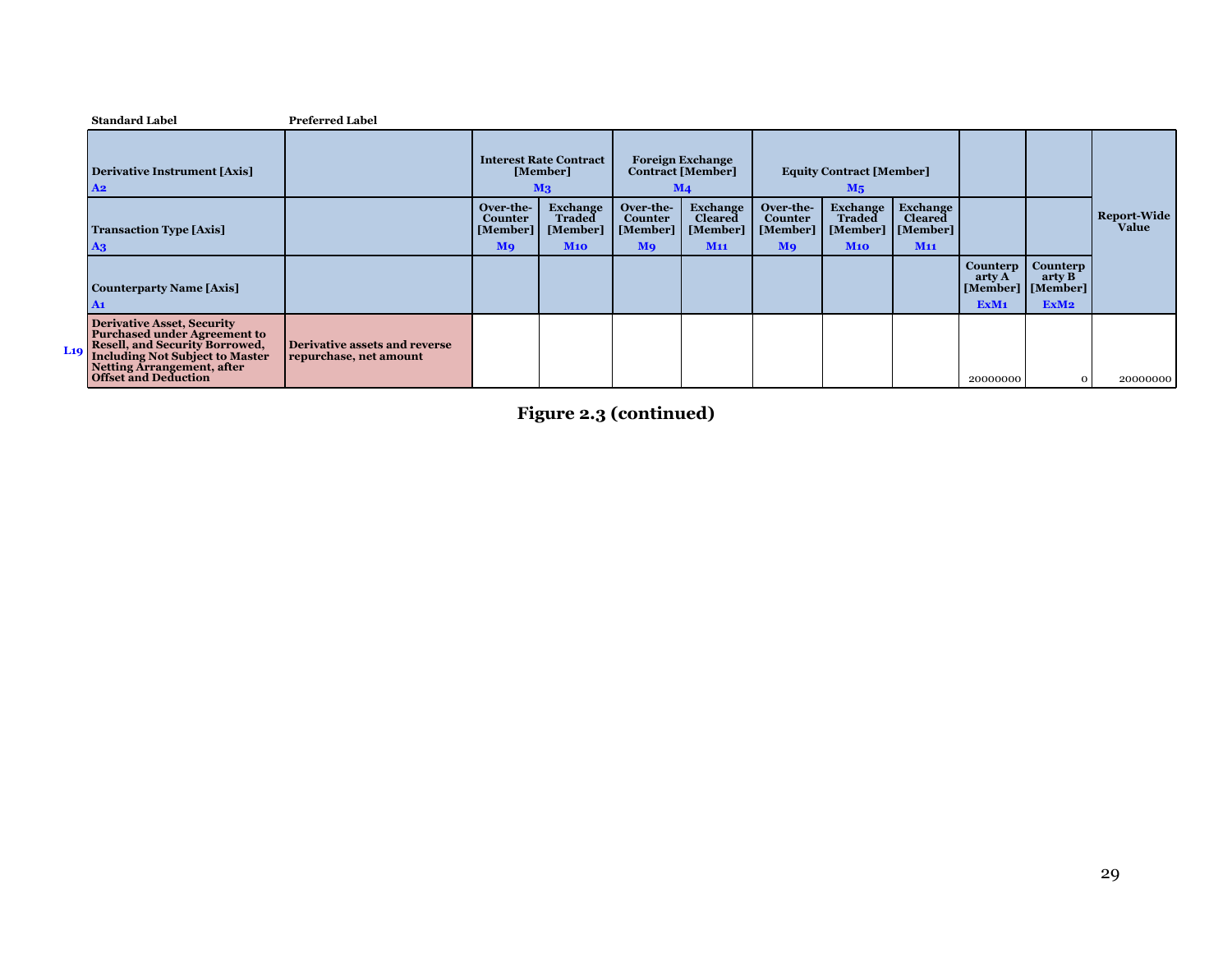| | Standard Label | Preferred Label | | | | | | | | | | |
|---|---|---|---|---|---|---|---|---|---|---|---|---|
| | Derivative Instrument [Axis] A2 | | Interest Rate Contract [Member] M3 | | Foreign Exchange Contract [Member] M4 | | Equity Contract [Member] M5 | | | | | Report-Wide Value |
| | Transaction Type [Axis] A3 | | Over-the-Counter [Member] M9 | Exchange Traded [Member] M10 | Over-the-Counter [Member] M9 | Exchange Cleared [Member] M11 | Over-the-Counter [Member] M9 | Exchange Traded [Member] M10 | Exchange Cleared [Member] M11 | | | |
| | Counterparty Name [Axis] A1 | | | | | | | | | Counterparty A [Member] ExM1 | Counterparty B [Member] ExM2 | |
| L19 | Derivative Asset, Security Purchased under Agreement to Resell, and Security Borrowed, Including Not Subject to Master Netting Arrangement, after Offset and Deduction | Derivative assets and reverse repurchase, net amount | | | | | | | | 20000000 | 0 | 20000000 |

**Figure 2.3 (continued)**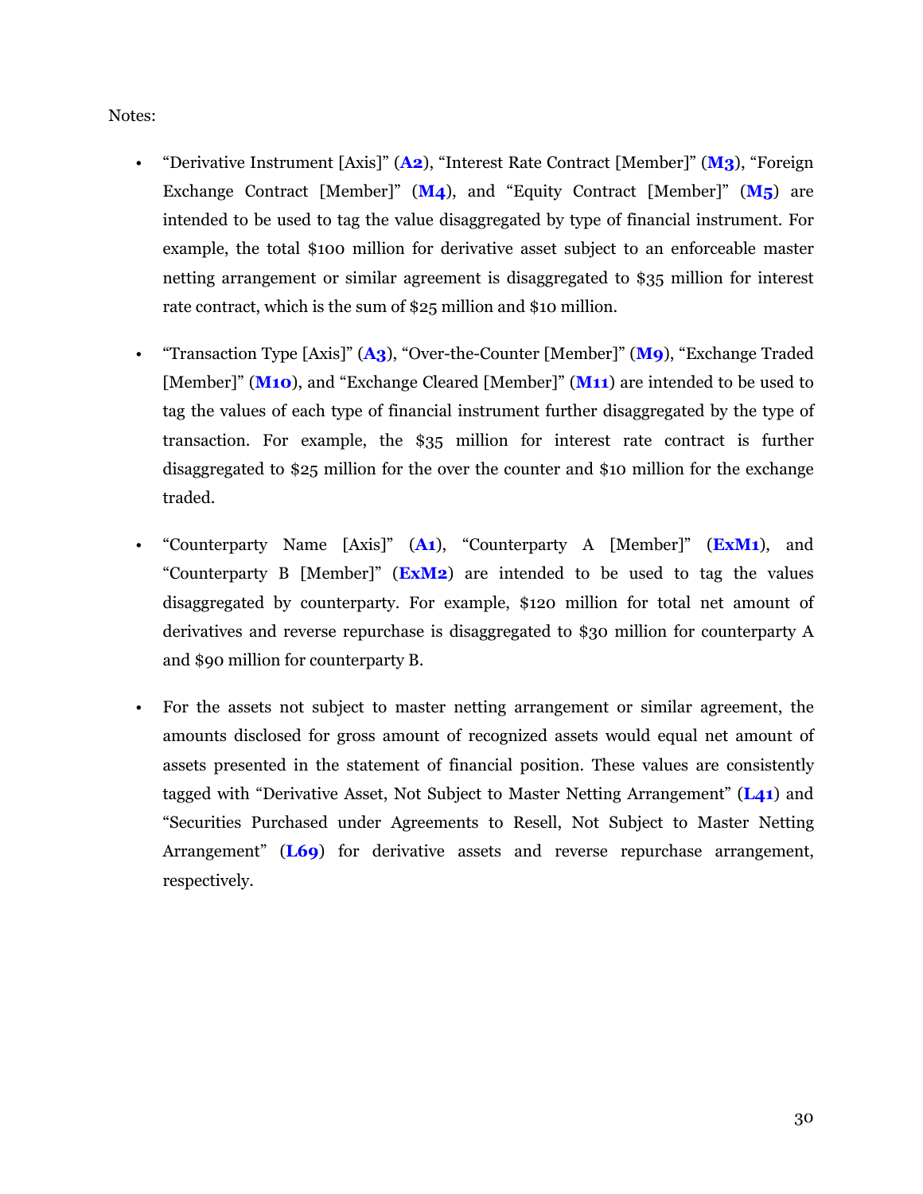Notes:

- "Derivative Instrument [Axis]" (**A2**), "Interest Rate Contract [Member]" (**M3**), "Foreign Exchange Contract [Member]" (**M4**), and "Equity Contract [Member]" (**M5**) are intended to be used to tag the value disaggregated by type of financial instrument. For example, the total $100 million for derivative asset subject to an enforceable master netting arrangement or similar agreement is disaggregated to $35 million for interest rate contract, which is the sum of $25 million and $10 million.

- "Transaction Type [Axis]" (**A3**), "Over-the-Counter [Member]" (**M9**), "Exchange Traded [Member]" (**M10**), and "Exchange Cleared [Member]" (**M11**) are intended to be used to tag the values of each type of financial instrument further disaggregated by the type of transaction. For example, the $35 million for interest rate contract is further disaggregated to $25 million for the over the counter and $10 million for the exchange traded.

- "Counterparty Name [Axis]" (**A1**), "Counterparty A [Member]" (**ExM1**), and "Counterparty B [Member]" (**ExM2**) are intended to be used to tag the values disaggregated by counterparty. For example, $120 million for total net amount of derivatives and reverse repurchase is disaggregated to $30 million for counterparty A and $90 million for counterparty B.

- For the assets not subject to master netting arrangement or similar agreement, the amounts disclosed for gross amount of recognized assets would equal net amount of assets presented in the statement of financial position. These values are consistently tagged with "Derivative Asset, Not Subject to Master Netting Arrangement" (**L41**) and "Securities Purchased under Agreements to Resell, Not Subject to Master Netting Arrangement" (**L69**) for derivative assets and reverse repurchase arrangement, respectively.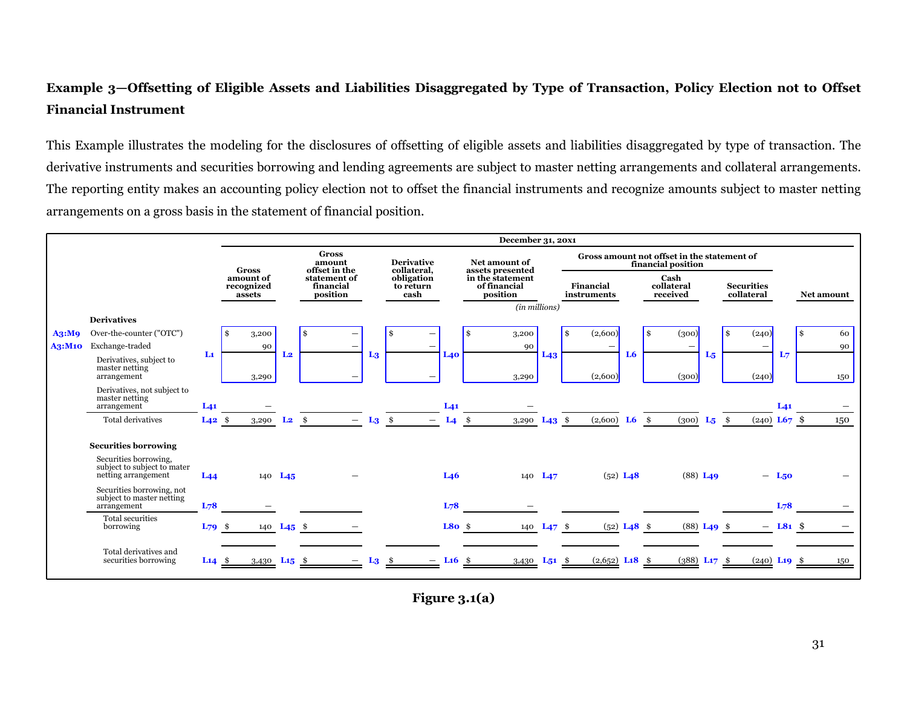## Example 3—Offsetting of Eligible Assets and Liabilities Disaggregated by Type of Transaction, Policy Election not to Offset Financial Instrument

This Example illustrates the modeling for the disclosures of offsetting of eligible assets and liabilities disaggregated by type of transaction. The derivative instruments and securities borrowing and lending agreements are subject to master netting arrangements and collateral arrangements. The reporting entity makes an accounting policy election not to offset the financial instruments and recognize amounts subject to master netting arrangements on a gross basis in the statement of financial position.

| | | | December 31, 20x1 | | | | | | | | | | | | | | |
|---|---|---|---|---|---|---|---|---|---|---|---|---|---|---|---|---|---|
| | | | | | | | | | | | Gross amount not offset in the statement of financial position | | | | | | |
| | | | Gross amount of recognized assets | | Gross amount offset in the statement of financial position | | Derivative collateral, obligation to return cash | | Net amount of assets presented in the statement of financial position | | Financial instruments | | Cash collateral received | | Securities collateral | | Net amount |
| | | | | | | | | | *(in millions)* | | | | | | | | |
| | **Derivatives** | | | | | | | | | | | | | | | | |
| A3:M9 | Over-the-counter ("OTC") | L1 | $ 3,200 | L2 | $ — | L3 | $ — | L40 | $ 3,200 | L43 | $ (2,600) | L6 | $ (300) | L5 | $ (240) | L7 | $ 60 |
| A3:M10 | Exchange-traded | | 90 | | — | | — | | 90 | | — | | — | | — | | 90 |
| | Derivatives, subject to master netting arrangement | | 3,290 | | — | | — | | 3,290 | | (2,600) | | (300) | | (240) | | 150 |
| | Derivatives, not subject to master netting arrangement | L41 | — | | | | | L41 | — | | | | | | | L41 | — |
| | Total derivatives | L42 | $ 3,290 | L2 | $ — | L3 | $ — | L4 | $ 3,290 | L43 | $ (2,600) | L6 | $ (300) | L5 | $ (240) | L67 | $ 150 |
| | **Securities borrowing** | | | | | | | | | | | | | | | | |
| | Securities borrowing, subject to subject to mater netting arrangement | L44 | 140 | L45 | — | | | L46 | 140 | L47 | (52) | L48 | (88) | L49 | — | L50 | — |
| | Securities borrowing, not subject to master netting arrangement | L78 | — | | | | | L78 | — | | | | | | | L78 | — |
| | Total securities borrowing | L79 | $ 140 | L45 | $ — | | | L80 | $ 140 | L47 | $ (52) | L48 | $ (88) | L49 | $ — | L81 | $ — |
| | Total derivatives and securities borrowing | L14 | $ 3,430 | L15 | $ — | L3 | $ — | L16 | $ 3,430 | L51 | $ (2,652) | L18 | $ (388) | L17 | $ (240) | L19 | $ 150 |

**Figure 3.1(a)**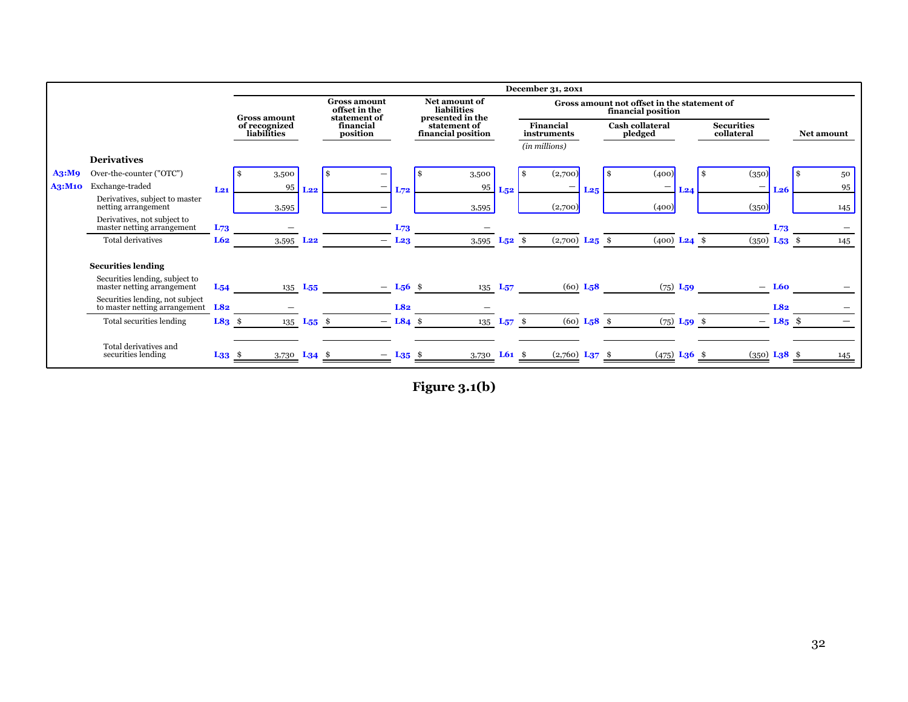| | | | December 31, 20x1 | | | | | | | | | | | |
|---|---|---|---|---|---|---|---|---|---|---|---|---|---|---|
| | | | | | | | Gross amount not offset in the statement of financial position | | | | | | | |
| | | Gross amount of recognized liabilities | | Gross amount offset in the statement of financial position | | Net amount of liabilities presented in the statement of financial position | | Financial instruments | | Cash collateral pledged | | Securities collateral | | Net amount |
| | | | | | | | | *(in millions)* | | | | | | |
| | **Derivatives** | | | | | | | | | | | | | |
| A3:M9 | Over-the-counter ("OTC") | | $ 3,500 | | $ — | | $ 3,500 | | $ (2,700) | | $ (400) | | $ (350) | | $ 50 |
| A3:M10 | Exchange-traded | L21 | 95 | L22 | — | L72 | 95 | L52 | — | L25 | — | L24 | — | L26 | 95 |
| | Derivatives, subject to master netting arrangement | | 3,595 | | — | | 3,595 | | (2,700) | | (400) | | (350) | | 145 |
| | Derivatives, not subject to master netting arrangement | L73 | — | | | L73 | — | | | | | | | L73 | — |
| | Total derivatives | L62 | 3,595 | L22 | — | L23 | 3,595 | L52 | $ (2,700) | L25 | $ (400) | L24 | $ (350) | L53 | $ 145 |
| | **Securities lending** | | | | | | | | | | | | | | |
| | Securities lending, subject to master netting arrangement | L54 | 135 | L55 | — | L56 | $ 135 | L57 | (60) | L58 | (75) | L59 | — | L60 | — |
| | Securities lending, not subject to master netting arrangement | L82 | — | | | L82 | — | | | | | | | L82 | — |
| | Total securities lending | L83 | $ 135 | L55 | $ — | L84 | $ 135 | L57 | $ (60) | L58 | $ (75) | L59 | $ — | L85 | $ — |
| | Total derivatives and securities lending | L33 | $ 3,730 | L34 | $ — | L35 | $ 3,730 | L61 | $ (2,760) | L37 | $ (475) | L36 | $ (350) | L38 | $ 145 |

**Figure 3.1(b)**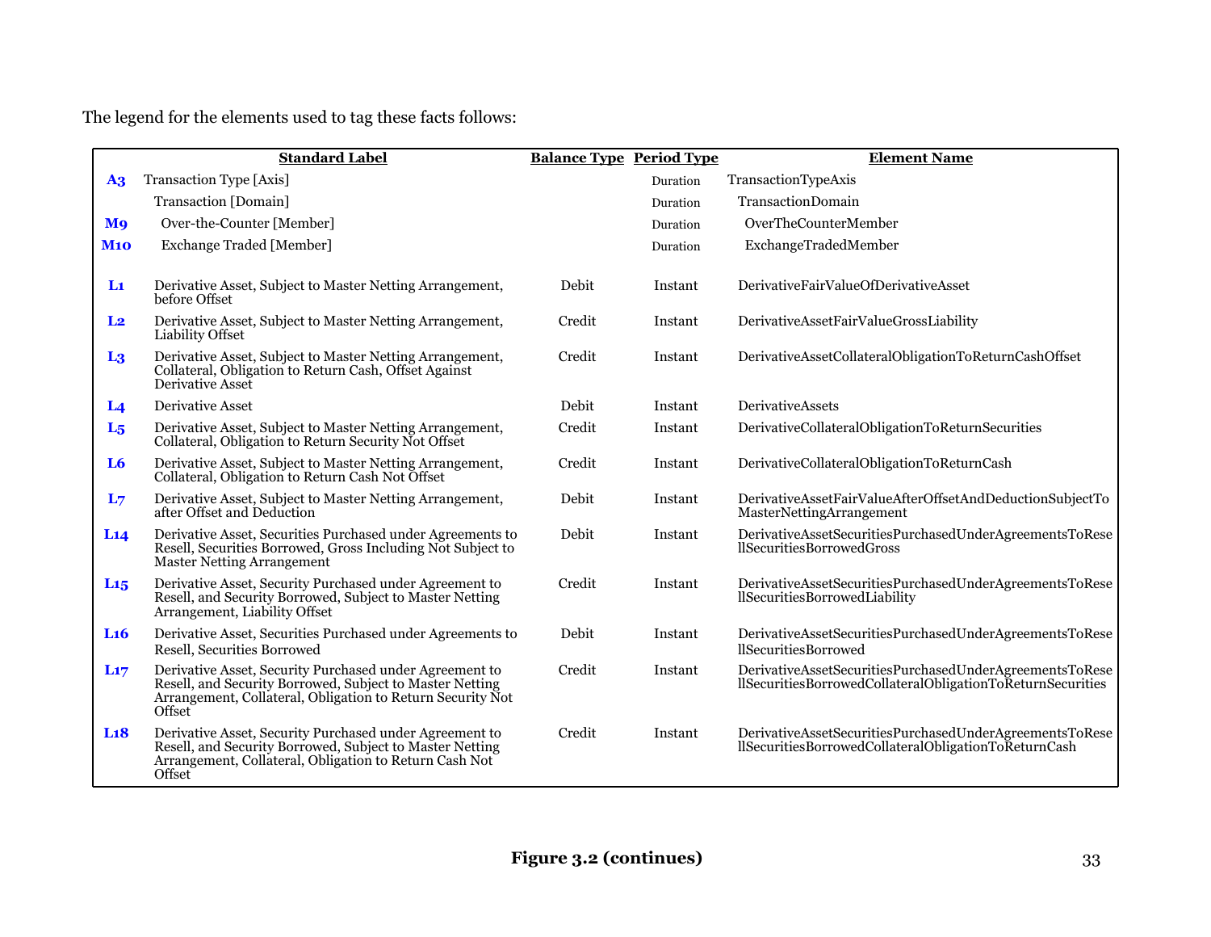The legend for the elements used to tag these facts follows:

| | Standard Label | Balance Type | Period Type | Element Name |
|---|---|---|---|---|
| **A3** | Transaction Type [Axis] | | Duration | TransactionTypeAxis |
| | Transaction [Domain] | | Duration | TransactionDomain |
| **M9** | Over-the-Counter [Member] | | Duration | OverTheCounterMember |
| **M10** | Exchange Traded [Member] | | Duration | ExchangeTradedMember |
| **L1** | Derivative Asset, Subject to Master Netting Arrangement, before Offset | Debit | Instant | DerivativeFairValueOfDerivativeAsset |
| **L2** | Derivative Asset, Subject to Master Netting Arrangement, Liability Offset | Credit | Instant | DerivativeAssetFairValueGrossLiability |
| **L3** | Derivative Asset, Subject to Master Netting Arrangement, Collateral, Obligation to Return Cash, Offset Against Derivative Asset | Credit | Instant | DerivativeAssetCollateralObligationToReturnCashOffset |
| **L4** | Derivative Asset | Debit | Instant | DerivativeAssets |
| **L5** | Derivative Asset, Subject to Master Netting Arrangement, Collateral, Obligation to Return Security Not Offset | Credit | Instant | DerivativeCollateralObligationToReturnSecurities |
| **L6** | Derivative Asset, Subject to Master Netting Arrangement, Collateral, Obligation to Return Cash Not Offset | Credit | Instant | DerivativeCollateralObligationToReturnCash |
| **L7** | Derivative Asset, Subject to Master Netting Arrangement, after Offset and Deduction | Debit | Instant | DerivativeAssetFairValueAfterOffsetAndDeductionSubjectToMasterNettingArrangement |
| **L14** | Derivative Asset, Securities Purchased under Agreements to Resell, Securities Borrowed, Gross Including Not Subject to Master Netting Arrangement | Debit | Instant | DerivativeAssetSecuritiesPurchasedUnderAgreementsToResellSecuritiesBorrowedGross |
| **L15** | Derivative Asset, Security Purchased under Agreement to Resell, and Security Borrowed, Subject to Master Netting Arrangement, Liability Offset | Credit | Instant | DerivativeAssetSecuritiesPurchasedUnderAgreementsToResellSecuritiesBorrowedLiability |
| **L16** | Derivative Asset, Securities Purchased under Agreements to Resell, Securities Borrowed | Debit | Instant | DerivativeAssetSecuritiesPurchasedUnderAgreementsToResellSecuritiesBorrowed |
| **L17** | Derivative Asset, Security Purchased under Agreement to Resell, and Security Borrowed, Subject to Master Netting Arrangement, Collateral, Obligation to Return Security Not Offset | Credit | Instant | DerivativeAssetSecuritiesPurchasedUnderAgreementsToResellSecuritiesBorrowedCollateralObligationToReturnSecurities |
| **L18** | Derivative Asset, Security Purchased under Agreement to Resell, and Security Borrowed, Subject to Master Netting Arrangement, Collateral, Obligation to Return Cash Not Offset | Credit | Instant | DerivativeAssetSecuritiesPurchasedUnderAgreementsToResellSecuritiesBorrowedCollateralObligationToReturnCash |

**Figure 3.2 (continues)**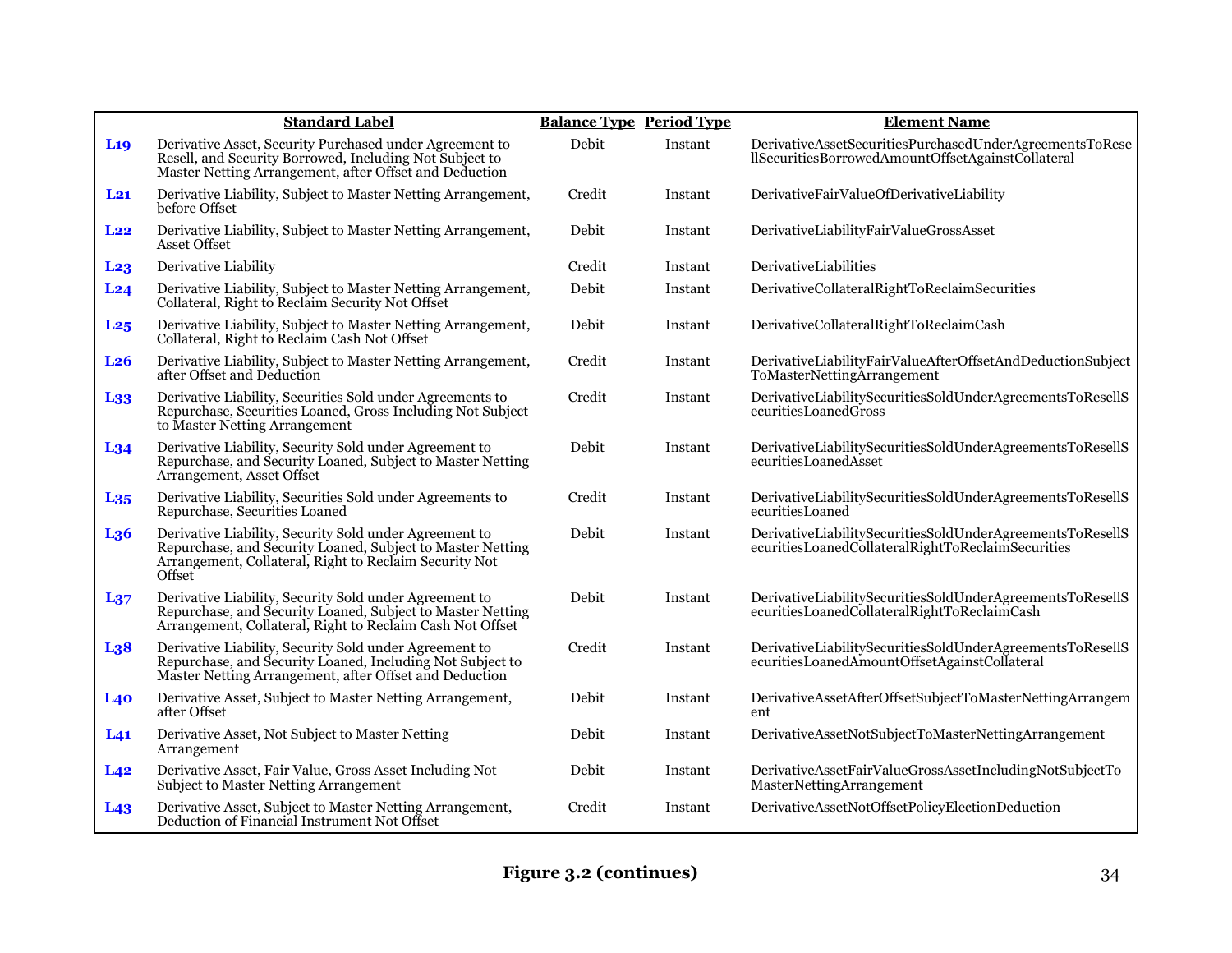| | Standard Label | Balance Type | Period Type | Element Name |
|---|---|---|---|---|
| L19 | Derivative Asset, Security Purchased under Agreement to Resell, and Security Borrowed, Including Not Subject to Master Netting Arrangement, after Offset and Deduction | Debit | Instant | DerivativeAssetSecuritiesPurchasedUnderAgreementsToResellSecuritiesBorrowedAmountOffsetAgainstCollateral |
| L21 | Derivative Liability, Subject to Master Netting Arrangement, before Offset | Credit | Instant | DerivativeFairValueOfDerivativeLiability |
| L22 | Derivative Liability, Subject to Master Netting Arrangement, Asset Offset | Debit | Instant | DerivativeLiabilityFairValueGrossAsset |
| L23 | Derivative Liability | Credit | Instant | DerivativeLiabilities |
| L24 | Derivative Liability, Subject to Master Netting Arrangement, Collateral, Right to Reclaim Security Not Offset | Debit | Instant | DerivativeCollateralRightToReclaimSecurities |
| L25 | Derivative Liability, Subject to Master Netting Arrangement, Collateral, Right to Reclaim Cash Not Offset | Debit | Instant | DerivativeCollateralRightToReclaimCash |
| L26 | Derivative Liability, Subject to Master Netting Arrangement, after Offset and Deduction | Credit | Instant | DerivativeLiabilityFairValueAfterOffsetAndDeductionSubjectToMasterNettingArrangement |
| L33 | Derivative Liability, Securities Sold under Agreements to Repurchase, Securities Loaned, Gross Including Not Subject to Master Netting Arrangement | Credit | Instant | DerivativeLiabilitySecuritiesSoldUnderAgreementsToResellSecuritiesLoanedGross |
| L34 | Derivative Liability, Security Sold under Agreement to Repurchase, and Security Loaned, Subject to Master Netting Arrangement, Asset Offset | Debit | Instant | DerivativeLiabilitySecuritiesSoldUnderAgreementsToResellSecuritiesLoanedAsset |
| L35 | Derivative Liability, Securities Sold under Agreements to Repurchase, Securities Loaned | Credit | Instant | DerivativeLiabilitySecuritiesSoldUnderAgreementsToResellSecuritiesLoaned |
| L36 | Derivative Liability, Security Sold under Agreement to Repurchase, and Security Loaned, Subject to Master Netting Arrangement, Collateral, Right to Reclaim Security Not Offset | Debit | Instant | DerivativeLiabilitySecuritiesSoldUnderAgreementsToResellSecuritiesLoanedCollateralRightToReclaimSecurities |
| L37 | Derivative Liability, Security Sold under Agreement to Repurchase, and Security Loaned, Subject to Master Netting Arrangement, Collateral, Right to Reclaim Cash Not Offset | Debit | Instant | DerivativeLiabilitySecuritiesSoldUnderAgreementsToResellSecuritiesLoanedCollateralRightToReclaimCash |
| L38 | Derivative Liability, Security Sold under Agreement to Repurchase, and Security Loaned, Including Not Subject to Master Netting Arrangement, after Offset and Deduction | Credit | Instant | DerivativeLiabilitySecuritiesSoldUnderAgreementsToResellSecuritiesLoanedAmountOffsetAgainstCollateral |
| L40 | Derivative Asset, Subject to Master Netting Arrangement, after Offset | Debit | Instant | DerivativeAssetAfterOffsetSubjectToMasterNettingArrangement |
| L41 | Derivative Asset, Not Subject to Master Netting Arrangement | Debit | Instant | DerivativeAssetNotSubjectToMasterNettingArrangement |
| L42 | Derivative Asset, Fair Value, Gross Asset Including Not Subject to Master Netting Arrangement | Debit | Instant | DerivativeAssetFairValueGrossAssetIncludingNotSubjectToMasterNettingArrangement |
| L43 | Derivative Asset, Subject to Master Netting Arrangement, Deduction of Financial Instrument Not Offset | Credit | Instant | DerivativeAssetNotOffsetPolicyElectionDeduction |

**Figure 3.2 (continues)**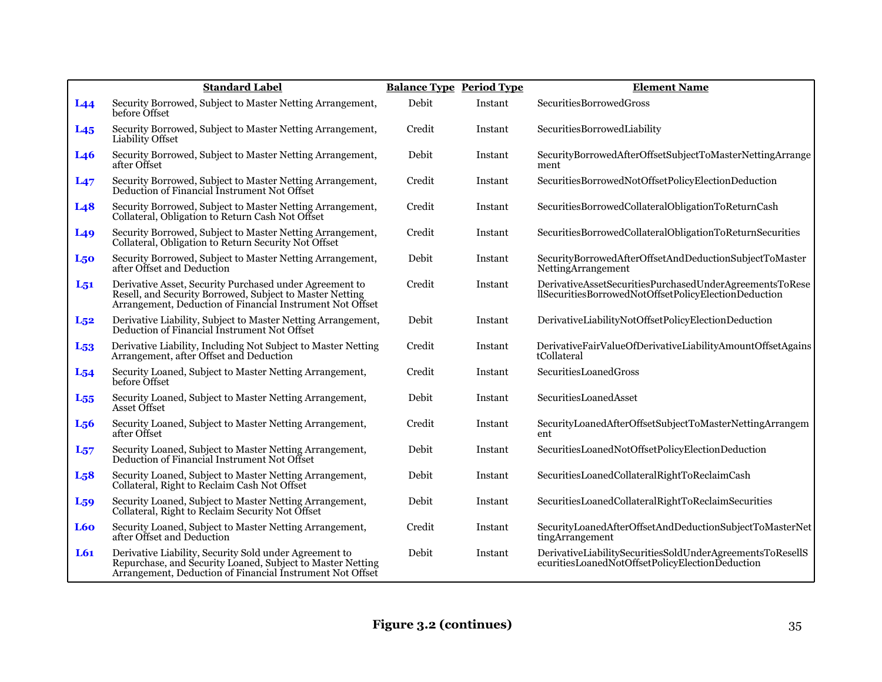| | Standard Label | Balance Type | Period Type | Element Name |
|---|---|---|---|---|
| **L44** | Security Borrowed, Subject to Master Netting Arrangement, before Offset | Debit | Instant | SecuritiesBorrowedGross |
| **L45** | Security Borrowed, Subject to Master Netting Arrangement, Liability Offset | Credit | Instant | SecuritiesBorrowedLiability |
| **L46** | Security Borrowed, Subject to Master Netting Arrangement, after Offset | Debit | Instant | SecurityBorrowedAfterOffsetSubjectToMasterNettingArrangement |
| **L47** | Security Borrowed, Subject to Master Netting Arrangement, Deduction of Financial Instrument Not Offset | Credit | Instant | SecuritiesBorrowedNotOffsetPolicyElectionDeduction |
| **L48** | Security Borrowed, Subject to Master Netting Arrangement, Collateral, Obligation to Return Cash Not Offset | Credit | Instant | SecuritiesBorrowedCollateralObligationToReturnCash |
| **L49** | Security Borrowed, Subject to Master Netting Arrangement, Collateral, Obligation to Return Security Not Offset | Credit | Instant | SecuritiesBorrowedCollateralObligationToReturnSecurities |
| **L50** | Security Borrowed, Subject to Master Netting Arrangement, after Offset and Deduction | Debit | Instant | SecurityBorrowedAfterOffsetAndDeductionSubjectToMasterNettingArrangement |
| **L51** | Derivative Asset, Security Purchased under Agreement to Resell, and Security Borrowed, Subject to Master Netting Arrangement, Deduction of Financial Instrument Not Offset | Credit | Instant | DerivativeAssetSecuritiesPurchasedUnderAgreementsToResellSecuritiesBorrowedNotOffsetPolicyElectionDeduction |
| **L52** | Derivative Liability, Subject to Master Netting Arrangement, Deduction of Financial Instrument Not Offset | Debit | Instant | DerivativeLiabilityNotOffsetPolicyElectionDeduction |
| **L53** | Derivative Liability, Including Not Subject to Master Netting Arrangement, after Offset and Deduction | Credit | Instant | DerivativeFairValueOfDerivativeLiabilityAmountOffsetAgainstCollateral |
| **L54** | Security Loaned, Subject to Master Netting Arrangement, before Offset | Credit | Instant | SecuritiesLoanedGross |
| **L55** | Security Loaned, Subject to Master Netting Arrangement, Asset Offset | Debit | Instant | SecuritiesLoanedAsset |
| **L56** | Security Loaned, Subject to Master Netting Arrangement, after Offset | Credit | Instant | SecurityLoanedAfterOffsetSubjectToMasterNettingArrangement |
| **L57** | Security Loaned, Subject to Master Netting Arrangement, Deduction of Financial Instrument Not Offset | Debit | Instant | SecuritiesLoanedNotOffsetPolicyElectionDeduction |
| **L58** | Security Loaned, Subject to Master Netting Arrangement, Collateral, Right to Reclaim Cash Not Offset | Debit | Instant | SecuritiesLoanedCollateralRightToReclaimCash |
| **L59** | Security Loaned, Subject to Master Netting Arrangement, Collateral, Right to Reclaim Security Not Offset | Debit | Instant | SecuritiesLoanedCollateralRightToReclaimSecurities |
| **L60** | Security Loaned, Subject to Master Netting Arrangement, after Offset and Deduction | Credit | Instant | SecurityLoanedAfterOffsetAndDeductionSubjectToMasterNettingArrangement |
| **L61** | Derivative Liability, Security Sold under Agreement to Repurchase, and Security Loaned, Subject to Master Netting Arrangement, Deduction of Financial Instrument Not Offset | Debit | Instant | DerivativeLiabilitySecuritiesSoldUnderAgreementsToResellSecuritiesLoanedNotOffsetPolicyElectionDeduction |

**Figure 3.2 (continues)**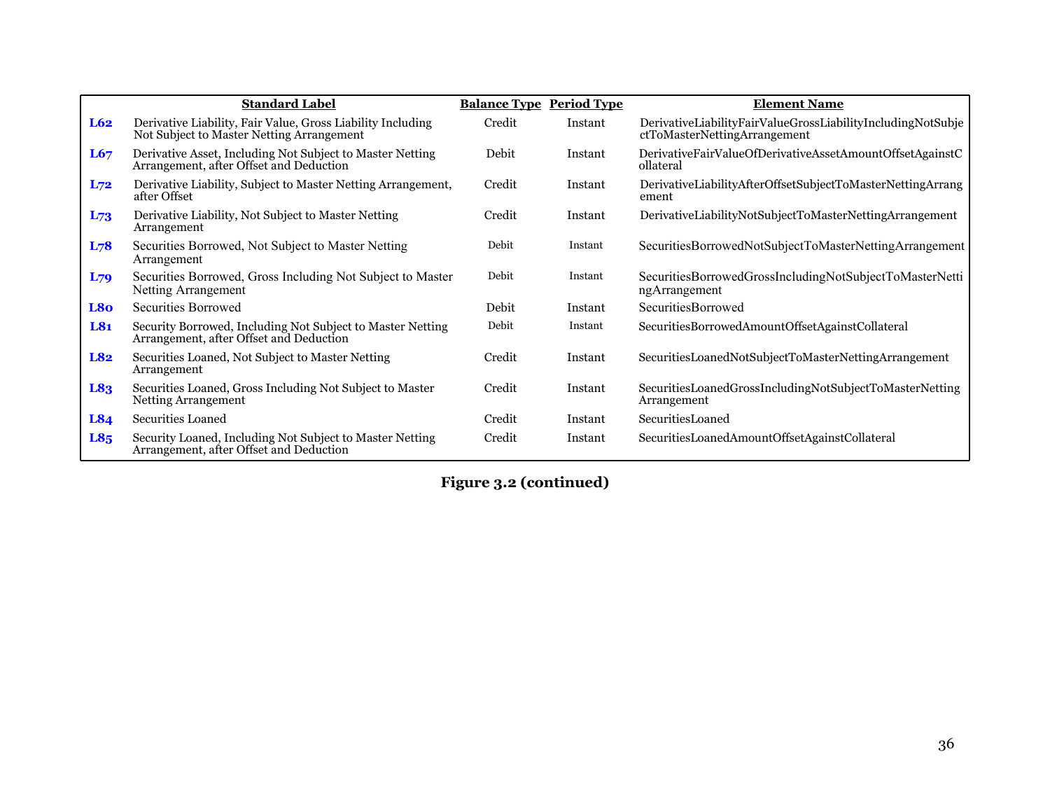| | Standard Label | Balance Type | Period Type | Element Name |
|---|---|---|---|---|
| L62 | Derivative Liability, Fair Value, Gross Liability Including Not Subject to Master Netting Arrangement | Credit | Instant | DerivativeLiabilityFairValueGrossLiabilityIncludingNotSubjectToMasterNettingArrangement |
| L67 | Derivative Asset, Including Not Subject to Master Netting Arrangement, after Offset and Deduction | Debit | Instant | DerivativeFairValueOfDerivativeAssetAmountOffsetAgainstCollateral |
| L72 | Derivative Liability, Subject to Master Netting Arrangement, after Offset | Credit | Instant | DerivativeLiabilityAfterOffsetSubjectToMasterNettingArrangement |
| L73 | Derivative Liability, Not Subject to Master Netting Arrangement | Credit | Instant | DerivativeLiabilityNotSubjectToMasterNettingArrangement |
| L78 | Securities Borrowed, Not Subject to Master Netting Arrangement | Debit | Instant | SecuritiesBorrowedNotSubjectToMasterNettingArrangement |
| L79 | Securities Borrowed, Gross Including Not Subject to Master Netting Arrangement | Debit | Instant | SecuritiesBorrowedGrossIncludingNotSubjectToMasterNettingArrangement |
| L80 | Securities Borrowed | Debit | Instant | SecuritiesBorrowed |
| L81 | Security Borrowed, Including Not Subject to Master Netting Arrangement, after Offset and Deduction | Debit | Instant | SecuritiesBorrowedAmountOffsetAgainstCollateral |
| L82 | Securities Loaned, Not Subject to Master Netting Arrangement | Credit | Instant | SecuritiesLoanedNotSubjectToMasterNettingArrangement |
| L83 | Securities Loaned, Gross Including Not Subject to Master Netting Arrangement | Credit | Instant | SecuritiesLoanedGrossIncludingNotSubjectToMasterNettingArrangement |
| L84 | Securities Loaned | Credit | Instant | SecuritiesLoaned |
| L85 | Security Loaned, Including Not Subject to Master Netting Arrangement, after Offset and Deduction | Credit | Instant | SecuritiesLoanedAmountOffsetAgainstCollateral |

**Figure 3.2 (continued)**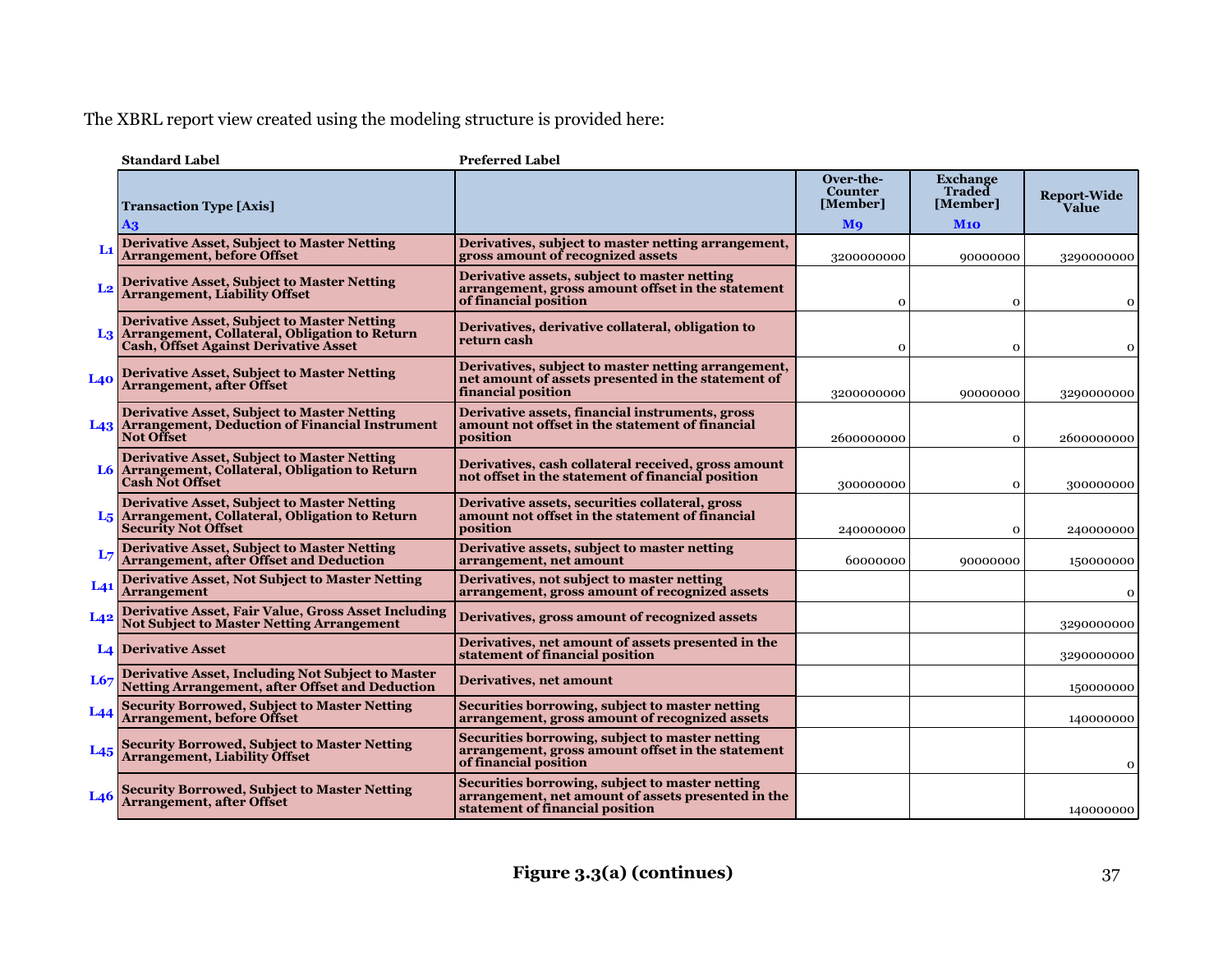The XBRL report view created using the modeling structure is provided here:

| | Standard Label | Preferred Label | | | |
|---|---|---|---|---|---|
| | **Transaction Type [Axis]** A3 | | **Over-the-Counter [Member]** M9 | **Exchange Traded [Member]** M10 | **Report-Wide Value** |
| L1 | Derivative Asset, Subject to Master Netting Arrangement, before Offset | Derivatives, subject to master netting arrangement, gross amount of recognized assets | 3200000000 | 90000000 | 3290000000 |
| L2 | Derivative Asset, Subject to Master Netting Arrangement, Liability Offset | Derivative assets, subject to master netting arrangement, gross amount offset in the statement of financial position | 0 | 0 | 0 |
| L3 | Derivative Asset, Subject to Master Netting Arrangement, Collateral, Obligation to Return Cash, Offset Against Derivative Asset | Derivatives, derivative collateral, obligation to return cash | 0 | 0 | 0 |
| L40 | Derivative Asset, Subject to Master Netting Arrangement, after Offset | Derivatives, subject to master netting arrangement, net amount of assets presented in the statement of financial position | 3200000000 | 90000000 | 3290000000 |
| L43 | Derivative Asset, Subject to Master Netting Arrangement, Deduction of Financial Instrument Not Offset | Derivative assets, financial instruments, gross amount not offset in the statement of financial position | 2600000000 | 0 | 2600000000 |
| L6 | Derivative Asset, Subject to Master Netting Arrangement, Collateral, Obligation to Return Cash Not Offset | Derivatives, cash collateral received, gross amount not offset in the statement of financial position | 300000000 | 0 | 300000000 |
| L5 | Derivative Asset, Subject to Master Netting Arrangement, Collateral, Obligation to Return Security Not Offset | Derivative assets, securities collateral, gross amount not offset in the statement of financial position | 240000000 | 0 | 240000000 |
| L7 | Derivative Asset, Subject to Master Netting Arrangement, after Offset and Deduction | Derivative assets, subject to master netting arrangement, net amount | 60000000 | 90000000 | 150000000 |
| L41 | Derivative Asset, Not Subject to Master Netting Arrangement | Derivatives, not subject to master netting arrangement, gross amount of recognized assets | | | 0 |
| L42 | Derivative Asset, Fair Value, Gross Asset Including Not Subject to Master Netting Arrangement | Derivatives, gross amount of recognized assets | | | 3290000000 |
| L4 | Derivative Asset | Derivatives, net amount of assets presented in the statement of financial position | | | 3290000000 |
| L67 | Derivative Asset, Including Not Subject to Master Netting Arrangement, after Offset and Deduction | Derivatives, net amount | | | 150000000 |
| L44 | Security Borrowed, Subject to Master Netting Arrangement, before Offset | Securities borrowing, subject to master netting arrangement, gross amount of recognized assets | | | 140000000 |
| L45 | Security Borrowed, Subject to Master Netting Arrangement, Liability Offset | Securities borrowing, subject to master netting arrangement, gross amount offset in the statement of financial position | | | 0 |
| L46 | Security Borrowed, Subject to Master Netting Arrangement, after Offset | Securities borrowing, subject to master netting arrangement, net amount of assets presented in the statement of financial position | | | 140000000 |

**Figure 3.3(a) (continues)**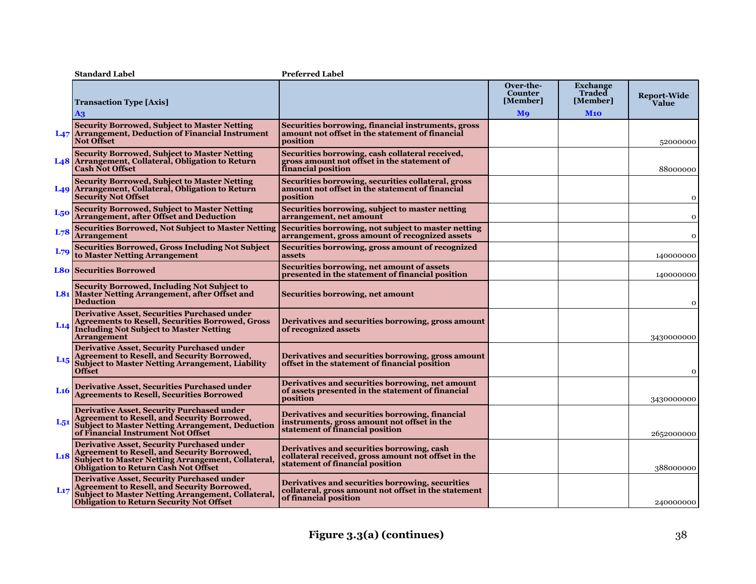| | Standard Label | Preferred Label | | | |
|---|---|---|---|---|---|
| | Transaction Type [Axis] A3 | | Over-the-Counter [Member] M9 | Exchange Traded [Member] M10 | Report-Wide Value |
| L47 | Security Borrowed, Subject to Master Netting Arrangement, Deduction of Financial Instrument Not Offset | Securities borrowing, financial instruments, gross amount not offset in the statement of financial position | | | 52000000 |
| L48 | Security Borrowed, Subject to Master Netting Arrangement, Collateral, Obligation to Return Cash Not Offset | Securities borrowing, cash collateral received, gross amount not offset in the statement of financial position | | | 88000000 |
| L49 | Security Borrowed, Subject to Master Netting Arrangement, Collateral, Obligation to Return Security Not Offset | Securities borrowing, securities collateral, gross amount not offset in the statement of financial position | | | 0 |
| L50 | Security Borrowed, Subject to Master Netting Arrangement, after Offset and Deduction | Securities borrowing, subject to master netting arrangement, net amount | | | 0 |
| L78 | Securities Borrowed, Not Subject to Master Netting Arrangement | Securities borrowing, not subject to master netting arrangement, gross amount of recognized assets | | | 0 |
| L79 | Securities Borrowed, Gross Including Not Subject to Master Netting Arrangement | Securities borrowing, gross amount of recognized assets | | | 140000000 |
| L80 | Securities Borrowed | Securities borrowing, net amount of assets presented in the statement of financial position | | | 140000000 |
| L81 | Security Borrowed, Including Not Subject to Master Netting Arrangement, after Offset and Deduction | Securities borrowing, net amount | | | 0 |
| L14 | Derivative Asset, Securities Purchased under Agreements to Resell, Securities Borrowed, Gross Including Not Subject to Master Netting Arrangement | Derivatives and securities borrowing, gross amount of recognized assets | | | 3430000000 |
| L15 | Derivative Asset, Security Purchased under Agreement to Resell, and Security Borrowed, Subject to Master Netting Arrangement, Liability Offset | Derivatives and securities borrowing, gross amount offset in the statement of financial position | | | 0 |
| L16 | Derivative Asset, Securities Purchased under Agreements to Resell, Securities Borrowed | Derivatives and securities borrowing, net amount of assets presented in the statement of financial position | | | 3430000000 |
| L51 | Derivative Asset, Security Purchased under Agreement to Resell, and Security Borrowed, Subject to Master Netting Arrangement, Deduction of Financial Instrument Not Offset | Derivatives and securities borrowing, financial instruments, gross amount not offset in the statement of financial position | | | 2652000000 |
| L18 | Derivative Asset, Security Purchased under Agreement to Resell, and Security Borrowed, Subject to Master Netting Arrangement, Collateral, Obligation to Return Cash Not Offset | Derivatives and securities borrowing, cash collateral received, gross amount not offset in the statement of financial position | | | 388000000 |
| L17 | Derivative Asset, Security Purchased under Agreement to Resell, and Security Borrowed, Subject to Master Netting Arrangement, Collateral, Obligation to Return Security Not Offset | Derivatives and securities borrowing, securities collateral, gross amount not offset in the statement of financial position | | | 240000000 |

**Figure 3.3(a) (continues)**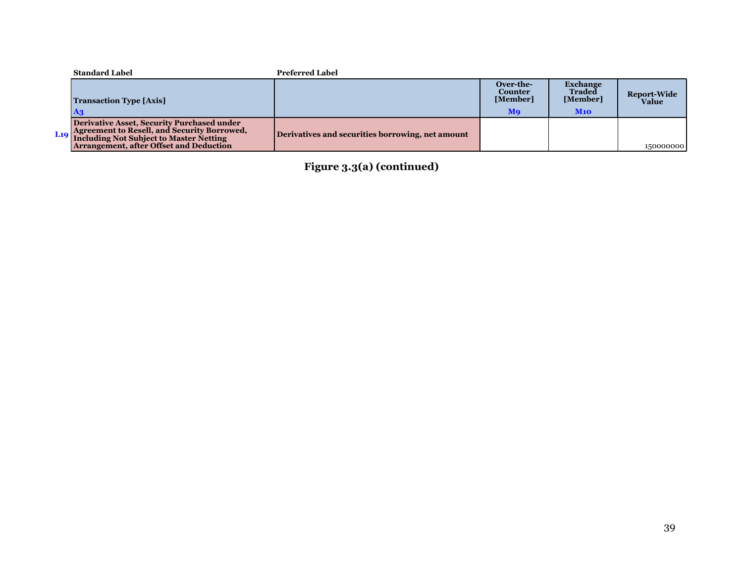| | Standard Label | Preferred Label | | | |
|---|---|---|---|---|---|
| | **Transaction Type [Axis]**<br>A3 | | **Over-the-Counter [Member]**<br>M9 | **Exchange Traded [Member]**<br>M10 | **Report-Wide Value** |
| L19 | **Derivative Asset, Security Purchased under Agreement to Resell, and Security Borrowed, Including Not Subject to Master Netting Arrangement, after Offset and Deduction** | **Derivatives and securities borrowing, net amount** | | | 150000000 |

**Figure 3.3(a) (continued)**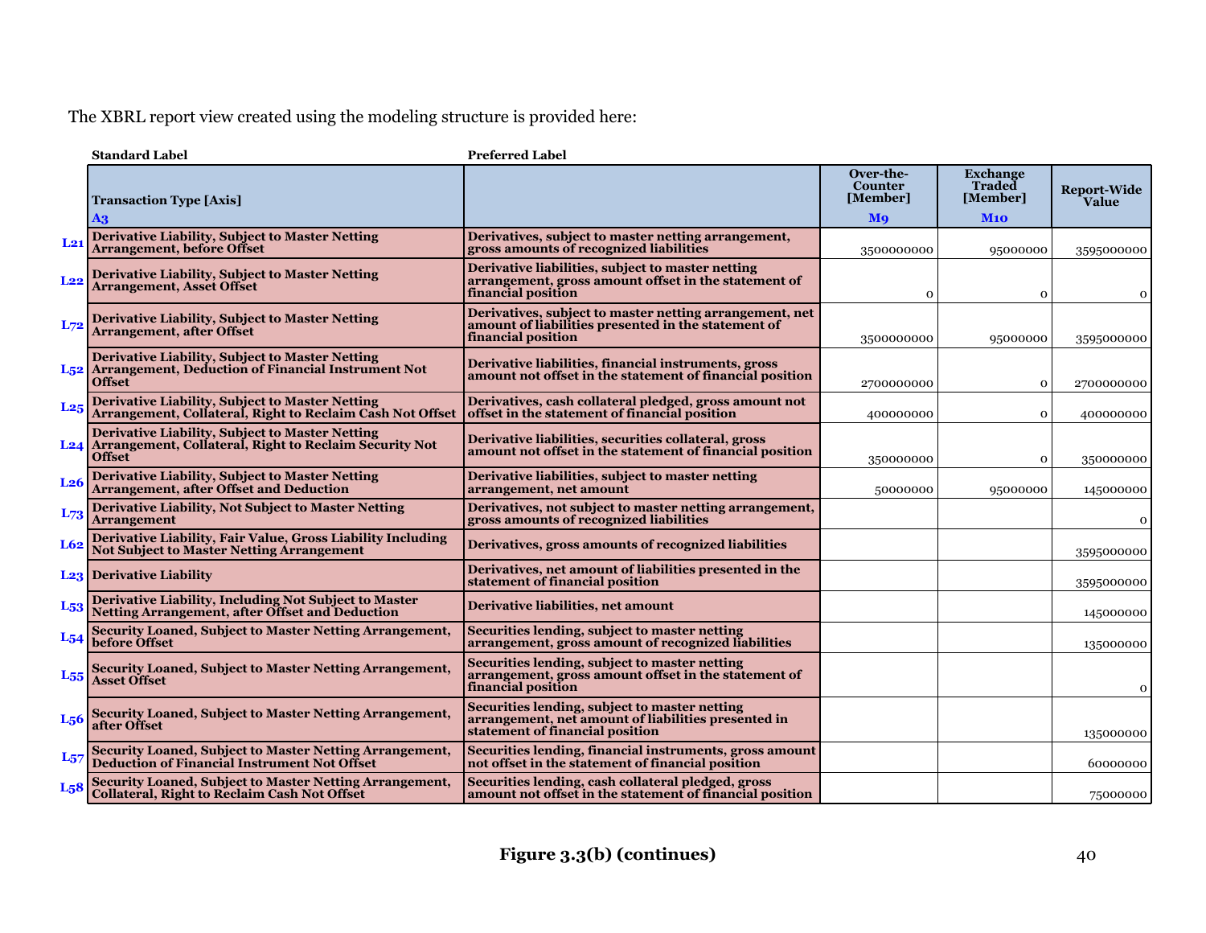The XBRL report view created using the modeling structure is provided here:

| | Standard Label | Preferred Label | | | |
|---|---|---|---|---|---|
| | **Transaction Type [Axis]** A3 | | **Over-the-Counter [Member]** M9 | **Exchange Traded [Member]** M10 | **Report-Wide Value** |
| L21 | **Derivative Liability, Subject to Master Netting Arrangement, before Offset** | **Derivatives, subject to master netting arrangement, gross amounts of recognized liabilities** | 3500000000 | 95000000 | 3595000000 |
| L22 | **Derivative Liability, Subject to Master Netting Arrangement, Asset Offset** | **Derivative liabilities, subject to master netting arrangement, gross amount offset in the statement of financial position** | 0 | 0 | 0 |
| L72 | **Derivative Liability, Subject to Master Netting Arrangement, after Offset** | **Derivatives, subject to master netting arrangement, net amount of liabilities presented in the statement of financial position** | 3500000000 | 95000000 | 3595000000 |
| L52 | **Derivative Liability, Subject to Master Netting Arrangement, Deduction of Financial Instrument Not Offset** | **Derivative liabilities, financial instruments, gross amount not offset in the statement of financial position** | 2700000000 | 0 | 2700000000 |
| L25 | **Derivative Liability, Subject to Master Netting Arrangement, Collateral, Right to Reclaim Cash Not Offset** | **Derivatives, cash collateral pledged, gross amount not offset in the statement of financial position** | 400000000 | 0 | 400000000 |
| L24 | **Derivative Liability, Subject to Master Netting Arrangement, Collateral, Right to Reclaim Security Not Offset** | **Derivative liabilities, securities collateral, gross amount not offset in the statement of financial position** | 350000000 | 0 | 350000000 |
| L26 | **Derivative Liability, Subject to Master Netting Arrangement, after Offset and Deduction** | **Derivative liabilities, subject to master netting arrangement, net amount** | 50000000 | 95000000 | 145000000 |
| L73 | **Derivative Liability, Not Subject to Master Netting Arrangement** | **Derivatives, not subject to master netting arrangement, gross amounts of recognized liabilities** | | | 0 |
| L62 | **Derivative Liability, Fair Value, Gross Liability Including Not Subject to Master Netting Arrangement** | **Derivatives, gross amounts of recognized liabilities** | | | 3595000000 |
| L23 | **Derivative Liability** | **Derivatives, net amount of liabilities presented in the statement of financial position** | | | 3595000000 |
| L53 | **Derivative Liability, Including Not Subject to Master Netting Arrangement, after Offset and Deduction** | **Derivative liabilities, net amount** | | | 145000000 |
| L54 | **Security Loaned, Subject to Master Netting Arrangement, before Offset** | **Securities lending, subject to master netting arrangement, gross amount of recognized liabilities** | | | 135000000 |
| L55 | **Security Loaned, Subject to Master Netting Arrangement, Asset Offset** | **Securities lending, subject to master netting arrangement, gross amount offset in the statement of financial position** | | | 0 |
| L56 | **Security Loaned, Subject to Master Netting Arrangement, after Offset** | **Securities lending, subject to master netting arrangement, net amount of liabilities presented in statement of financial position** | | | 135000000 |
| L57 | **Security Loaned, Subject to Master Netting Arrangement, Deduction of Financial Instrument Not Offset** | **Securities lending, financial instruments, gross amount not offset in the statement of financial position** | | | 60000000 |
| L58 | **Security Loaned, Subject to Master Netting Arrangement, Collateral, Right to Reclaim Cash Not Offset** | **Securities lending, cash collateral pledged, gross amount not offset in the statement of financial position** | | | 75000000 |

**Figure 3.3(b) (continues)**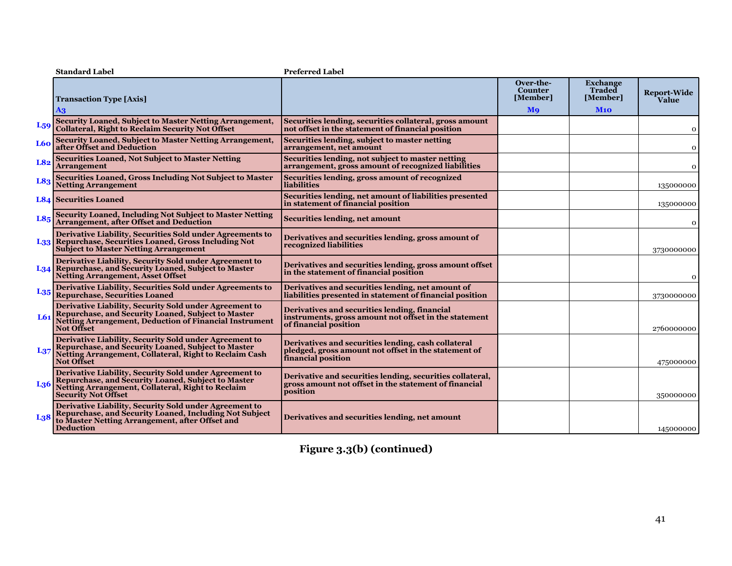| | Standard Label | Preferred Label | | | |
|---|---|---|---|---|---|
| | **Transaction Type [Axis]** A3 | | **Over-the-Counter [Member]** M9 | **Exchange Traded [Member]** M10 | **Report-Wide Value** |
| L59 | Security Loaned, Subject to Master Netting Arrangement, Collateral, Right to Reclaim Security Not Offset | Securities lending, securities collateral, gross amount not offset in the statement of financial position | | | 0 |
| L60 | Security Loaned, Subject to Master Netting Arrangement, after Offset and Deduction | Securities lending, subject to master netting arrangement, net amount | | | 0 |
| L82 | Securities Loaned, Not Subject to Master Netting Arrangement | Securities lending, not subject to master netting arrangement, gross amount of recognized liabilities | | | 0 |
| L83 | Securities Loaned, Gross Including Not Subject to Master Netting Arrangement | Securities lending, gross amount of recognized liabilities | | | 135000000 |
| L84 | Securities Loaned | Securities lending, net amount of liabilities presented in statement of financial position | | | 135000000 |
| L85 | Security Loaned, Including Not Subject to Master Netting Arrangement, after Offset and Deduction | Securities lending, net amount | | | 0 |
| L33 | Derivative Liability, Securities Sold under Agreements to Repurchase, Securities Loaned, Gross Including Not Subject to Master Netting Arrangement | Derivatives and securities lending, gross amount of recognized liabilities | | | 3730000000 |
| L34 | Derivative Liability, Security Sold under Agreement to Repurchase, and Security Loaned, Subject to Master Netting Arrangement, Asset Offset | Derivatives and securities lending, gross amount offset in the statement of financial position | | | 0 |
| L35 | Derivative Liability, Securities Sold under Agreements to Repurchase, Securities Loaned | Derivatives and securities lending, net amount of liabilities presented in statement of financial position | | | 3730000000 |
| L61 | Derivative Liability, Security Sold under Agreement to Repurchase, and Security Loaned, Subject to Master Netting Arrangement, Deduction of Financial Instrument Not Offset | Derivatives and securities lending, financial instruments, gross amount not offset in the statement of financial position | | | 2760000000 |
| L37 | Derivative Liability, Security Sold under Agreement to Repurchase, and Security Loaned, Subject to Master Netting Arrangement, Collateral, Right to Reclaim Cash Not Offset | Derivatives and securities lending, cash collateral pledged, gross amount not offset in the statement of financial position | | | 475000000 |
| L36 | Derivative Liability, Security Sold under Agreement to Repurchase, and Security Loaned, Subject to Master Netting Arrangement, Collateral, Right to Reclaim Security Not Offset | Derivative and securities lending, securities collateral, gross amount not offset in the statement of financial position | | | 350000000 |
| L38 | Derivative Liability, Security Sold under Agreement to Repurchase, and Security Loaned, Including Not Subject to Master Netting Arrangement, after Offset and Deduction | Derivatives and securities lending, net amount | | | 145000000 |

**Figure 3.3(b) (continued)**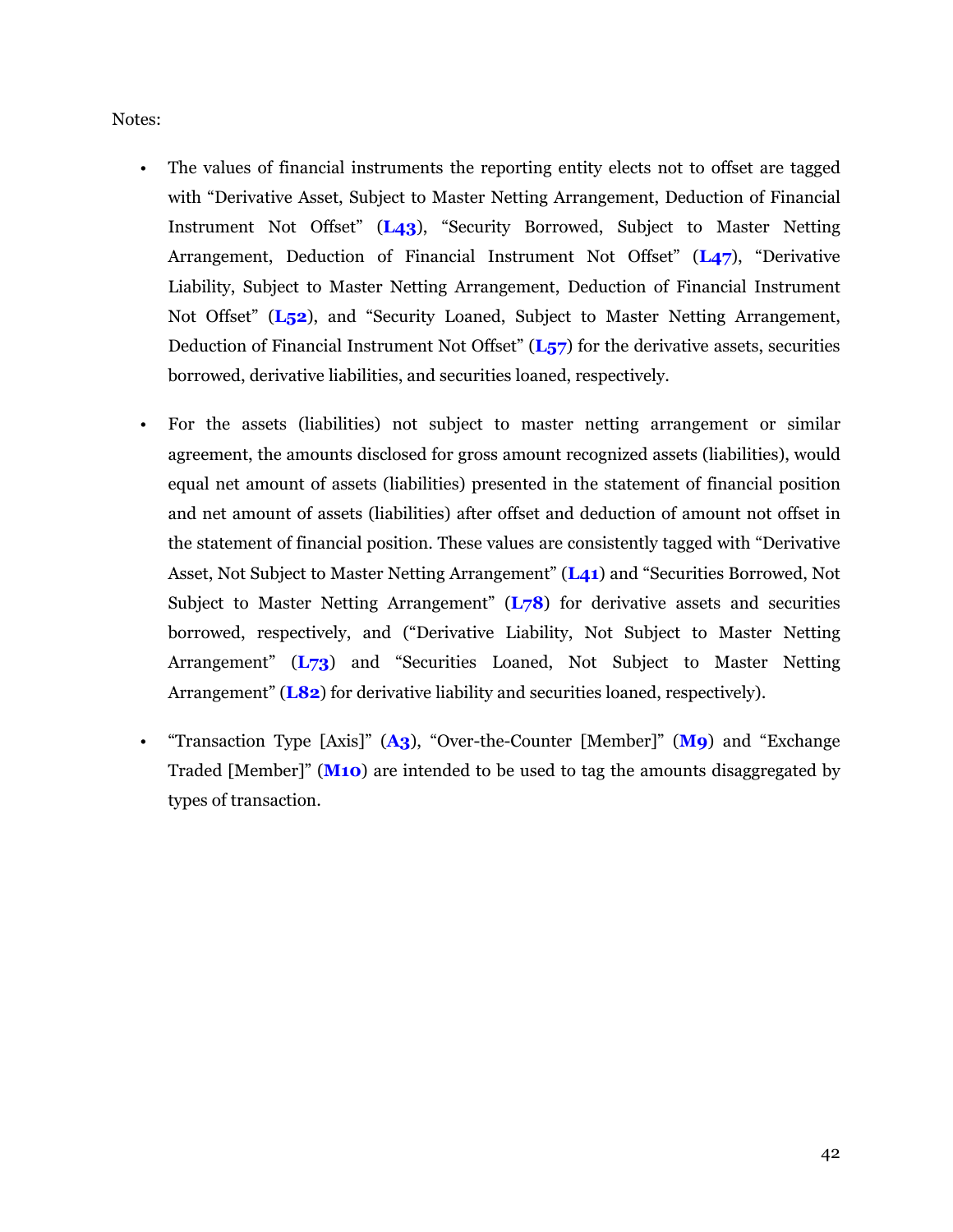Notes:

- The values of financial instruments the reporting entity elects not to offset are tagged with “Derivative Asset, Subject to Master Netting Arrangement, Deduction of Financial Instrument Not Offset” (**L43**), “Security Borrowed, Subject to Master Netting Arrangement, Deduction of Financial Instrument Not Offset” (**L47**), “Derivative Liability, Subject to Master Netting Arrangement, Deduction of Financial Instrument Not Offset” (**L52**), and “Security Loaned, Subject to Master Netting Arrangement, Deduction of Financial Instrument Not Offset” (**L57**) for the derivative assets, securities borrowed, derivative liabilities, and securities loaned, respectively.

- For the assets (liabilities) not subject to master netting arrangement or similar agreement, the amounts disclosed for gross amount recognized assets (liabilities), would equal net amount of assets (liabilities) presented in the statement of financial position and net amount of assets (liabilities) after offset and deduction of amount not offset in the statement of financial position. These values are consistently tagged with “Derivative Asset, Not Subject to Master Netting Arrangement” (**L41**) and “Securities Borrowed, Not Subject to Master Netting Arrangement” (**L78**) for derivative assets and securities borrowed, respectively, and (“Derivative Liability, Not Subject to Master Netting Arrangement” (**L73**) and “Securities Loaned, Not Subject to Master Netting Arrangement” (**L82**) for derivative liability and securities loaned, respectively).

- “Transaction Type [Axis]” (**A3**), “Over-the-Counter [Member]” (**M9**) and “Exchange Traded [Member]” (**M10**) are intended to be used to tag the amounts disaggregated by types of transaction.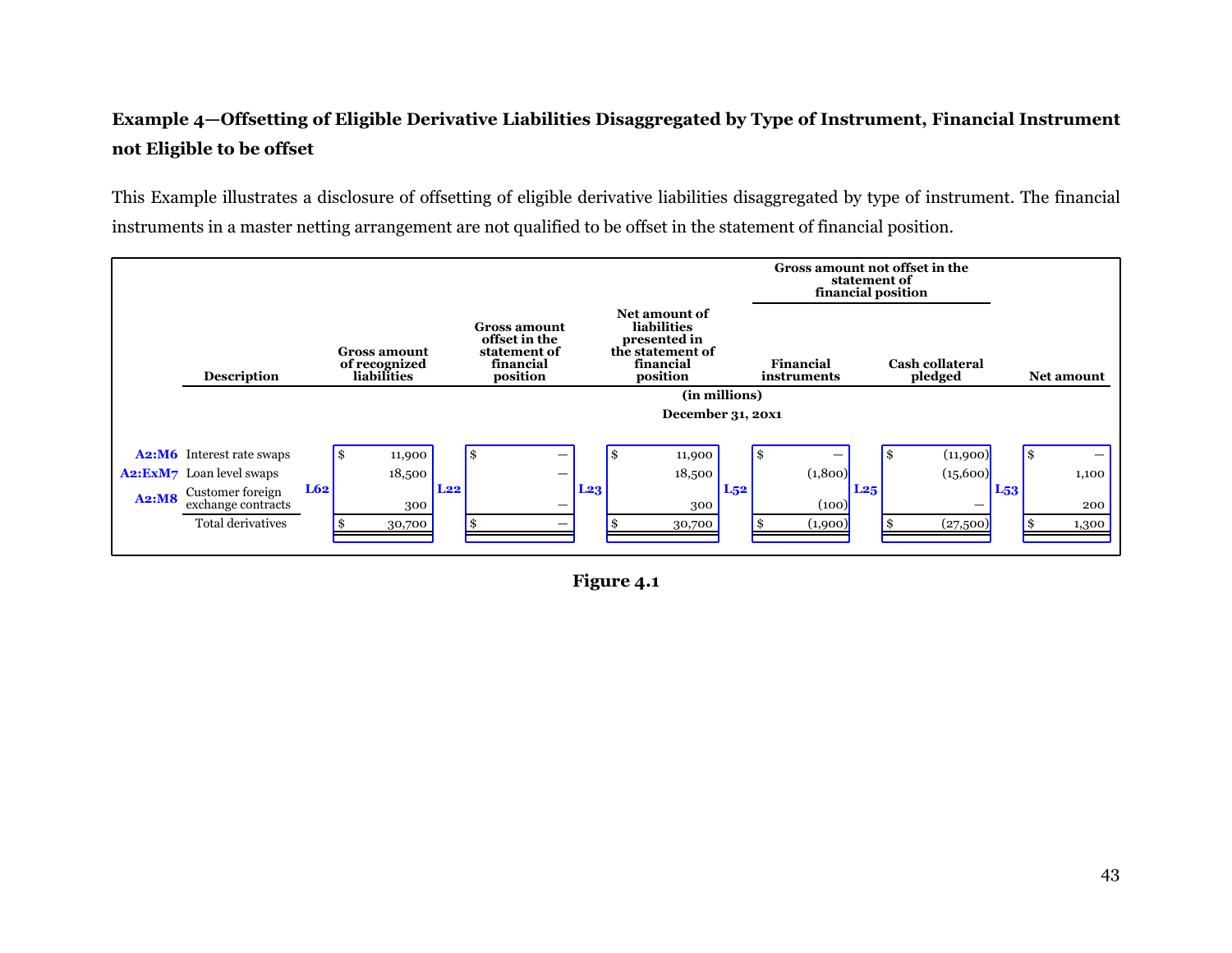**Example 4—Offsetting of Eligible Derivative Liabilities Disaggregated by Type of Instrument, Financial Instrument not Eligible to be offset**

This Example illustrates a disclosure of offsetting of eligible derivative liabilities disaggregated by type of instrument. The financial instruments in a master netting arrangement are not qualified to be offset in the statement of financial position.

| | Description | | Gross amount of recognized liabilities | | Gross amount offset in the statement of financial position | | Net amount of liabilities presented in the statement of financial position | | Gross amount not offset in the statement of financial position | | | | Net amount |
|---|---|---|---|---|---|---|---|---|---|---|---|---|---|
| | | | | | | | | | Financial instruments | | Cash collateral pledged | | |
| | | | | | | | (in millions) | | | | | | |
| | | | | | | | December 31, 20x1 | | | | | | |
| A2:M6 | Interest rate swaps | L62 | $ 11,900 | L22 | $ — | L23 | $ 11,900 | L52 | $ — | L25 | $ (11,900) | L53 | $ — |
| A2:ExM7 | Loan level swaps | | 18,500 | | — | | 18,500 | | (1,800) | | (15,600) | | 1,100 |
| A2:M8 | Customer foreign exchange contracts | | 300 | | — | | 300 | | (100) | | — | | 200 |
| | Total derivatives | | $ 30,700 | | $ — | | $ 30,700 | | $ (1,900) | | $ (27,500) | | $ 1,300 |

**Figure 4.1**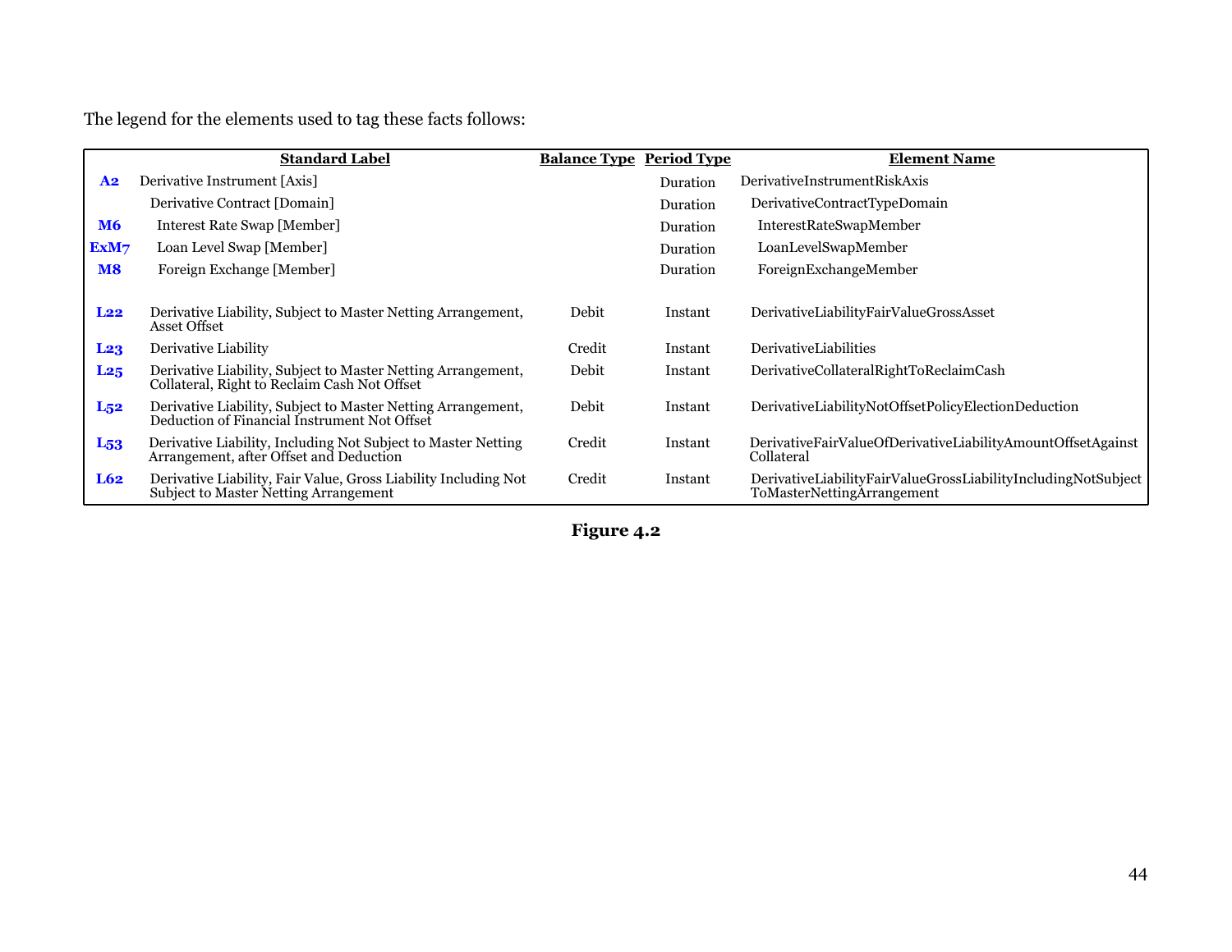The legend for the elements used to tag these facts follows:

| | Standard Label | Balance Type | Period Type | Element Name |
|---|---|---|---|---|
| **A2** | Derivative Instrument [Axis] | | Duration | DerivativeInstrumentRiskAxis |
| | Derivative Contract [Domain] | | Duration | DerivativeContractTypeDomain |
| **M6** | Interest Rate Swap [Member] | | Duration | InterestRateSwapMember |
| **ExM7** | Loan Level Swap [Member] | | Duration | LoanLevelSwapMember |
| **M8** | Foreign Exchange [Member] | | Duration | ForeignExchangeMember |
| **L22** | Derivative Liability, Subject to Master Netting Arrangement, Asset Offset | Debit | Instant | DerivativeLiabilityFairValueGrossAsset |
| **L23** | Derivative Liability | Credit | Instant | DerivativeLiabilities |
| **L25** | Derivative Liability, Subject to Master Netting Arrangement, Collateral, Right to Reclaim Cash Not Offset | Debit | Instant | DerivativeCollateralRightToReclaimCash |
| **L52** | Derivative Liability, Subject to Master Netting Arrangement, Deduction of Financial Instrument Not Offset | Debit | Instant | DerivativeLiabilityNotOffsetPolicyElectionDeduction |
| **L53** | Derivative Liability, Including Not Subject to Master Netting Arrangement, after Offset and Deduction | Credit | Instant | DerivativeFairValueOfDerivativeLiabilityAmountOffsetAgainstCollateral |
| **L62** | Derivative Liability, Fair Value, Gross Liability Including Not Subject to Master Netting Arrangement | Credit | Instant | DerivativeLiabilityFairValueGrossLiabilityIncludingNotSubjectToMasterNettingArrangement |

**Figure 4.2**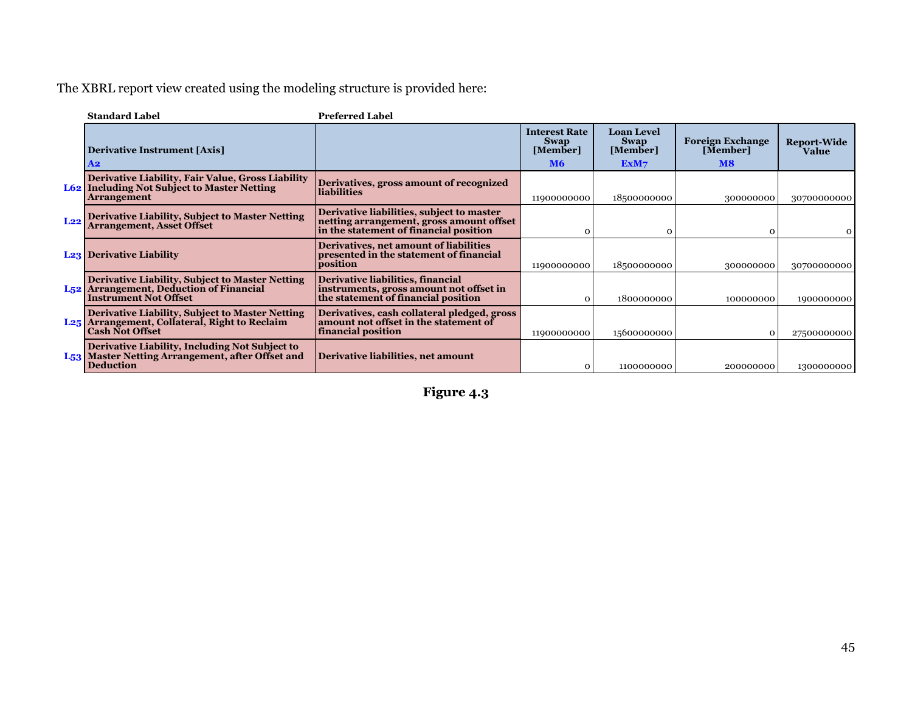The XBRL report view created using the modeling structure is provided here:

| | Standard Label | Preferred Label | Interest Rate Swap [Member] M6 | Loan Level Swap [Member] ExM7 | Foreign Exchange [Member] M8 | Report-Wide Value |
|---|---|---|---|---|---|---|
| | **Derivative Instrument [Axis]** A2 | | | | | |
| L62 | Derivative Liability, Fair Value, Gross Liability Including Not Subject to Master Netting Arrangement | Derivatives, gross amount of recognized liabilities | 11900000000 | 18500000000 | 300000000 | 30700000000 |
| L22 | Derivative Liability, Subject to Master Netting Arrangement, Asset Offset | Derivative liabilities, subject to master netting arrangement, gross amount offset in the statement of financial position | 0 | 0 | 0 | 0 |
| L23 | Derivative Liability | Derivatives, net amount of liabilities presented in the statement of financial position | 11900000000 | 18500000000 | 300000000 | 30700000000 |
| L52 | Derivative Liability, Subject to Master Netting Arrangement, Deduction of Financial Instrument Not Offset | Derivative liabilities, financial instruments, gross amount not offset in the statement of financial position | 0 | 1800000000 | 100000000 | 1900000000 |
| L25 | Derivative Liability, Subject to Master Netting Arrangement, Collateral, Right to Reclaim Cash Not Offset | Derivatives, cash collateral pledged, gross amount not offset in the statement of financial position | 11900000000 | 15600000000 | 0 | 27500000000 |
| L53 | Derivative Liability, Including Not Subject to Master Netting Arrangement, after Offset and Deduction | Derivative liabilities, net amount | 0 | 1100000000 | 200000000 | 1300000000 |

**Figure 4.3**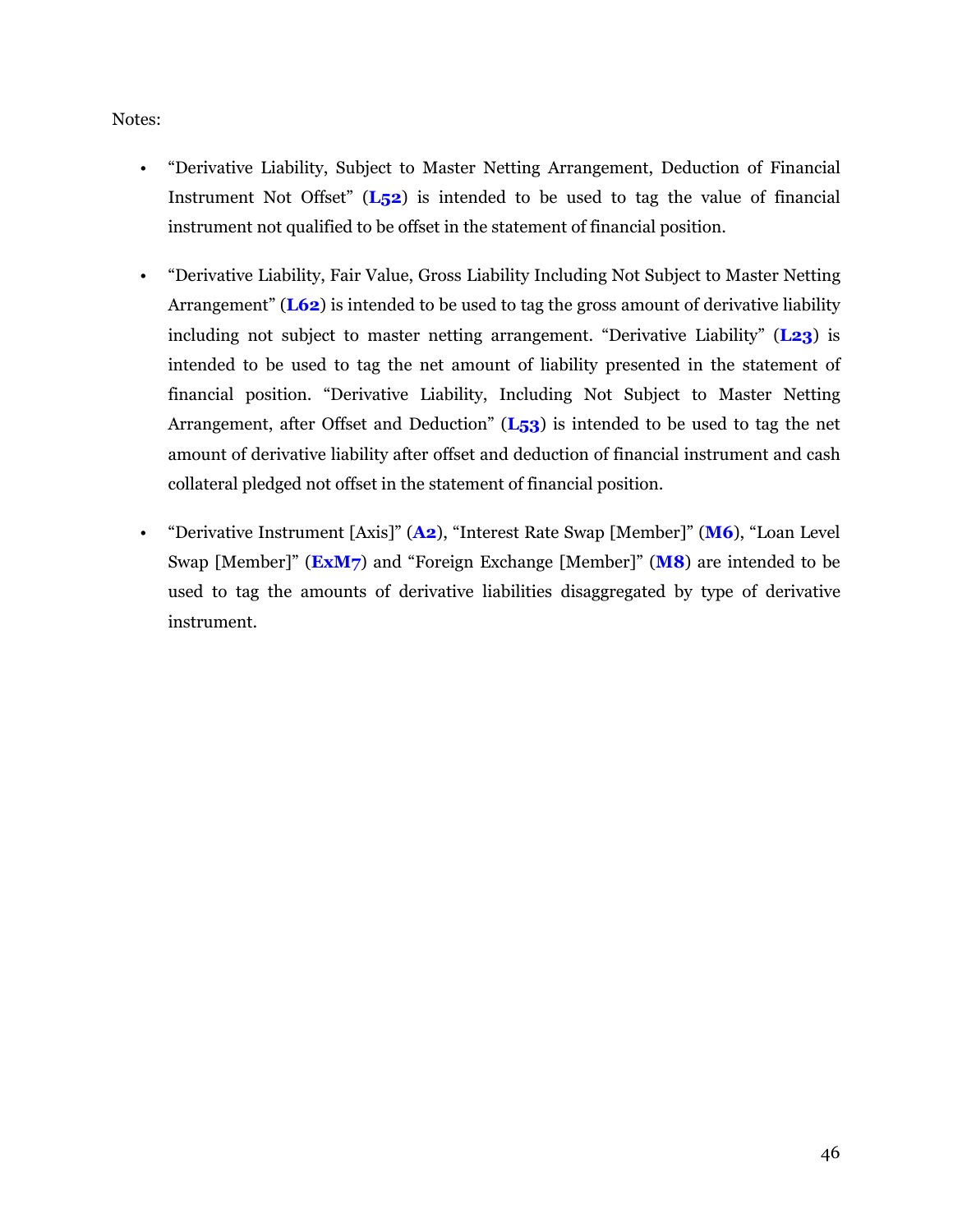Notes:

- "Derivative Liability, Subject to Master Netting Arrangement, Deduction of Financial Instrument Not Offset" (**L52**) is intended to be used to tag the value of financial instrument not qualified to be offset in the statement of financial position.
- "Derivative Liability, Fair Value, Gross Liability Including Not Subject to Master Netting Arrangement" (**L62**) is intended to be used to tag the gross amount of derivative liability including not subject to master netting arrangement. "Derivative Liability" (**L23**) is intended to be used to tag the net amount of liability presented in the statement of financial position. "Derivative Liability, Including Not Subject to Master Netting Arrangement, after Offset and Deduction" (**L53**) is intended to be used to tag the net amount of derivative liability after offset and deduction of financial instrument and cash collateral pledged not offset in the statement of financial position.
- "Derivative Instrument [Axis]" (**A2**), "Interest Rate Swap [Member]" (**M6**), "Loan Level Swap [Member]" (**ExM7**) and "Foreign Exchange [Member]" (**M8**) are intended to be used to tag the amounts of derivative liabilities disaggregated by type of derivative instrument.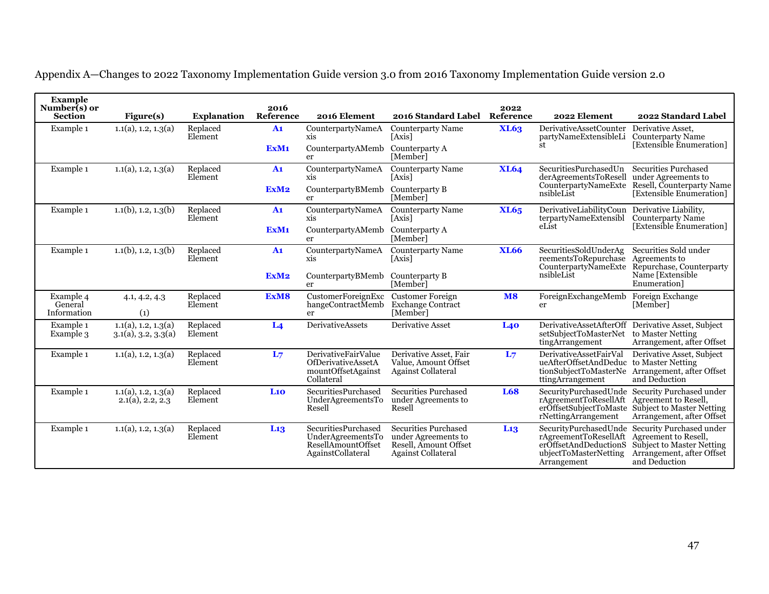Appendix A—Changes to 2022 Taxonomy Implementation Guide version 3.0 from 2016 Taxonomy Implementation Guide version 2.0

| Example Number(s) or Section | Figure(s) | Explanation | 2016 Reference | 2016 Element | 2016 Standard Label | 2022 Reference | 2022 Element | 2022 Standard Label |
|---|---|---|---|---|---|---|---|---|
| Example 1 | 1.1(a), 1.2, 1.3(a) | Replaced Element | A1<br>ExM1 | CounterpartyNameAxis<br>CounterpartyAMember | Counterparty Name [Axis]<br>Counterparty A [Member] | XL63 | DerivativeAssetCounterpartyNameExtensibleList | Derivative Asset, Counterparty Name [Extensible Enumeration] |
| Example 1 | 1.1(a), 1.2, 1.3(a) | Replaced Element | A1<br>ExM2 | CounterpartyNameAxis<br>CounterpartyBMember | Counterparty Name [Axis]<br>Counterparty B [Member] | XL64 | SecuritiesPurchasedUnderAgreementsToResellCounterpartyNameExtensibleList | Securities Purchased under Agreements to Resell, Counterparty Name [Extensible Enumeration] |
| Example 1 | 1.1(b), 1.2, 1.3(b) | Replaced Element | A1<br>ExM1 | CounterpartyNameAxis<br>CounterpartyAMember | Counterparty Name [Axis]<br>Counterparty A [Member] | XL65 | DerivativeLiabilityCounterpartyNameExtensibleList | Derivative Liability, Counterparty Name [Extensible Enumeration] |
| Example 1 | 1.1(b), 1.2, 1.3(b) | Replaced Element | A1<br>ExM2 | CounterpartyNameAxis<br>CounterpartyBMember | Counterparty Name [Axis]<br>Counterparty B [Member] | XL66 | SecuritiesSoldUnderAgreementsToRepurchaseCounterpartyNameExtensibleList | Securities Sold under Agreements to Repurchase, Counterparty Name [Extensible Enumeration] |
| Example 4<br>General Information | 4.1, 4.2, 4.3<br>(1) | Replaced Element | ExM8 | CustomerForeignExchangeContractMember | Customer Foreign Exchange Contract [Member] | M8 | ForeignExchangeMember | Foreign Exchange [Member] |
| Example 1<br>Example 3 | 1.1(a), 1.2, 1.3(a)<br>3.1(a), 3.2, 3.3(a) | Replaced Element | L4 | DerivativeAssets | Derivative Asset | L40 | DerivativeAssetAfterOffsetSubjectToMasterNettingArrangement | Derivative Asset, Subject to Master Netting Arrangement, after Offset |
| Example 1 | 1.1(a), 1.2, 1.3(a) | Replaced Element | L7 | DerivativeFairValueOfDerivativeAssetAmountOffsetAgainstCollateral | Derivative Asset, Fair Value, Amount Offset Against Collateral | L7 | DerivativeAssetFairValueAfterOffsetAndDeductionSubjectToMasterNettingArrangement | Derivative Asset, Subject to Master Netting Arrangement, after Offset and Deduction |
| Example 1 | 1.1(a), 1.2, 1.3(a)<br>2.1(a), 2.2, 2.3 | Replaced Element | L10 | SecuritiesPurchasedUnderAgreementsToResell | Securities Purchased under Agreements to Resell | L68 | SecurityPurchasedUnderAgreementToResellAfterOffsetSubjectToMasterNettingArrangement | Security Purchased under Agreement to Resell, Subject to Master Netting Arrangement, after Offset |
| Example 1 | 1.1(a), 1.2, 1.3(a) | Replaced Element | L13 | SecuritiesPurchasedUnderAgreementsToResellAmountOffsetAgainstCollateral | Securities Purchased under Agreements to Resell, Amount Offset Against Collateral | L13 | SecurityPurchasedUnderAgreementToResellAfterOffsetAndDeductionSubjectToMasterNettingArrangement | Security Purchased under Agreement to Resell, Subject to Master Netting Arrangement, after Offset and Deduction |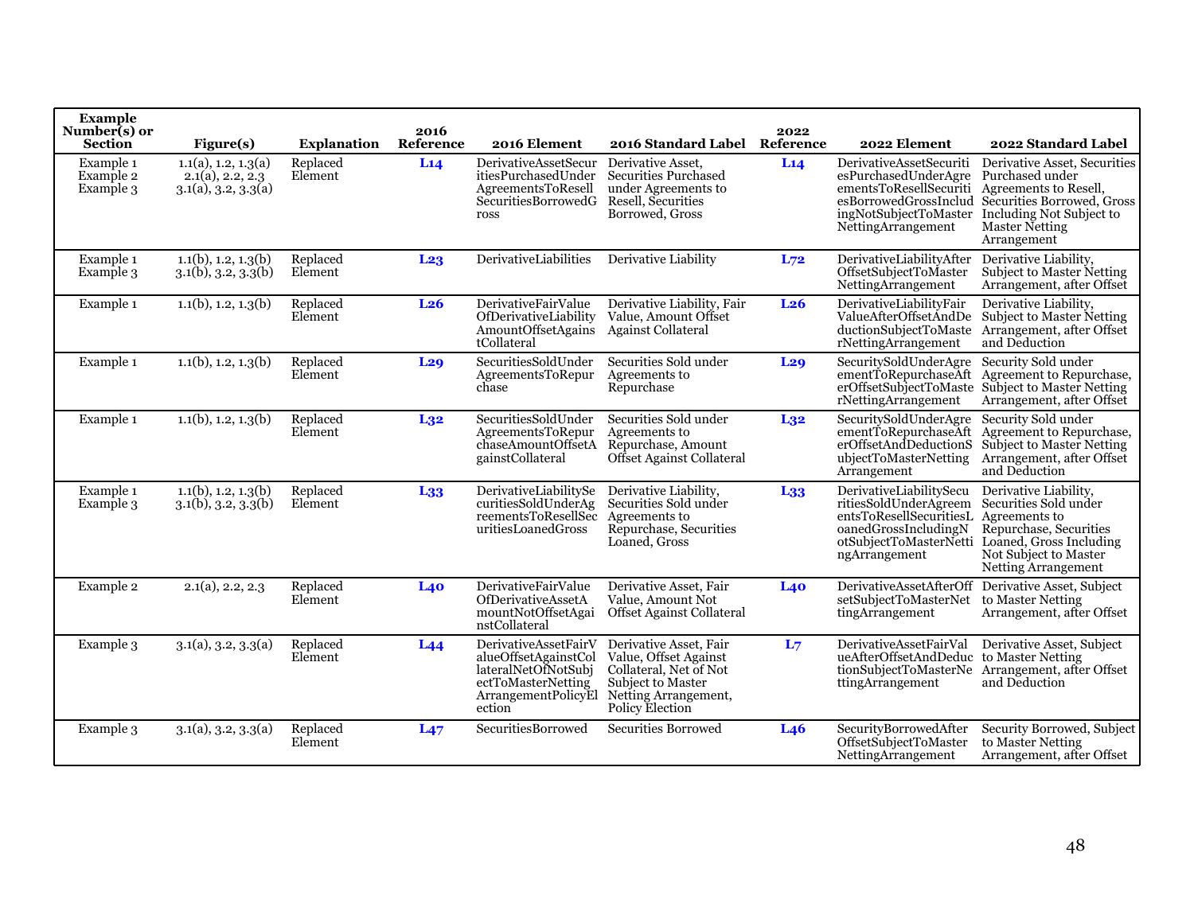| Example Number(s) or Section | Figure(s) | Explanation | 2016 Reference | 2016 Element | 2016 Standard Label | 2022 Reference | 2022 Element | 2022 Standard Label |
|---|---|---|---|---|---|---|---|---|
| Example 1 Example 2 Example 3 | 1.1(a), 1.2, 1.3(a) 2.1(a), 2.2, 2.3 3.1(a), 3.2, 3.3(a) | Replaced Element | **L14** | DerivativeAssetSecuritiesPurchasedUnderAgreementsToResellSecuritiesBorrowedGross | Derivative Asset, Securities Purchased under Agreements to Resell, Securities Borrowed, Gross | **L14** | DerivativeAssetSecuritiesPurchasedUnderAgreementsToResellSecuritiesBorrowedGrossIncludingNotSubjectToMasterNettingArrangement | Derivative Asset, Securities Purchased under Agreements to Resell, Securities Borrowed, Gross Including Not Subject to Master Netting Arrangement |
| Example 1 Example 3 | 1.1(b), 1.2, 1.3(b) 3.1(b), 3.2, 3.3(b) | Replaced Element | **L23** | DerivativeLiabilities | Derivative Liability | **L72** | DerivativeLiabilityAfterOffsetSubjectToMasterNettingArrangement | Derivative Liability, Subject to Master Netting Arrangement, after Offset |
| Example 1 | 1.1(b), 1.2, 1.3(b) | Replaced Element | **L26** | DerivativeFairValueOfDerivativeLiabilityAmountOffsetAgainstCollateral | Derivative Liability, Fair Value, Amount Offset Against Collateral | **L26** | DerivativeLiabilityFairValueAfterOffsetAndDeductionSubjectToMasterNettingArrangement | Derivative Liability, Subject to Master Netting Arrangement, after Offset and Deduction |
| Example 1 | 1.1(b), 1.2, 1.3(b) | Replaced Element | **L29** | SecuritiesSoldUnderAgreementsToRepurchase | Securities Sold under Agreements to Repurchase | **L29** | SecuritySoldUnderAgreementToRepurchaseAfterOffsetSubjectToMasterNettingArrangement | Security Sold under Agreement to Repurchase, Subject to Master Netting Arrangement, after Offset |
| Example 1 | 1.1(b), 1.2, 1.3(b) | Replaced Element | **L32** | SecuritiesSoldUnderAgreementsToRepurchaseAmountOffsetAgainstCollateral | Securities Sold under Agreements to Repurchase, Amount Offset Against Collateral | **L32** | SecuritySoldUnderAgreementToRepurchaseAfterOffsetAndDeductionSubjectToMasterNettingArrangement | Security Sold under Agreement to Repurchase, Subject to Master Netting Arrangement, after Offset and Deduction |
| Example 1 Example 3 | 1.1(b), 1.2, 1.3(b) 3.1(b), 3.2, 3.3(b) | Replaced Element | **L33** | DerivativeLiabilitySecuritiesSoldUnderAgreementsToResellSecuritiesLoanedGross | Derivative Liability, Securities Sold under Agreements to Repurchase, Securities Loaned, Gross | **L33** | DerivativeLiabilitySecuritiesSoldUnderAgreementsToResellSecuritiesLoanedGrossIncludingNotSubjectToMasterNettingArrangement | Derivative Liability, Securities Sold under Agreements to Repurchase, Securities Loaned, Gross Including Not Subject to Master Netting Arrangement |
| Example 2 | 2.1(a), 2.2, 2.3 | Replaced Element | **L40** | DerivativeFairValueOfDerivativeAssetAmountNotOffsetAgainstCollateral | Derivative Asset, Fair Value, Amount Not Offset Against Collateral | **L40** | DerivativeAssetAfterOffsetSubjectToMasterNettingArrangement | Derivative Asset, Subject to Master Netting Arrangement, after Offset |
| Example 3 | 3.1(a), 3.2, 3.3(a) | Replaced Element | **L44** | DerivativeAssetFairValueOffsetAgainstCollateralNetOfNotSubjectToMasterNettingArrangementPolicyElection | Derivative Asset, Fair Value, Offset Against Collateral, Net of Not Subject to Master Netting Arrangement, Policy Election | **L7** | DerivativeAssetFairValueAfterOffsetAndDeductionSubjectToMasterNettingArrangement | Derivative Asset, Subject to Master Netting Arrangement, after Offset and Deduction |
| Example 3 | 3.1(a), 3.2, 3.3(a) | Replaced Element | **L47** | SecuritiesBorrowed | Securities Borrowed | **L46** | SecurityBorrowedAfterOffsetSubjectToMasterNettingArrangement | Security Borrowed, Subject to Master Netting Arrangement, after Offset |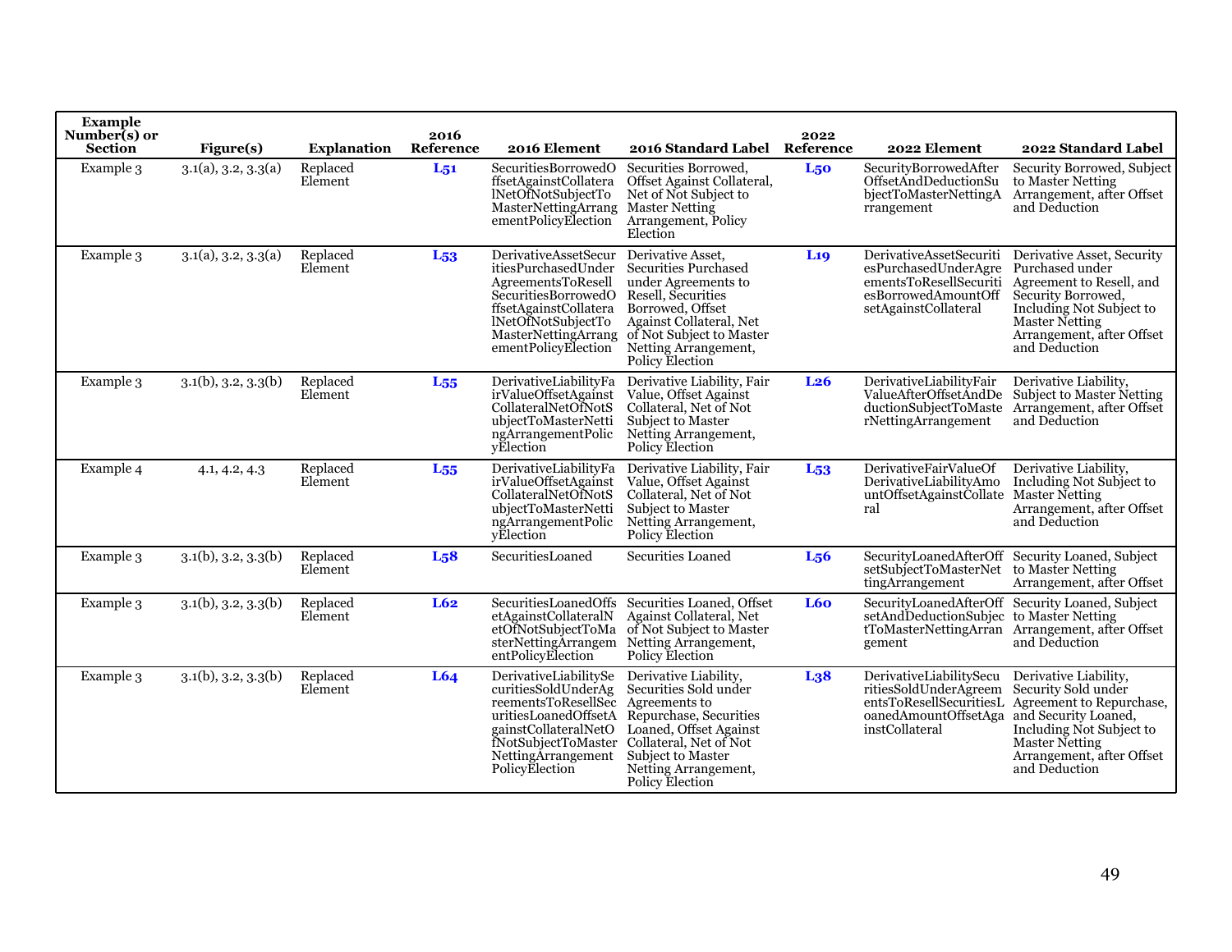| Example Number(s) or Section | Figure(s) | Explanation | 2016 Reference | 2016 Element | 2016 Standard Label | 2022 Reference | 2022 Element | 2022 Standard Label |
|---|---|---|---|---|---|---|---|---|
| Example 3 | 3.1(a), 3.2, 3.3(a) | Replaced Element | L51 | SecuritiesBorrowedOffsetAgainstCollateralNetOfNotSubjectToMasterNettingArrangementPolicyElection | Securities Borrowed, Offset Against Collateral, Net of Not Subject to Master Netting Arrangement, Policy Election | L50 | SecurityBorrowedAfterOffsetAndDeductionSubjectToMasterNettingArrangement | Security Borrowed, Subject to Master Netting Arrangement, after Offset and Deduction |
| Example 3 | 3.1(a), 3.2, 3.3(a) | Replaced Element | L53 | DerivativeAssetSecuritiesPurchasedUnderAgreementsToResellSecuritiesBorrowedOffsetAgainstCollateralNetOfNotSubjectToMasterNettingArrangementPolicyElection | Derivative Asset, Securities Purchased under Agreements to Resell, Securities Borrowed, Offset Against Collateral, Net of Not Subject to Master Netting Arrangement, Policy Election | L19 | DerivativeAssetSecuritiesPurchasedUnderAgreementsToResellSecuritiesBorrowedAmountOffsetAgainstCollateral | Derivative Asset, Security Purchased under Agreement to Resell, and Security Borrowed, Including Not Subject to Master Netting Arrangement, after Offset and Deduction |
| Example 3 | 3.1(b), 3.2, 3.3(b) | Replaced Element | L55 | DerivativeLiabilityFairValueOffsetAgainstCollateralNetOfNotSubjectToMasterNettingArrangementPolicyElection | Derivative Liability, Fair Value, Offset Against Collateral, Net of Not Subject to Master Netting Arrangement, Policy Election | L26 | DerivativeLiabilityFairValueAfterOffsetAndDeductionSubjectToMasterNettingArrangement | Derivative Liability, Subject to Master Netting Arrangement, after Offset and Deduction |
| Example 4 | 4.1, 4.2, 4.3 | Replaced Element | L55 | DerivativeLiabilityFairValueOffsetAgainstCollateralNetOfNotSubjectToMasterNettingArrangementPolicyElection | Derivative Liability, Fair Value, Offset Against Collateral, Net of Not Subject to Master Netting Arrangement, Policy Election | L53 | DerivativeFairValueOfDerivativeLiabilityAmountOffsetAgainstCollateral | Derivative Liability, Including Not Subject to Master Netting Arrangement, after Offset and Deduction |
| Example 3 | 3.1(b), 3.2, 3.3(b) | Replaced Element | L58 | SecuritiesLoaned | Securities Loaned | L56 | SecurityLoanedAfterOffsetSubjectToMasterNettingArrangement | Security Loaned, Subject to Master Netting Arrangement, after Offset |
| Example 3 | 3.1(b), 3.2, 3.3(b) | Replaced Element | L62 | SecuritiesLoanedOffsetAgainstCollateralNetOfNotSubjectToMasterNettingArrangementPolicyElection | Securities Loaned, Offset Against Collateral, Net of Not Subject to Master Netting Arrangement, Policy Election | L60 | SecurityLoanedAfterOffsetAndDeductionSubjectToMasterNettingArrangement | Security Loaned, Subject to Master Netting Arrangement, after Offset and Deduction |
| Example 3 | 3.1(b), 3.2, 3.3(b) | Replaced Element | L64 | DerivativeLiabilitySecuritiesSoldUnderAgreementsToResellSecuritiesLoanedOffsetAgainstCollateralNetOfNotSubjectToMasterNettingArrangementPolicyElection | Derivative Liability, Securities Sold under Agreements to Repurchase, Securities Loaned, Offset Against Collateral, Net of Not Subject to Master Netting Arrangement, Policy Election | L38 | DerivativeLiabilitySecuritiesSoldUnderAgreementsToResellSecuritiesLoanedAmountOffsetAgainstCollateral | Derivative Liability, Security Sold under Agreement to Repurchase, and Security Loaned, Including Not Subject to Master Netting Arrangement, after Offset and Deduction |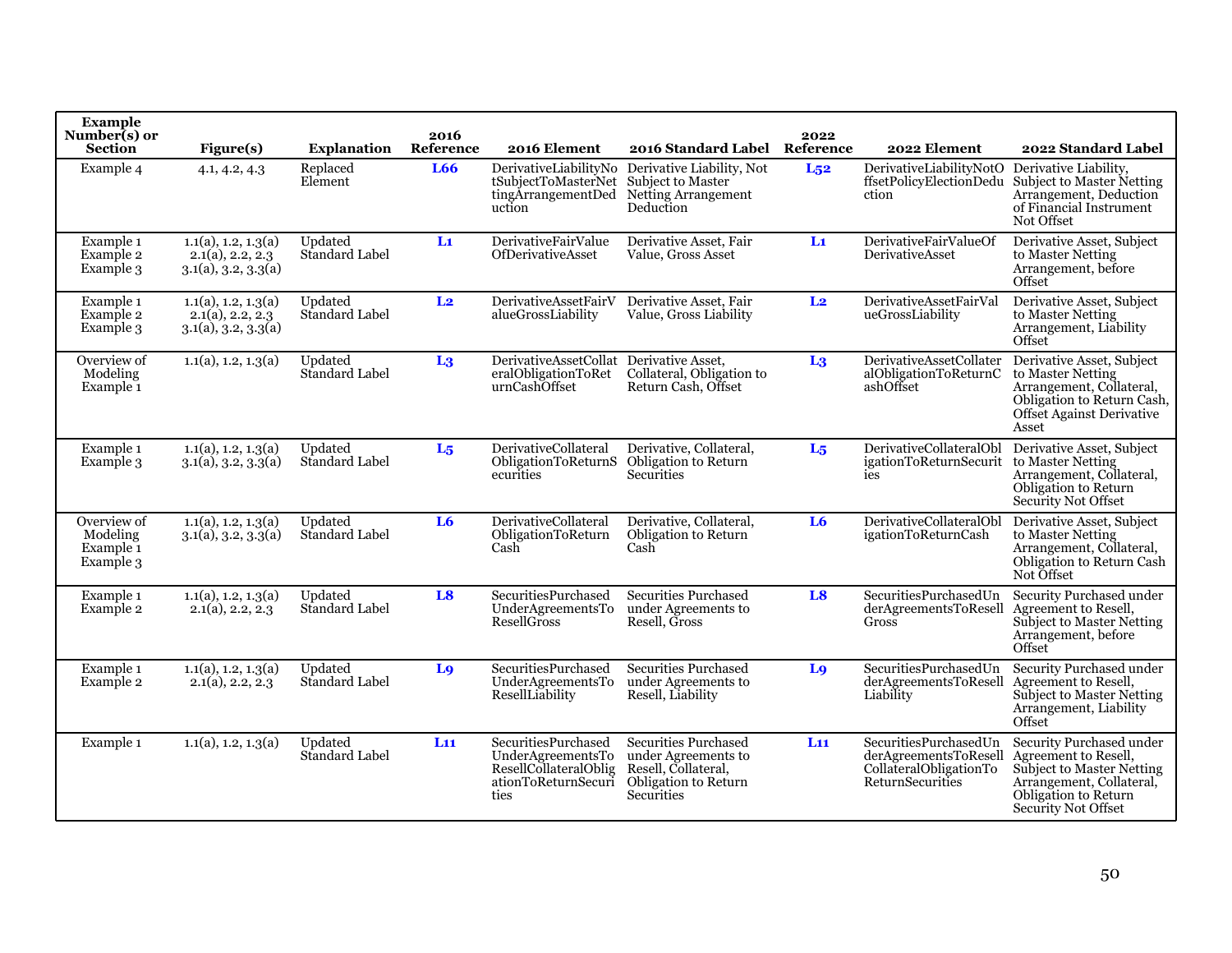| Example Number(s) or Section | Figure(s) | Explanation | 2016 Reference | 2016 Element | 2016 Standard Label | 2022 Reference | 2022 Element | 2022 Standard Label |
|---|---|---|---|---|---|---|---|---|
| Example 4 | 4.1, 4.2, 4.3 | Replaced Element | L66 | DerivativeLiabilityNotSubjectToMasterNettingArrangementDeduction | Derivative Liability, Not Subject to Master Netting Arrangement Deduction | L52 | DerivativeLiabilityNotOffsetPolicyElectionDeduction | Derivative Liability, Subject to Master Netting Arrangement, Deduction of Financial Instrument Not Offset |
| Example 1<br>Example 2<br>Example 3 | 1.1(a), 1.2, 1.3(a)<br>2.1(a), 2.2, 2.3<br>3.1(a), 3.2, 3.3(a) | Updated Standard Label | L1 | DerivativeFairValueOfDerivativeAsset | Derivative Asset, Fair Value, Gross Asset | L1 | DerivativeFairValueOfDerivativeAsset | Derivative Asset, Subject to Master Netting Arrangement, before Offset |
| Example 1<br>Example 2<br>Example 3 | 1.1(a), 1.2, 1.3(a)<br>2.1(a), 2.2, 2.3<br>3.1(a), 3.2, 3.3(a) | Updated Standard Label | L2 | DerivativeAssetFairValueGrossLiability | Derivative Asset, Fair Value, Gross Liability | L2 | DerivativeAssetFairValueGrossLiability | Derivative Asset, Subject to Master Netting Arrangement, Liability Offset |
| Overview of Modeling<br>Example 1 | 1.1(a), 1.2, 1.3(a) | Updated Standard Label | L3 | DerivativeAssetCollateralObligationToReturnCashOffset | Derivative Asset, Collateral, Obligation to Return Cash, Offset | L3 | DerivativeAssetCollateralObligationToReturnCashOffset | Derivative Asset, Subject to Master Netting Arrangement, Collateral, Obligation to Return Cash, Offset Against Derivative Asset |
| Example 1<br>Example 3 | 1.1(a), 1.2, 1.3(a)<br>3.1(a), 3.2, 3.3(a) | Updated Standard Label | L5 | DerivativeCollateralObligationToReturnSecurities | Derivative, Collateral, Obligation to Return Securities | L5 | DerivativeCollateralObligationToReturnSecurities | Derivative Asset, Subject to Master Netting Arrangement, Collateral, Obligation to Return Security Not Offset |
| Overview of Modeling<br>Example 1<br>Example 3 | 1.1(a), 1.2, 1.3(a)<br>3.1(a), 3.2, 3.3(a) | Updated Standard Label | L6 | DerivativeCollateralObligationToReturnCash | Derivative, Collateral, Obligation to Return Cash | L6 | DerivativeCollateralObligationToReturnCash | Derivative Asset, Subject to Master Netting Arrangement, Collateral, Obligation to Return Cash Not Offset |
| Example 1<br>Example 2 | 1.1(a), 1.2, 1.3(a)<br>2.1(a), 2.2, 2.3 | Updated Standard Label | L8 | SecuritiesPurchasedUnderAgreementsToResellGross | Securities Purchased under Agreements to Resell, Gross | L8 | SecuritiesPurchasedUnderAgreementsToResellGross | Security Purchased under Agreement to Resell, Subject to Master Netting Arrangement, before Offset |
| Example 1<br>Example 2 | 1.1(a), 1.2, 1.3(a)<br>2.1(a), 2.2, 2.3 | Updated Standard Label | L9 | SecuritiesPurchasedUnderAgreementsToResellLiability | Securities Purchased under Agreements to Resell, Liability | L9 | SecuritiesPurchasedUnderAgreementsToResellLiability | Security Purchased under Agreement to Resell, Subject to Master Netting Arrangement, Liability Offset |
| Example 1 | 1.1(a), 1.2, 1.3(a) | Updated Standard Label | L11 | SecuritiesPurchasedUnderAgreementsToResellCollateralObligationToReturnSecurities | Securities Purchased under Agreements to Resell, Collateral, Obligation to Return Securities | L11 | SecuritiesPurchasedUnderAgreementsToResellCollateralObligationToReturnSecurities | Security Purchased under Agreement to Resell, Subject to Master Netting Arrangement, Collateral, Obligation to Return Security Not Offset |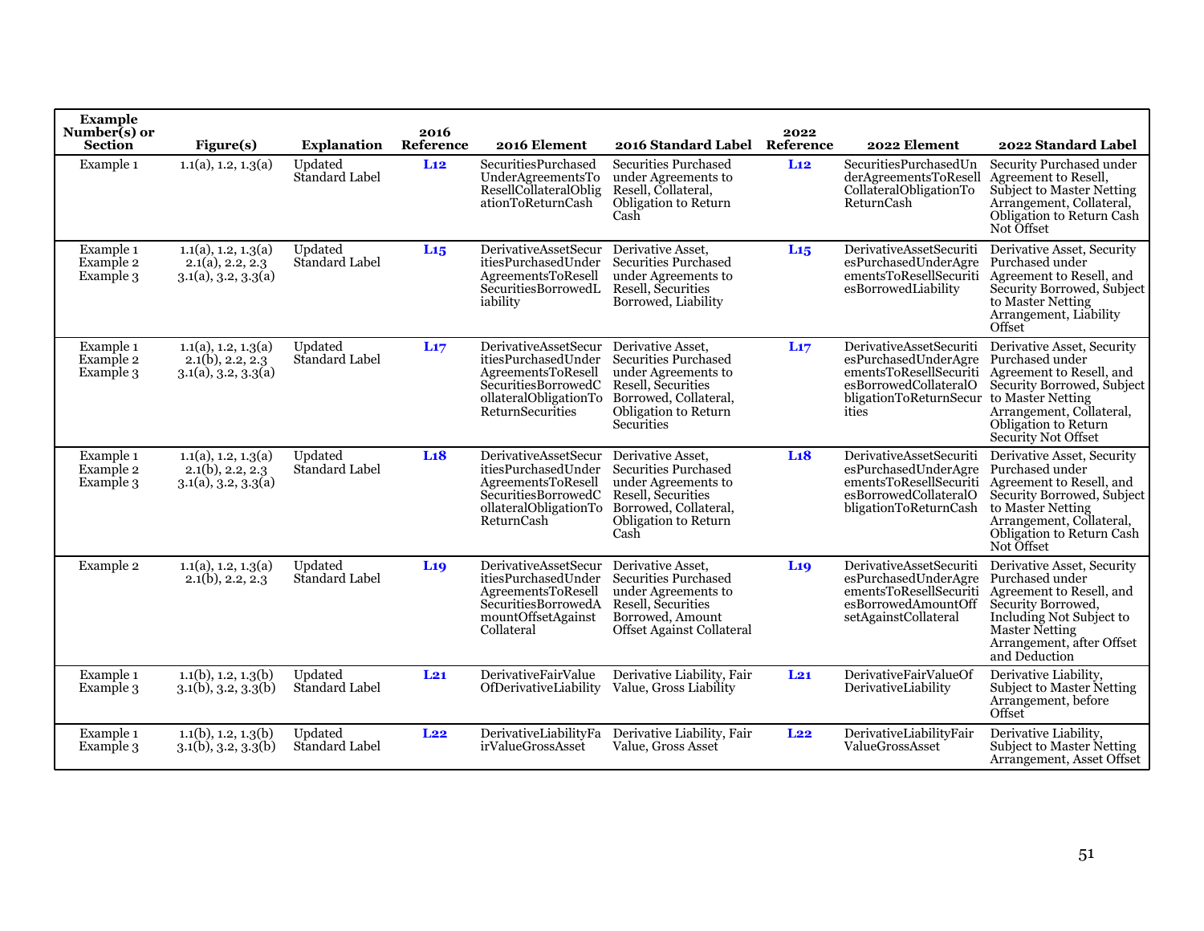| Example Number(s) or Section | Figure(s) | Explanation | 2016 Reference | 2016 Element | 2016 Standard Label | 2022 Reference | 2022 Element | 2022 Standard Label |
|---|---|---|---|---|---|---|---|---|
| Example 1 | 1.1(a), 1.2, 1.3(a) | Updated Standard Label | L12 | SecuritiesPurchasedUnderAgreementsToResellCollateralObligationToReturnCash | Securities Purchased under Agreements to Resell, Collateral, Obligation to Return Cash | L12 | SecuritiesPurchasedUnderAgreementsToResellCollateralObligationToReturnCash | Security Purchased under Agreement to Resell, Subject to Master Netting Arrangement, Collateral, Obligation to Return Cash Not Offset |
| Example 1<br>Example 2<br>Example 3 | 1.1(a), 1.2, 1.3(a)<br>2.1(a), 2.2, 2.3<br>3.1(a), 3.2, 3.3(a) | Updated Standard Label | L15 | DerivativeAssetSecuritiesPurchasedUnderAgreementsToResellSecuritiesBorrowedLiability | Derivative Asset, Securities Purchased under Agreements to Resell, Securities Borrowed, Liability | L15 | DerivativeAssetSecuritiesPurchasedUnderAgreementsToResellSecuritiesBorrowedLiability | Derivative Asset, Security Purchased under Agreement to Resell, and Security Borrowed, Subject to Master Netting Arrangement, Liability Offset |
| Example 1<br>Example 2<br>Example 3 | 1.1(a), 1.2, 1.3(a)<br>2.1(b), 2.2, 2.3<br>3.1(a), 3.2, 3.3(a) | Updated Standard Label | L17 | DerivativeAssetSecuritiesPurchasedUnderAgreementsToResellSecuritiesBorrowedCollateralObligationToReturnSecurities | Derivative Asset, Securities Purchased under Agreements to Resell, Securities Borrowed, Collateral, Obligation to Return Securities | L17 | DerivativeAssetSecuritiesPurchasedUnderAgreementsToResellSecuritiesBorrowedCollateralObligationToReturnSecurities | Derivative Asset, Security Purchased under Agreement to Resell, and Security Borrowed, Subject to Master Netting Arrangement, Collateral, Obligation to Return Security Not Offset |
| Example 1<br>Example 2<br>Example 3 | 1.1(a), 1.2, 1.3(a)<br>2.1(b), 2.2, 2.3<br>3.1(a), 3.2, 3.3(a) | Updated Standard Label | L18 | DerivativeAssetSecuritiesPurchasedUnderAgreementsToResellSecuritiesBorrowedCollateralObligationToReturnCash | Derivative Asset, Securities Purchased under Agreements to Resell, Securities Borrowed, Collateral, Obligation to Return Cash | L18 | DerivativeAssetSecuritiesPurchasedUnderAgreementsToResellSecuritiesBorrowedCollateralObligationToReturnCash | Derivative Asset, Security Purchased under Agreement to Resell, and Security Borrowed, Subject to Master Netting Arrangement, Collateral, Obligation to Return Cash Not Offset |
| Example 2 | 1.1(a), 1.2, 1.3(a)<br>2.1(b), 2.2, 2.3 | Updated Standard Label | L19 | DerivativeAssetSecuritiesPurchasedUnderAgreementsToResellSecuritiesBorrowedAmountOffsetAgainstCollateral | Derivative Asset, Securities Purchased under Agreements to Resell, Securities Borrowed, Amount Offset Against Collateral | L19 | DerivativeAssetSecuritiesPurchasedUnderAgreementsToResellSecuritiesBorrowedAmountOffsetAgainstCollateral | Derivative Asset, Security Purchased under Agreement to Resell, and Security Borrowed, Including Not Subject to Master Netting Arrangement, after Offset and Deduction |
| Example 1<br>Example 3 | 1.1(b), 1.2, 1.3(b)<br>3.1(b), 3.2, 3.3(b) | Updated Standard Label | L21 | DerivativeFairValueOfDerivativeLiability | Derivative Liability, Fair Value, Gross Liability | L21 | DerivativeFairValueOfDerivativeLiability | Derivative Liability, Subject to Master Netting Arrangement, before Offset |
| Example 1<br>Example 3 | 1.1(b), 1.2, 1.3(b)<br>3.1(b), 3.2, 3.3(b) | Updated Standard Label | L22 | DerivativeLiabilityFairValueGrossAsset | Derivative Liability, Fair Value, Gross Asset | L22 | DerivativeLiabilityFairValueGrossAsset | Derivative Liability, Subject to Master Netting Arrangement, Asset Offset |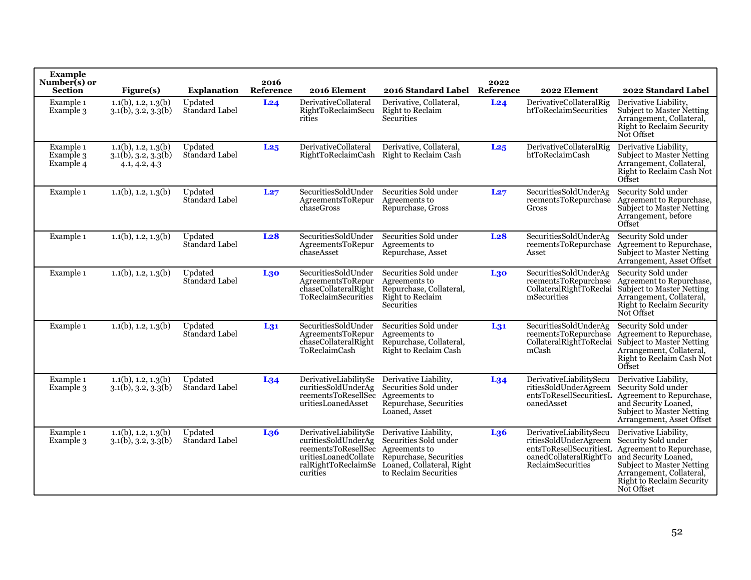| Example Number(s) or Section | Figure(s) | Explanation | 2016 Reference | 2016 Element | 2016 Standard Label | 2022 Reference | 2022 Element | 2022 Standard Label |
|---|---|---|---|---|---|---|---|---|
| Example 1 Example 3 | 1.1(b), 1.2, 1.3(b) 3.1(b), 3.2, 3.3(b) | Updated Standard Label | **L24** | DerivativeCollateralRightToReclaimSecurities | Derivative, Collateral, Right to Reclaim Securities | **L24** | DerivativeCollateralRightToReclaimSecurities | Derivative Liability, Subject to Master Netting Arrangement, Collateral, Right to Reclaim Security Not Offset |
| Example 1 Example 3 Example 4 | 1.1(b), 1.2, 1.3(b) 3.1(b), 3.2, 3.3(b) 4.1, 4.2, 4.3 | Updated Standard Label | **L25** | DerivativeCollateralRightToReclaimCash | Derivative, Collateral, Right to Reclaim Cash | **L25** | DerivativeCollateralRightToReclaimCash | Derivative Liability, Subject to Master Netting Arrangement, Collateral, Right to Reclaim Cash Not Offset |
| Example 1 | 1.1(b), 1.2, 1.3(b) | Updated Standard Label | **L27** | SecuritiesSoldUnderAgreementsToRepurchaseGross | Securities Sold under Agreements to Repurchase, Gross | **L27** | SecuritiesSoldUnderAgreementsToRepurchaseGross | Security Sold under Agreement to Repurchase, Subject to Master Netting Arrangement, before Offset |
| Example 1 | 1.1(b), 1.2, 1.3(b) | Updated Standard Label | **L28** | SecuritiesSoldUnderAgreementsToRepurchaseAsset | Securities Sold under Agreements to Repurchase, Asset | **L28** | SecuritiesSoldUnderAgreementsToRepurchaseAsset | Security Sold under Agreement to Repurchase, Subject to Master Netting Arrangement, Asset Offset |
| Example 1 | 1.1(b), 1.2, 1.3(b) | Updated Standard Label | **L30** | SecuritiesSoldUnderAgreementsToRepurchaseCollateralRightToReclaimSecurities | Securities Sold under Agreements to Repurchase, Collateral, Right to Reclaim Securities | **L30** | SecuritiesSoldUnderAgreementsToRepurchaseCollateralRightToReclaimSecurities | Security Sold under Agreement to Repurchase, Subject to Master Netting Arrangement, Collateral, Right to Reclaim Security Not Offset |
| Example 1 | 1.1(b), 1.2, 1.3(b) | Updated Standard Label | **L31** | SecuritiesSoldUnderAgreementsToRepurchaseCollateralRightToReclaimCash | Securities Sold under Agreements to Repurchase, Collateral, Right to Reclaim Cash | **L31** | SecuritiesSoldUnderAgreementsToRepurchaseCollateralRightToReclaimCash | Security Sold under Agreement to Repurchase, Subject to Master Netting Arrangement, Collateral, Right to Reclaim Cash Not Offset |
| Example 1 Example 3 | 1.1(b), 1.2, 1.3(b) 3.1(b), 3.2, 3.3(b) | Updated Standard Label | **L34** | DerivativeLiabilitySecuritiesSoldUnderAgreementsToResellSecuritiesLoanedAsset | Derivative Liability, Securities Sold under Agreements to Repurchase, Securities Loaned, Asset | **L34** | DerivativeLiabilitySecuritiesSoldUnderAgreementsToResellSecuritiesLoanedAsset | Derivative Liability, Security Sold under Agreement to Repurchase, and Security Loaned, Subject to Master Netting Arrangement, Asset Offset |
| Example 1 Example 3 | 1.1(b), 1.2, 1.3(b) 3.1(b), 3.2, 3.3(b) | Updated Standard Label | **L36** | DerivativeLiabilitySecuritiesSoldUnderAgreementsToResellSecuritiesLoanedCollateralRightToReclaimSecurities | Derivative Liability, Securities Sold under Agreements to Repurchase, Securities Loaned, Collateral, Right to Reclaim Securities | **L36** | DerivativeLiabilitySecuritiesSoldUnderAgreementsToResellSecuritiesLoanedCollateralRightToReclaimSecurities | Derivative Liability, Security Sold under Agreement to Repurchase, and Security Loaned, Subject to Master Netting Arrangement, Collateral, Right to Reclaim Security Not Offset |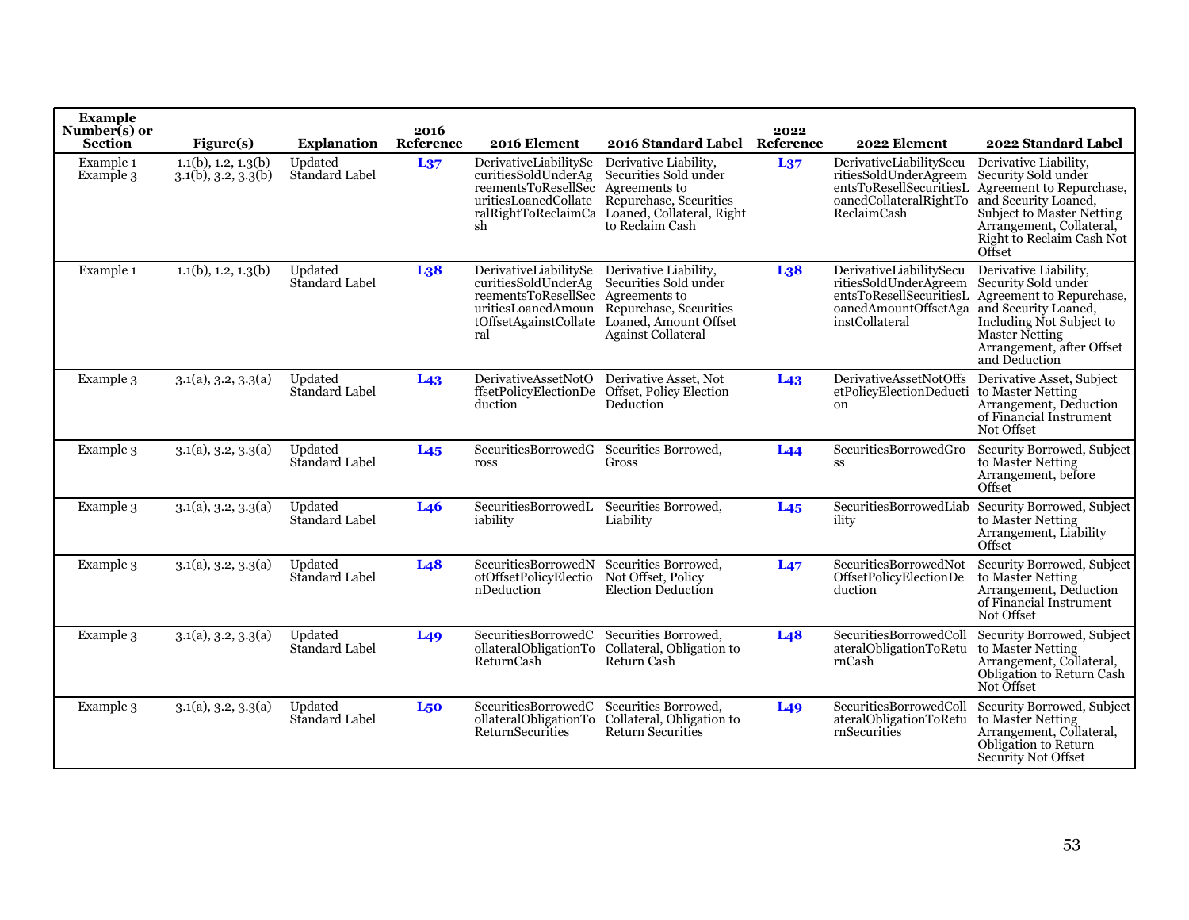| Example Number(s) or Section | Figure(s) | Explanation | 2016 Reference | 2016 Element | 2016 Standard Label | 2022 Reference | 2022 Element | 2022 Standard Label |
|---|---|---|---|---|---|---|---|---|
| Example 1 Example 3 | 1.1(b), 1.2, 1.3(b) 3.1(b), 3.2, 3.3(b) | Updated Standard Label | L37 | DerivativeLiabilitySecuritiesSoldUnderAgreementsToResellSecuritiesLoanedCollateralRightToReclaimCash | Derivative Liability, Securities Sold under Agreements to Repurchase, Securities Loaned, Collateral, Right to Reclaim Cash | L37 | DerivativeLiabilitySecuritiesSoldUnderAgreementsToResellSecuritiesLoanedCollateralRightToReclaimCash | Derivative Liability, Security Sold under Agreement to Repurchase, and Security Loaned, Subject to Master Netting Arrangement, Collateral, Right to Reclaim Cash Not Offset |
| Example 1 | 1.1(b), 1.2, 1.3(b) | Updated Standard Label | L38 | DerivativeLiabilitySecuritiesSoldUnderAgreementsToResellSecuritiesLoanedAmountOffsetAgainstCollateral | Derivative Liability, Securities Sold under Agreements to Repurchase, Securities Loaned, Amount Offset Against Collateral | L38 | DerivativeLiabilitySecuritiesSoldUnderAgreementsToResellSecuritiesLoanedAmountOffsetAgainstCollateral | Derivative Liability, Security Sold under Agreement to Repurchase, and Security Loaned, Including Not Subject to Master Netting Arrangement, after Offset and Deduction |
| Example 3 | 3.1(a), 3.2, 3.3(a) | Updated Standard Label | L43 | DerivativeAssetNotOffsetPolicyElectionDeduction | Derivative Asset, Not Offset, Policy Election Deduction | L43 | DerivativeAssetNotOffsetPolicyElectionDeduction | Derivative Asset, Subject to Master Netting Arrangement, Deduction of Financial Instrument Not Offset |
| Example 3 | 3.1(a), 3.2, 3.3(a) | Updated Standard Label | L45 | SecuritiesBorrowedGross | Securities Borrowed, Gross | L44 | SecuritiesBorrowedGross | Security Borrowed, Subject to Master Netting Arrangement, before Offset |
| Example 3 | 3.1(a), 3.2, 3.3(a) | Updated Standard Label | L46 | SecuritiesBorrowedLiability | Securities Borrowed, Liability | L45 | SecuritiesBorrowedLiability | Security Borrowed, Subject to Master Netting Arrangement, Liability Offset |
| Example 3 | 3.1(a), 3.2, 3.3(a) | Updated Standard Label | L48 | SecuritiesBorrowedNotOffsetPolicyElectionDeduction | Securities Borrowed, Not Offset, Policy Election Deduction | L47 | SecuritiesBorrowedNotOffsetPolicyElectionDeduction | Security Borrowed, Subject to Master Netting Arrangement, Deduction of Financial Instrument Not Offset |
| Example 3 | 3.1(a), 3.2, 3.3(a) | Updated Standard Label | L49 | SecuritiesBorrowedCollateralObligationToReturnCash | Securities Borrowed, Collateral, Obligation to Return Cash | L48 | SecuritiesBorrowedCollateralObligationToReturnCash | Security Borrowed, Subject to Master Netting Arrangement, Collateral, Obligation to Return Cash Not Offset |
| Example 3 | 3.1(a), 3.2, 3.3(a) | Updated Standard Label | L50 | SecuritiesBorrowedCollateralObligationToReturnSecurities | Securities Borrowed, Collateral, Obligation to Return Securities | L49 | SecuritiesBorrowedCollateralObligationToReturnSecurities | Security Borrowed, Subject to Master Netting Arrangement, Collateral, Obligation to Return Security Not Offset |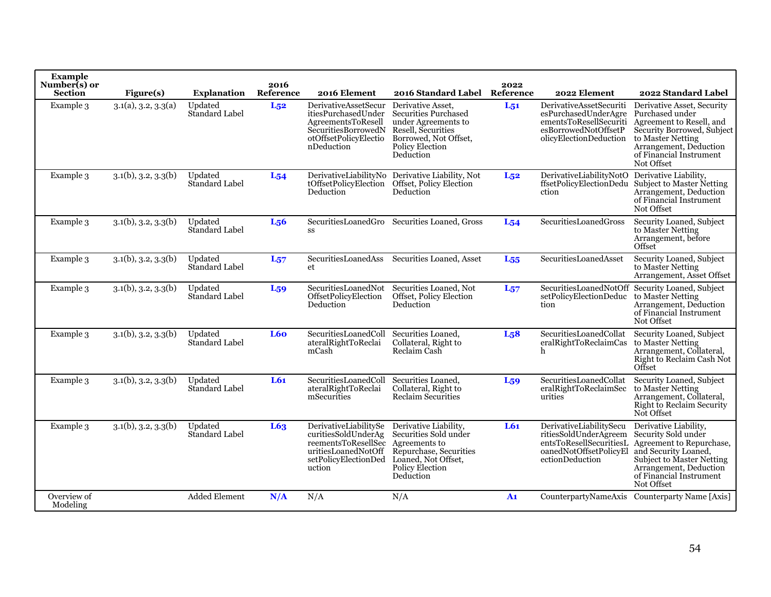| Example Number(s) or Section | Figure(s) | Explanation | 2016 Reference | 2016 Element | 2016 Standard Label | 2022 Reference | 2022 Element | 2022 Standard Label |
|---|---|---|---|---|---|---|---|---|
| Example 3 | 3.1(a), 3.2, 3.3(a) | Updated Standard Label | L52 | DerivativeAssetSecuritiesPurchasedUnderAgreementsToResellSecuritiesBorrowedNotOffsetPolicyElectionDeduction | Derivative Asset, Securities Purchased under Agreements to Resell, Securities Borrowed, Not Offset, Policy Election Deduction | L51 | DerivativeAssetSecuritiesPurchasedUnderAgreementsToResellSecuritiesBorrowedNotOffsetPolicyElectionDeduction | Derivative Asset, Security Purchased under Agreement to Resell, and Security Borrowed, Subject to Master Netting Arrangement, Deduction of Financial Instrument Not Offset |
| Example 3 | 3.1(b), 3.2, 3.3(b) | Updated Standard Label | L54 | DerivativeLiabilityNotOffsetPolicyElectionDeduction | Derivative Liability, Not Offset, Policy Election Deduction | L52 | DerivativeLiabilityNotOffsetPolicyElectionDeduction | Derivative Liability, Subject to Master Netting Arrangement, Deduction of Financial Instrument Not Offset |
| Example 3 | 3.1(b), 3.2, 3.3(b) | Updated Standard Label | L56 | SecuritiesLoanedGross | Securities Loaned, Gross | L54 | SecuritiesLoanedGross | Security Loaned, Subject to Master Netting Arrangement, before Offset |
| Example 3 | 3.1(b), 3.2, 3.3(b) | Updated Standard Label | L57 | SecuritiesLoanedAsset | Securities Loaned, Asset | L55 | SecuritiesLoanedAsset | Security Loaned, Subject to Master Netting Arrangement, Asset Offset |
| Example 3 | 3.1(b), 3.2, 3.3(b) | Updated Standard Label | L59 | SecuritiesLoanedNotOffsetPolicyElectionDeduction | Securities Loaned, Not Offset, Policy Election Deduction | L57 | SecuritiesLoanedNotOffsetPolicyElectionDeduction | Security Loaned, Subject to Master Netting Arrangement, Deduction of Financial Instrument Not Offset |
| Example 3 | 3.1(b), 3.2, 3.3(b) | Updated Standard Label | L60 | SecuritiesLoanedCollateralRightToReclaimCash | Securities Loaned, Collateral, Right to Reclaim Cash | L58 | SecuritiesLoanedCollateralRightToReclaimCash | Security Loaned, Subject to Master Netting Arrangement, Collateral, Right to Reclaim Cash Not Offset |
| Example 3 | 3.1(b), 3.2, 3.3(b) | Updated Standard Label | L61 | SecuritiesLoanedCollateralRightToReclaimSecurities | Securities Loaned, Collateral, Right to Reclaim Securities | L59 | SecuritiesLoanedCollateralRightToReclaimSecurities | Security Loaned, Subject to Master Netting Arrangement, Collateral, Right to Reclaim Security Not Offset |
| Example 3 | 3.1(b), 3.2, 3.3(b) | Updated Standard Label | L63 | DerivativeLiabilitySecuritiesSoldUnderAgreementsToResellSecuritiesLoanedNotOffsetPolicyElectionDeduction | Derivative Liability, Securities Sold under Agreements to Repurchase, Securities Loaned, Not Offset, Policy Election Deduction | L61 | DerivativeLiabilitySecuritiesSoldUnderAgreementsToResellSecuritiesLoanedNotOffsetPolicyElectionDeduction | Derivative Liability, Security Sold under Agreement to Repurchase, and Security Loaned, Subject to Master Netting Arrangement, Deduction of Financial Instrument Not Offset |
| Overview of Modeling | | Added Element | N/A | N/A | N/A | A1 | CounterpartyNameAxis | Counterparty Name [Axis] |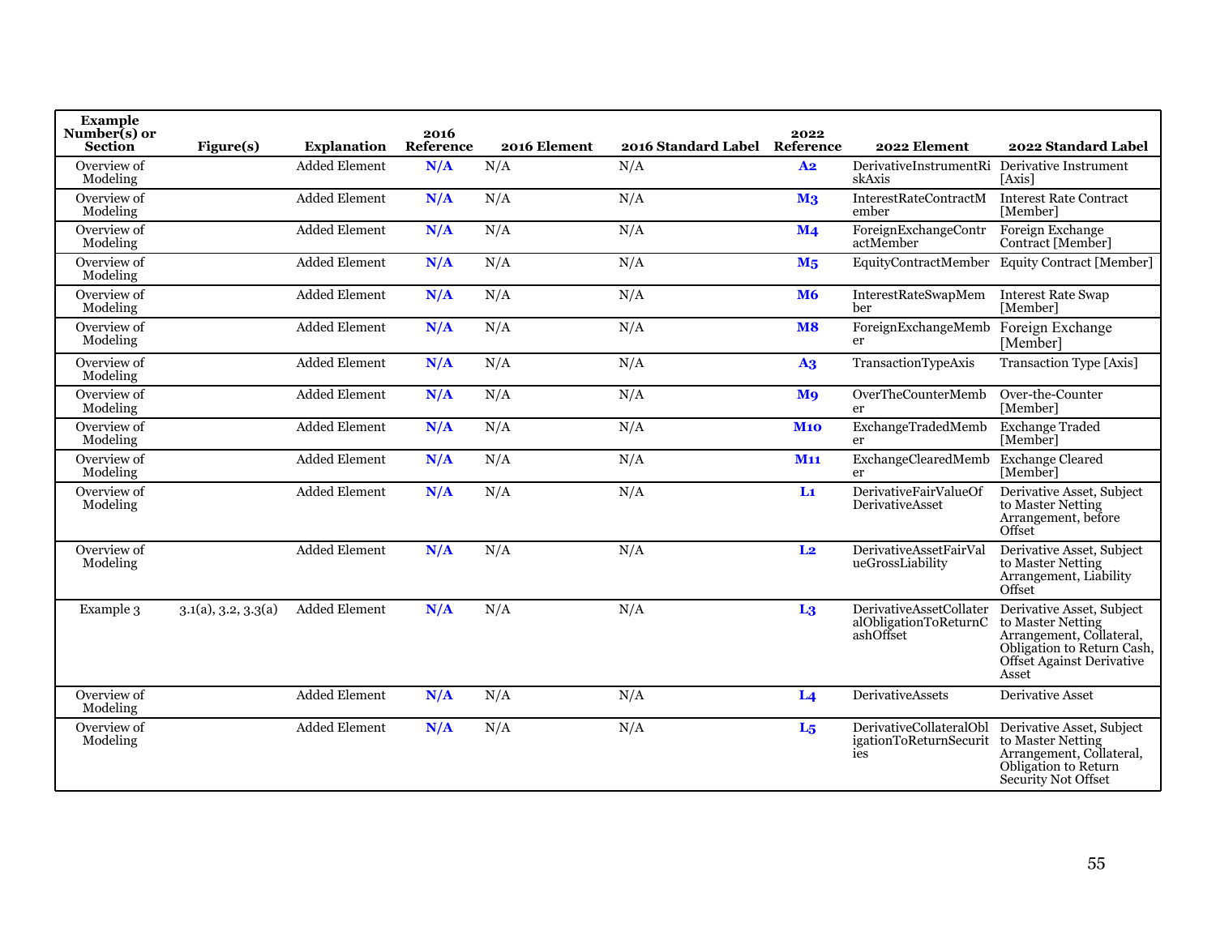| Example Number(s) or Section | Figure(s) | Explanation | 2016 Reference | 2016 Element | 2016 Standard Label | 2022 Reference | 2022 Element | 2022 Standard Label |
| --- | --- | --- | --- | --- | --- | --- | --- | --- |
| Overview of Modeling | | Added Element | **N/A** | N/A | N/A | **A2** | DerivativeInstrumentRiskAxis | Derivative Instrument [Axis] |
| Overview of Modeling | | Added Element | **N/A** | N/A | N/A | **M3** | InterestRateContractMember | Interest Rate Contract [Member] |
| Overview of Modeling | | Added Element | **N/A** | N/A | N/A | **M4** | ForeignExchangeContractMember | Foreign Exchange Contract [Member] |
| Overview of Modeling | | Added Element | **N/A** | N/A | N/A | **M5** | EquityContractMember | Equity Contract [Member] |
| Overview of Modeling | | Added Element | **N/A** | N/A | N/A | **M6** | InterestRateSwapMember | Interest Rate Swap [Member] |
| Overview of Modeling | | Added Element | **N/A** | N/A | N/A | **M8** | ForeignExchangeMember | Foreign Exchange [Member] |
| Overview of Modeling | | Added Element | **N/A** | N/A | N/A | **A3** | TransactionTypeAxis | Transaction Type [Axis] |
| Overview of Modeling | | Added Element | **N/A** | N/A | N/A | **M9** | OverTheCounterMember | Over-the-Counter [Member] |
| Overview of Modeling | | Added Element | **N/A** | N/A | N/A | **M10** | ExchangeTradedMember | Exchange Traded [Member] |
| Overview of Modeling | | Added Element | **N/A** | N/A | N/A | **M11** | ExchangeClearedMember | Exchange Cleared [Member] |
| Overview of Modeling | | Added Element | **N/A** | N/A | N/A | **L1** | DerivativeFairValueOfDerivativeAsset | Derivative Asset, Subject to Master Netting Arrangement, before Offset |
| Overview of Modeling | | Added Element | **N/A** | N/A | N/A | **L2** | DerivativeAssetFairValueGrossLiability | Derivative Asset, Subject to Master Netting Arrangement, Liability Offset |
| Example 3 | 3.1(a), 3.2, 3.3(a) | Added Element | **N/A** | N/A | N/A | **L3** | DerivativeAssetCollateralObligationToReturnCashOffset | Derivative Asset, Subject to Master Netting Arrangement, Collateral, Obligation to Return Cash, Offset Against Derivative Asset |
| Overview of Modeling | | Added Element | **N/A** | N/A | N/A | **L4** | DerivativeAssets | Derivative Asset |
| Overview of Modeling | | Added Element | **N/A** | N/A | N/A | **L5** | DerivativeCollateralObligationToReturnSecurities | Derivative Asset, Subject to Master Netting Arrangement, Collateral, Obligation to Return Security Not Offset |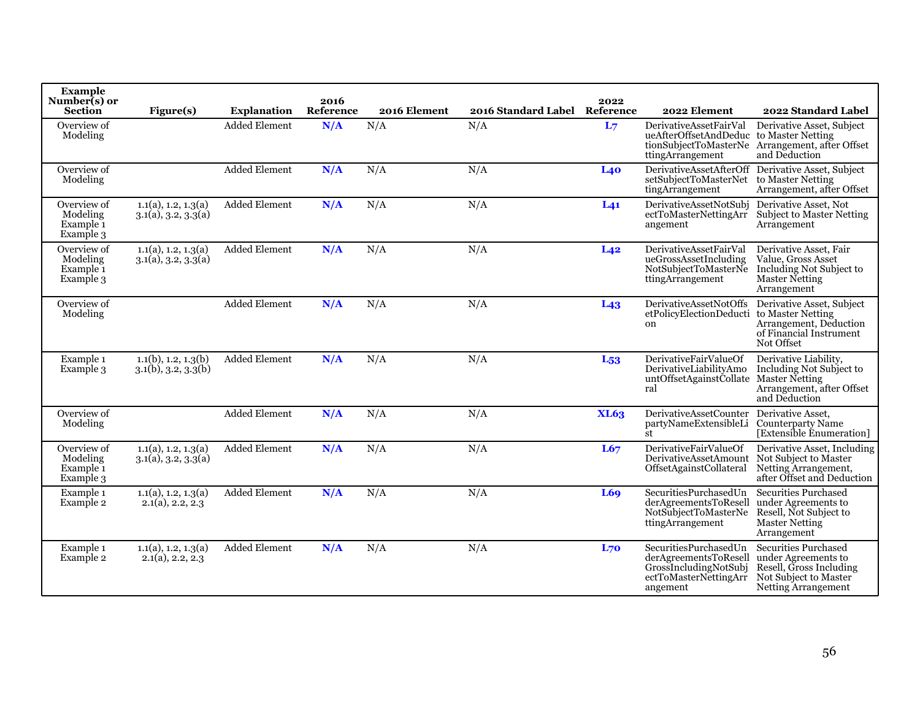| Example Number(s) or Section | Figure(s) | Explanation | 2016 Reference | 2016 Element | 2016 Standard Label | 2022 Reference | 2022 Element | 2022 Standard Label |
|---|---|---|---|---|---|---|---|---|
| Overview of Modeling | | Added Element | **N/A** | N/A | N/A | **L7** | DerivativeAssetFairValueAfterOffsetAndDeductionSubjectToMasterNettingArrangement | Derivative Asset, Subject to Master Netting Arrangement, after Offset and Deduction |
| Overview of Modeling | | Added Element | **N/A** | N/A | N/A | **L40** | DerivativeAssetAfterOffsetSubjectToMasterNettingArrangement | Derivative Asset, Subject to Master Netting Arrangement, after Offset |
| Overview of Modeling Example 1 Example 3 | 1.1(a), 1.2, 1.3(a) 3.1(a), 3.2, 3.3(a) | Added Element | **N/A** | N/A | N/A | **L41** | DerivativeAssetNotSubjectToMasterNettingArrangement | Derivative Asset, Not Subject to Master Netting Arrangement |
| Overview of Modeling Example 1 Example 3 | 1.1(a), 1.2, 1.3(a) 3.1(a), 3.2, 3.3(a) | Added Element | **N/A** | N/A | N/A | **L42** | DerivativeAssetFairValueGrossAssetIncludingNotSubjectToMasterNettingArrangement | Derivative Asset, Fair Value, Gross Asset Including Not Subject to Master Netting Arrangement |
| Overview of Modeling | | Added Element | **N/A** | N/A | N/A | **L43** | DerivativeAssetNotOffsetPolicyElectionDeduction | Derivative Asset, Subject to Master Netting Arrangement, Deduction of Financial Instrument Not Offset |
| Example 1 Example 3 | 1.1(b), 1.2, 1.3(b) 3.1(b), 3.2, 3.3(b) | Added Element | **N/A** | N/A | N/A | **L53** | DerivativeFairValueOfDerivativeLiabilityAmountOffsetAgainstCollateral | Derivative Liability, Including Not Subject to Master Netting Arrangement, after Offset and Deduction |
| Overview of Modeling | | Added Element | **N/A** | N/A | N/A | **XL63** | DerivativeAssetCounterpartyNameExtensibleList | Derivative Asset, Counterparty Name [Extensible Enumeration] |
| Overview of Modeling Example 1 Example 3 | 1.1(a), 1.2, 1.3(a) 3.1(a), 3.2, 3.3(a) | Added Element | **N/A** | N/A | N/A | **L67** | DerivativeFairValueOfDerivativeAssetAmountOffsetAgainstCollateral | Derivative Asset, Including Not Subject to Master Netting Arrangement, after Offset and Deduction |
| Example 1 Example 2 | 1.1(a), 1.2, 1.3(a) 2.1(a), 2.2, 2.3 | Added Element | **N/A** | N/A | N/A | **L69** | SecuritiesPurchasedUnderAgreementsToResellNotSubjectToMasterNettingArrangement | Securities Purchased under Agreements to Resell, Not Subject to Master Netting Arrangement |
| Example 1 Example 2 | 1.1(a), 1.2, 1.3(a) 2.1(a), 2.2, 2.3 | Added Element | **N/A** | N/A | N/A | **L70** | SecuritiesPurchasedUnderAgreementsToResellGrossIncludingNotSubjectToMasterNettingArrangement | Securities Purchased under Agreements to Resell, Gross Including Not Subject to Master Netting Arrangement |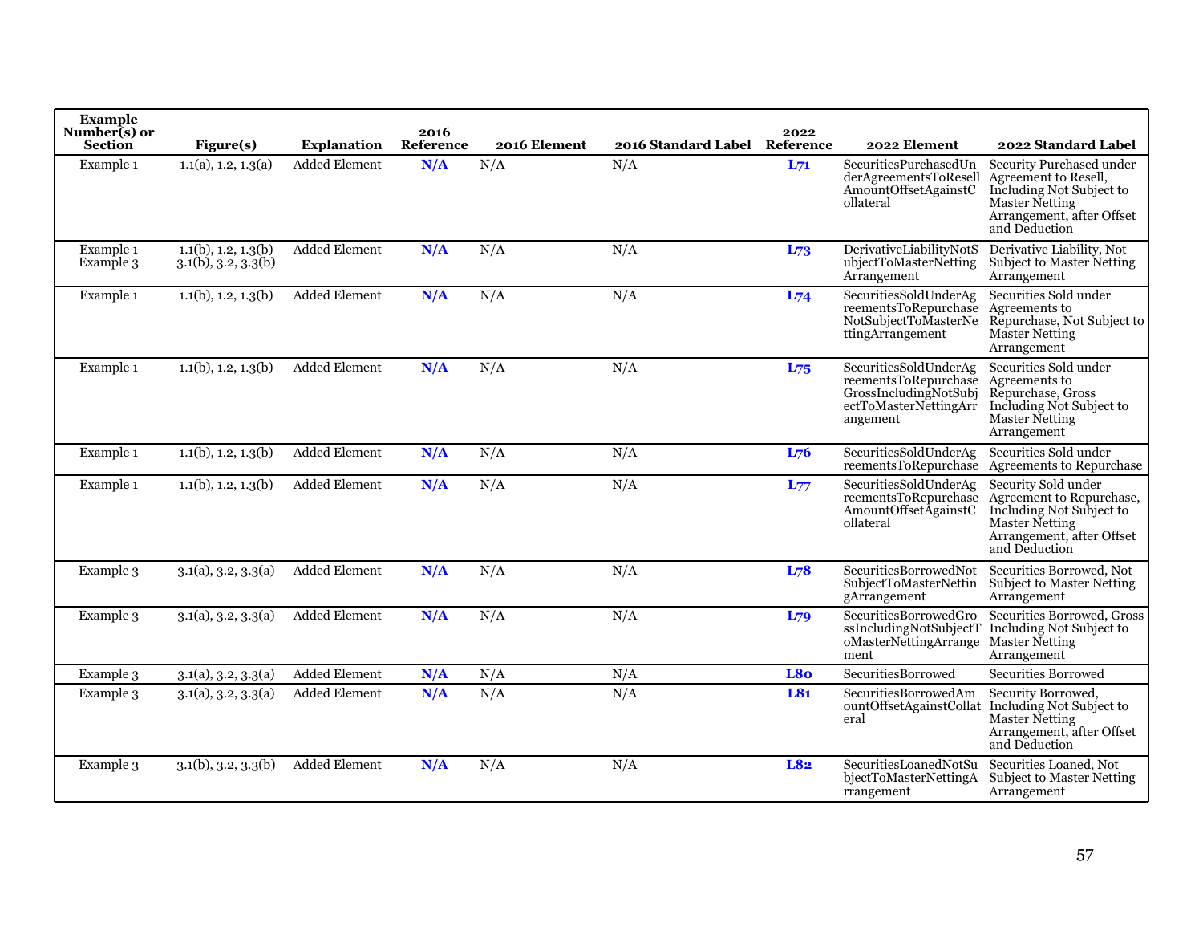| Example Number(s) or Section | Figure(s) | Explanation | 2016 Reference | 2016 Element | 2016 Standard Label | 2022 Reference | 2022 Element | 2022 Standard Label |
|---|---|---|---|---|---|---|---|---|
| Example 1 | 1.1(a), 1.2, 1.3(a) | Added Element | **N/A** | N/A | N/A | **L71** | SecuritiesPurchasedUnderAgreementsToResellAmountOffsetAgainstCollateral | Security Purchased under Agreement to Resell, Including Not Subject to Master Netting Arrangement, after Offset and Deduction |
| Example 1 Example 3 | 1.1(b), 1.2, 1.3(b) 3.1(b), 3.2, 3.3(b) | Added Element | **N/A** | N/A | N/A | **L73** | DerivativeLiabilityNotSubjectToMasterNettingArrangement | Derivative Liability, Not Subject to Master Netting Arrangement |
| Example 1 | 1.1(b), 1.2, 1.3(b) | Added Element | **N/A** | N/A | N/A | **L74** | SecuritiesSoldUnderAgreementsToRepurchaseNotSubjectToMasterNettingArrangement | Securities Sold under Agreements to Repurchase, Not Subject to Master Netting Arrangement |
| Example 1 | 1.1(b), 1.2, 1.3(b) | Added Element | **N/A** | N/A | N/A | **L75** | SecuritiesSoldUnderAgreementsToRepurchaseGrossIncludingNotSubjectToMasterNettingArrangement | Securities Sold under Agreements to Repurchase, Gross Including Not Subject to Master Netting Arrangement |
| Example 1 | 1.1(b), 1.2, 1.3(b) | Added Element | **N/A** | N/A | N/A | **L76** | SecuritiesSoldUnderAgreementsToRepurchase | Securities Sold under Agreements to Repurchase |
| Example 1 | 1.1(b), 1.2, 1.3(b) | Added Element | **N/A** | N/A | N/A | **L77** | SecuritiesSoldUnderAgreementsToRepurchaseAmountOffsetAgainstCollateral | Security Sold under Agreement to Repurchase, Including Not Subject to Master Netting Arrangement, after Offset and Deduction |
| Example 3 | 3.1(a), 3.2, 3.3(a) | Added Element | **N/A** | N/A | N/A | **L78** | SecuritiesBorrowedNotSubjectToMasterNettingArrangement | Securities Borrowed, Not Subject to Master Netting Arrangement |
| Example 3 | 3.1(a), 3.2, 3.3(a) | Added Element | **N/A** | N/A | N/A | **L79** | SecuritiesBorrowedGrossIncludingNotSubjectToMasterNettingArrangement | Securities Borrowed, Gross Including Not Subject to Master Netting Arrangement |
| Example 3 | 3.1(a), 3.2, 3.3(a) | Added Element | **N/A** | N/A | N/A | **L80** | SecuritiesBorrowed | Securities Borrowed |
| Example 3 | 3.1(a), 3.2, 3.3(a) | Added Element | **N/A** | N/A | N/A | **L81** | SecuritiesBorrowedAmountOffsetAgainstCollateral | Security Borrowed, Including Not Subject to Master Netting Arrangement, after Offset and Deduction |
| Example 3 | 3.1(b), 3.2, 3.3(b) | Added Element | **N/A** | N/A | N/A | **L82** | SecuritiesLoanedNotSubjectToMasterNettingArrangement | Securities Loaned, Not Subject to Master Netting Arrangement |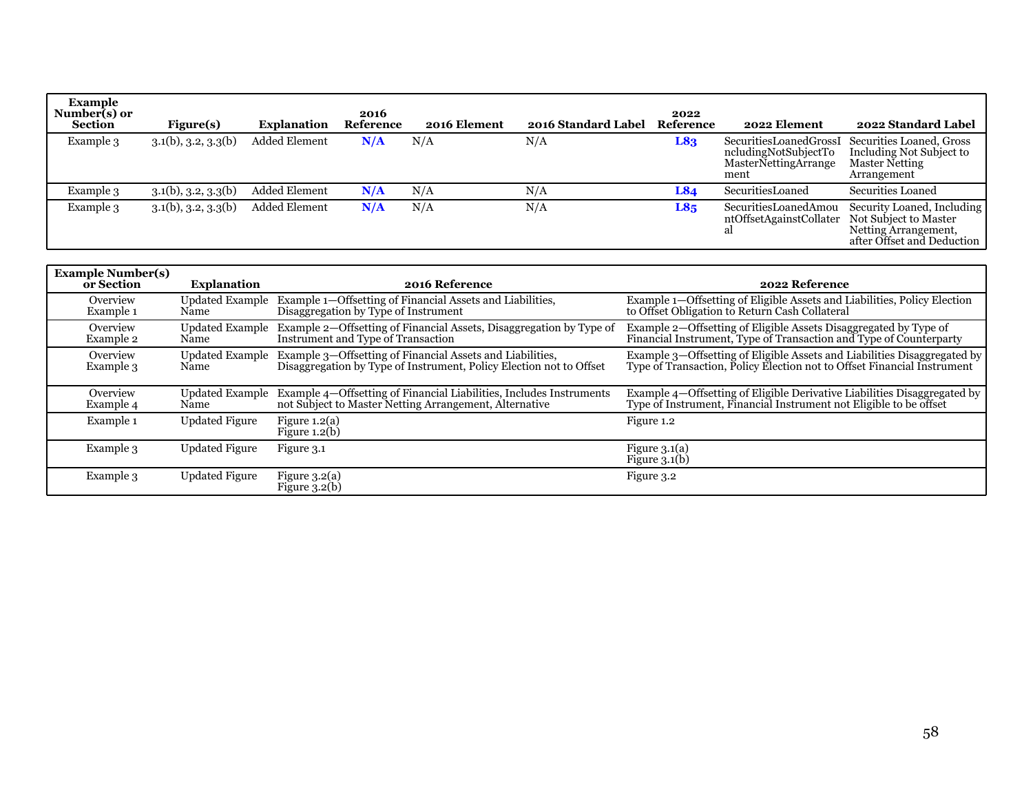| Example Number(s) or Section | Figure(s) | Explanation | 2016 Reference | 2016 Element | 2016 Standard Label | 2022 Reference | 2022 Element | 2022 Standard Label |
|---|---|---|---|---|---|---|---|---|
| Example 3 | 3.1(b), 3.2, 3.3(b) | Added Element | **N/A** | N/A | N/A | **L83** | SecuritiesLoanedGrossIncludingNotSubjectToMasterNettingArrangement | Securities Loaned, Gross Including Not Subject to Master Netting Arrangement |
| Example 3 | 3.1(b), 3.2, 3.3(b) | Added Element | **N/A** | N/A | N/A | **L84** | SecuritiesLoaned | Securities Loaned |
| Example 3 | 3.1(b), 3.2, 3.3(b) | Added Element | **N/A** | N/A | N/A | **L85** | SecuritiesLoanedAmountOffsetAgainstCollateral | Security Loaned, Including Not Subject to Master Netting Arrangement, after Offset and Deduction |

| Example Number(s) or Section | Explanation | 2016 Reference | 2022 Reference |
|---|---|---|---|
| Overview Example 1 | Updated Example Name | Example 1—Offsetting of Financial Assets and Liabilities, Disaggregation by Type of Instrument | Example 1—Offsetting of Eligible Assets and Liabilities, Policy Election to Offset Obligation to Return Cash Collateral |
| Overview Example 2 | Updated Example Name | Example 2—Offsetting of Financial Assets, Disaggregation by Type of Instrument and Type of Transaction | Example 2—Offsetting of Eligible Assets Disaggregated by Type of Financial Instrument, Type of Transaction and Type of Counterparty |
| Overview Example 3 | Updated Example Name | Example 3—Offsetting of Financial Assets and Liabilities, Disaggregation by Type of Instrument, Policy Election not to Offset | Example 3—Offsetting of Eligible Assets and Liabilities Disaggregated by Type of Transaction, Policy Election not to Offset Financial Instrument |
| Overview Example 4 | Updated Example Name | Example 4—Offsetting of Financial Liabilities, Includes Instruments not Subject to Master Netting Arrangement, Alternative | Example 4—Offsetting of Eligible Derivative Liabilities Disaggregated by Type of Instrument, Financial Instrument not Eligible to be offset |
| Example 1 | Updated Figure | Figure 1.2(a)<br>Figure 1.2(b) | Figure 1.2 |
| Example 3 | Updated Figure | Figure 3.1 | Figure 3.1(a)<br>Figure 3.1(b) |
| Example 3 | Updated Figure | Figure 3.2(a)<br>Figure 3.2(b) | Figure 3.2 |